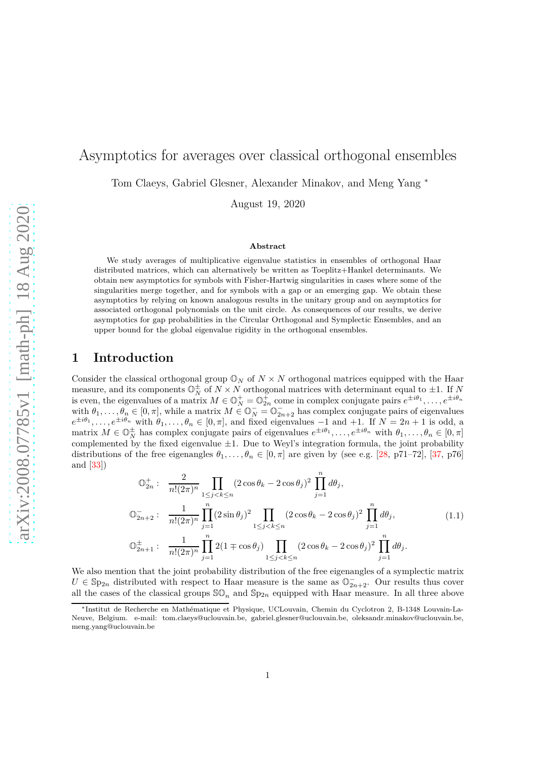# Asymptotics for averages over classical orthogonal ensembles

Tom Claeys, Gabriel Glesner, Alexander Minakov, and Meng Yang [*]

August 19, 2020

### Abstract

We study averages of multiplicative eigenvalue statistics in ensembles of orthogonal Haar distributed matrices, which can alternatively be written as Toeplitz+Hankel determinants. We obtain new asymptotics for symbols with Fisher-Hartwig singularities in cases where some of the singularities merge together, and for symbols with a gap or an emerging gap. We obtain these asymptotics by relying on known analogous results in the unitary group and on asymptotics for associated orthogonal polynomials on the unit circle. As consequences of our results, we derive asymptotics for gap probabilities in the Circular Orthogonal and Symplectic Ensembles, and an upper bound for the global eigenvalue rigidity in the orthogonal ensembles.

## 1 Introduction

Consider the classical orthogonal group $\mathbb{O}_N$ of $N \times N$ orthogonal matrices equipped with the Haar measure, and its components $\mathbb{O}_N^{\pm}$ of $N \times N$ orthogonal matrices with determinant equal to $\pm 1$. If $N$ is even, the eigenvalues of a matrix $M \in \mathbb{O}_N^+ = \mathbb{O}_{2n}^+$ come in complex conjugate pairs $e^{\pm i\theta_1}, \ldots, e^{\pm i\theta_n}$ with $\theta_1, \ldots, \theta_n \in [0, \pi]$, while a matrix $M \in \mathbb{O}_N^- = \mathbb{O}_{2n+2}^-$ has complex conjugate pairs of eigenvalues $e^{\pm i\theta_1}, \ldots, e^{\pm i\theta_n}$ with $\theta_1, \ldots, \theta_n \in [0, \pi]$, and fixed eigenvalues $-1$ and $+1$. If $N = 2n+1$ is odd, a matrix $M \in \mathbb{O}_N^{\pm}$ has complex conjugate pairs of eigenvalues $e^{\pm i\theta_1}, \ldots, e^{\pm i\theta_n}$ with $\theta_1, \ldots, \theta_n \in [0, \pi]$ complemented by the fixed eigenvalue $\pm 1$. Due to Weyl's integration formula, the joint probability distributions of the free eigenangles $\theta_1, \ldots, \theta_n \in [0, \pi]$ are given by (see e.g. [28, p71–72], [37, p76] and [33])

$$
\begin{aligned}
\mathbb{O}_{2n}^+ : &\quad \frac{2}{n!(2\pi)^n} \prod_{1 \le j < k \le n} (2\cos\theta_k - 2\cos\theta_j)^2 \prod_{j=1}^n d\theta_j, \\
\mathbb{O}_{2n+2}^- : &\quad \frac{1}{n!(2\pi)^n} \prod_{j=1}^n (2\sin\theta_j)^2 \prod_{1 \le j < k \le n} (2\cos\theta_k - 2\cos\theta_j)^2 \prod_{j=1}^n d\theta_j, \\
\mathbb{O}_{2n+1}^{\pm} : &\quad \frac{1}{n!(2\pi)^n} \prod_{j=1}^n 2(1 \mp \cos\theta_j) \prod_{1 \le j < k \le n} (2\cos\theta_k - 2\cos\theta_j)^2 \prod_{j=1}^n d\theta_j.
\end{aligned}
\tag{1.1}
$$

We also mention that the joint probability distribution of the free eigenangles of a symplectic matrix $U \in \mathbb{S}\mathrm{p}_{2n}$ distributed with respect to Haar measure is the same as $\mathbb{O}_{2n+2}^-$. Our results thus cover all the cases of the classical groups $\mathbb{SO}_n$ and $\mathbb{S}\mathrm{p}_{2n}$ equipped with Haar measure. In all three above

[*] Institut de Recherche en Mathématique et Physique, UCLouvain, Chemin du Cyclotron 2, B-1348 Louvain-La-Neuve, Belgium. e-mail: tom.claeys@uclouvain.be, gabriel.glesner@uclouvain.be, oleksandr.minakov@uclouvain.be, meng.yang@uclouvain.be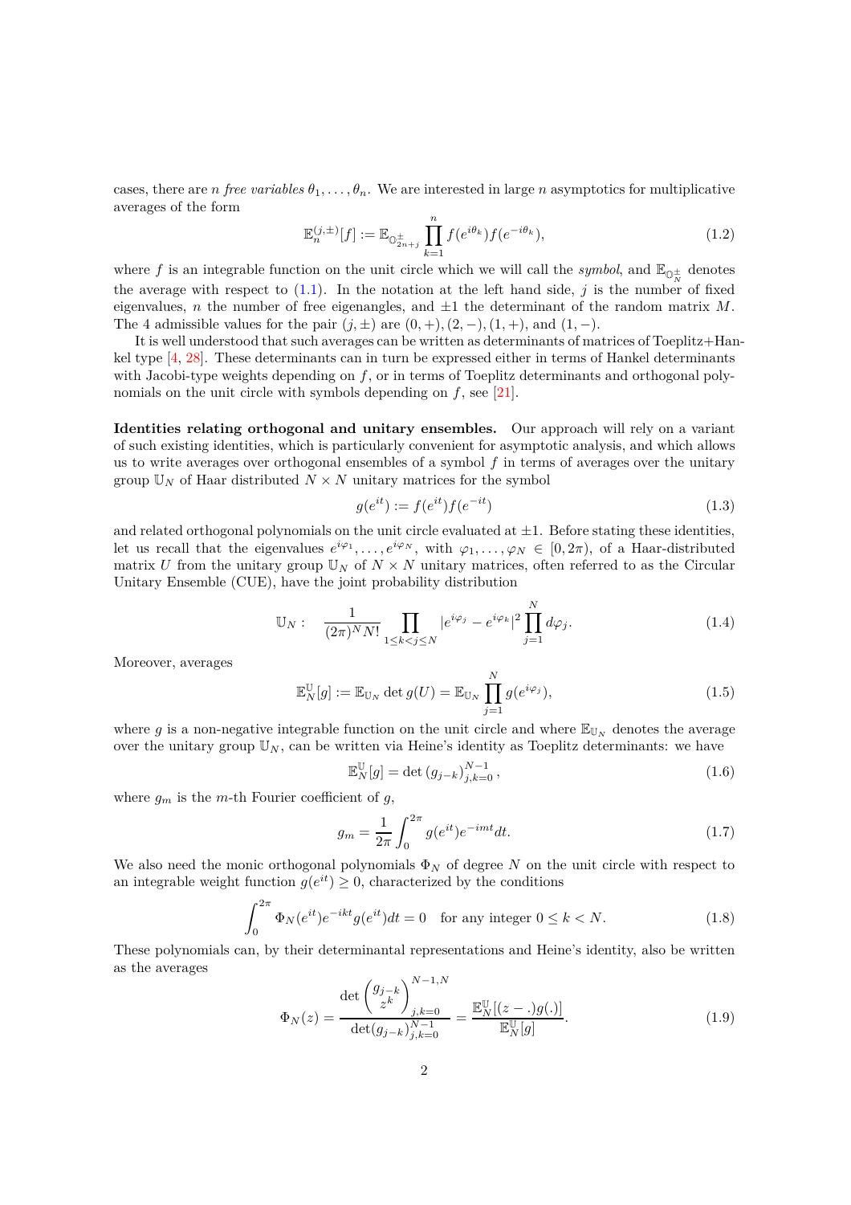cases, there are $n$ *free variables* $\theta_1, \ldots, \theta_n$. We are interested in large $n$ asymptotics for multiplicative averages of the form

$$\mathbb{E}_n^{(j,\pm)}[f] := \mathbb{E}_{\mathbb{O}_{2n+j}^{\pm}} \prod_{k=1}^{n} f(e^{i\theta_k}) f(e^{-i\theta_k}), \tag{1.2}$$

where $f$ is an integrable function on the unit circle which we will call the *symbol*, and $\mathbb{E}_{\mathbb{O}_N^{\pm}}$ denotes the average with respect to (1.1). In the notation at the left hand side, $j$ is the number of fixed eigenvalues, $n$ the number of free eigenangles, and $\pm 1$ the determinant of the random matrix $M$. The 4 admissible values for the pair $(j, \pm)$ are $(0,+), (2,-), (1,+)$, and $(1,-)$.

It is well understood that such averages can be written as determinants of matrices of Toeplitz+Hankel type [4, 28]. These determinants can in turn be expressed either in terms of Hankel determinants with Jacobi-type weights depending on $f$, or in terms of Toeplitz determinants and orthogonal polynomials on the unit circle with symbols depending on $f$, see [21].

**Identities relating orthogonal and unitary ensembles.** Our approach will rely on a variant of such existing identities, which is particularly convenient for asymptotic analysis, and which allows us to write averages over orthogonal ensembles of a symbol $f$ in terms of averages over the unitary group $\mathbb{U}_N$ of Haar distributed $N \times N$ unitary matrices for the symbol

$$g(e^{it}) := f(e^{it}) f(e^{-it}) \tag{1.3}$$

and related orthogonal polynomials on the unit circle evaluated at $\pm 1$. Before stating these identities, let us recall that the eigenvalues $e^{i\varphi_1}, \ldots, e^{i\varphi_N}$, with $\varphi_1, \ldots, \varphi_N \in [0, 2\pi)$, of a Haar-distributed matrix $U$ from the unitary group $\mathbb{U}_N$ of $N \times N$ unitary matrices, often referred to as the Circular Unitary Ensemble (CUE), have the joint probability distribution

$$\mathbb{U}_N : \quad \frac{1}{(2\pi)^N N!} \prod_{1 \le k < j \le N} |e^{i\varphi_j} - e^{i\varphi_k}|^2 \prod_{j=1}^{N} d\varphi_j. \tag{1.4}$$

Moreover, averages

$$\mathbb{E}_N^{\mathbb{U}}[g] := \mathbb{E}_{\mathbb{U}_N} \det g(U) = \mathbb{E}_{\mathbb{U}_N} \prod_{j=1}^{N} g(e^{i\varphi_j}), \tag{1.5}$$

where $g$ is a non-negative integrable function on the unit circle and where $\mathbb{E}_{\mathbb{U}_N}$ denotes the average over the unitary group $\mathbb{U}_N$, can be written via Heine's identity as Toeplitz determinants: we have

$$\mathbb{E}_N^{\mathbb{U}}[g] = \det \left( g_{j-k} \right)_{j,k=0}^{N-1}, \tag{1.6}$$

where $g_m$ is the $m$-th Fourier coefficient of $g$,

$$g_m = \frac{1}{2\pi} \int_0^{2\pi} g(e^{it}) e^{-imt} dt. \tag{1.7}$$

We also need the monic orthogonal polynomials $\Phi_N$ of degree $N$ on the unit circle with respect to an integrable weight function $g(e^{it}) \ge 0$, characterized by the conditions

$$\int_0^{2\pi} \Phi_N(e^{it}) e^{-ikt} g(e^{it}) dt = 0 \quad \text{for any integer } 0 \le k < N. \tag{1.8}$$

These polynomials can, by their determinantal representations and Heine's identity, also be written as the averages

$$\Phi_N(z) = \frac{\det \begin{pmatrix} g_{j-k} \\ z^k \end{pmatrix}_{j,k=0}^{N-1,N}}{\det(g_{j-k})_{j,k=0}^{N-1}} = \frac{\mathbb{E}_N^{\mathbb{U}}[(z - .)g(.)]}{\mathbb{E}_N^{\mathbb{U}}[g]}. \tag{1.9}$$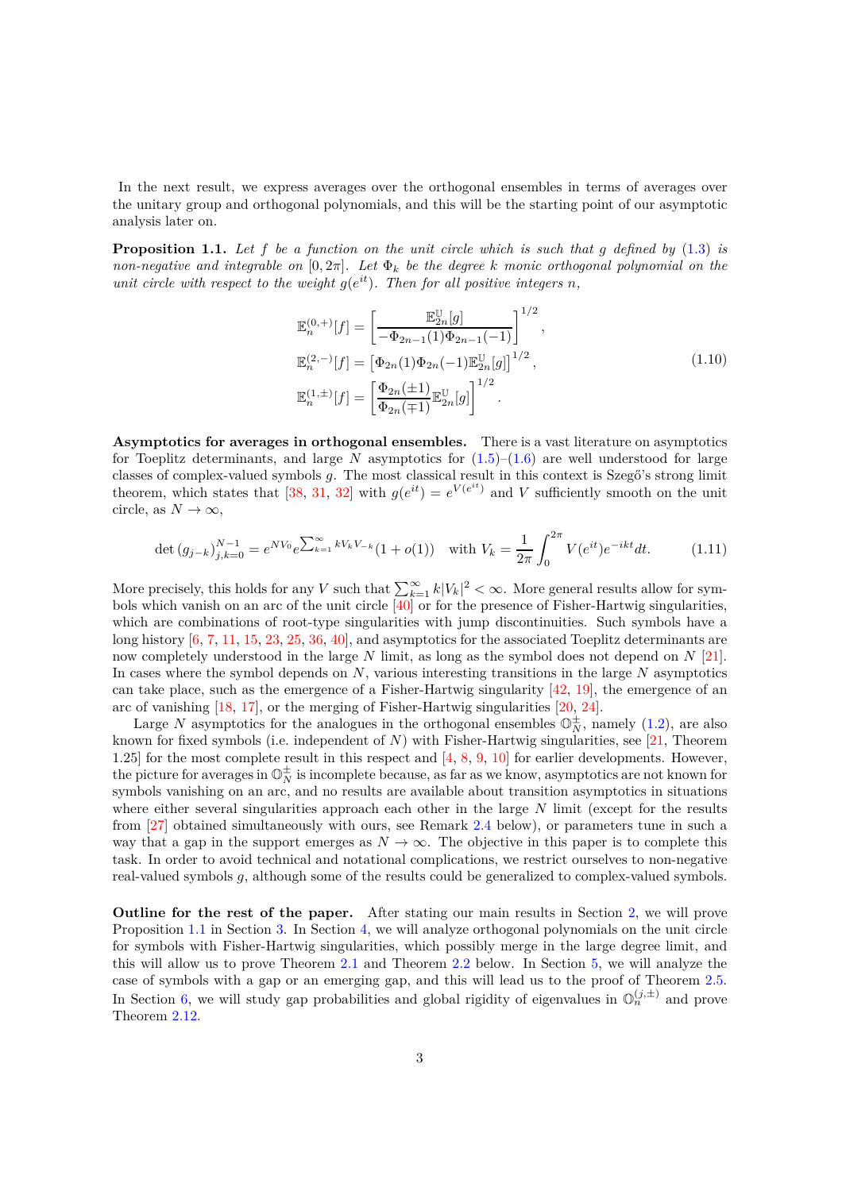In the next result, we express averages over the orthogonal ensembles in terms of averages over the unitary group and orthogonal polynomials, and this will be the starting point of our asymptotic analysis later on.

**Proposition 1.1.** *Let $f$ be a function on the unit circle which is such that $g$ defined by (1.3) is non-negative and integrable on $[0, 2\pi]$. Let $\Phi_k$ be the degree $k$ monic orthogonal polynomial on the unit circle with respect to the weight $g(e^{it})$. Then for all positive integers $n$,*

$$
\begin{aligned}
\mathbb{E}_n^{(0,+)}[f] &= \left[\frac{\mathbb{E}_{2n}^{\mathbb{U}}[g]}{-\Phi_{2n-1}(1)\Phi_{2n-1}(-1)}\right]^{1/2}, \\
\mathbb{E}_n^{(2,-)}[f] &= \left[\Phi_{2n}(1)\Phi_{2n}(-1)\mathbb{E}_{2n}^{\mathbb{U}}[g]\right]^{1/2}, \\
\mathbb{E}_n^{(1,\pm)}[f] &= \left[\frac{\Phi_{2n}(\pm 1)}{\Phi_{2n}(\mp 1)}\mathbb{E}_{2n}^{\mathbb{U}}[g]\right]^{1/2}.
\end{aligned}
\tag{1.10}
$$

**Asymptotics for averages in orthogonal ensembles.** There is a vast literature on asymptotics for Toeplitz determinants, and large $N$ asymptotics for (1.5)–(1.6) are well understood for large classes of complex-valued symbols $g$. The most classical result in this context is Szegő's strong limit theorem, which states that [38, 31, 32] with $g(e^{it}) = e^{V(e^{it})}$ and $V$ sufficiently smooth on the unit circle, as $N \to \infty$,

$$
\det\left(g_{j-k}\right)_{j,k=0}^{N-1} = e^{NV_0} e^{\sum_{k=1}^{\infty} kV_k V_{-k}}(1 + o(1)) \quad \text{with } V_k = \frac{1}{2\pi}\int_0^{2\pi} V(e^{it})e^{-ikt}dt. \tag{1.11}
$$

More precisely, this holds for any $V$ such that $\sum_{k=1}^{\infty} k|V_k|^2 < \infty$. More general results allow for symbols which vanish on an arc of the unit circle [40] or for the presence of Fisher-Hartwig singularities, which are combinations of root-type singularities with jump discontinuities. Such symbols have a long history [6, 7, 11, 15, 23, 25, 36, 40], and asymptotics for the associated Toeplitz determinants are now completely understood in the large $N$ limit, as long as the symbol does not depend on $N$ [21]. In cases where the symbol depends on $N$, various interesting transitions in the large $N$ asymptotics can take place, such as the emergence of a Fisher-Hartwig singularity [42, 19], the emergence of an arc of vanishing [18, 17], or the merging of Fisher-Hartwig singularities [20, 24].

Large $N$ asymptotics for the analogues in the orthogonal ensembles $\mathbb{O}_N^{\pm}$, namely (1.2), are also known for fixed symbols (i.e. independent of $N$) with Fisher-Hartwig singularities, see [21, Theorem 1.25] for the most complete result in this respect and [4, 8, 9, 10] for earlier developments. However, the picture for averages in $\mathbb{O}_N^{\pm}$ is incomplete because, as far as we know, asymptotics are not known for symbols vanishing on an arc, and no results are available about transition asymptotics in situations where either several singularities approach each other in the large $N$ limit (except for the results from [27] obtained simultaneously with ours, see Remark 2.4 below), or parameters tune in such a way that a gap in the support emerges as $N \to \infty$. The objective in this paper is to complete this task. In order to avoid technical and notational complications, we restrict ourselves to non-negative real-valued symbols $g$, although some of the results could be generalized to complex-valued symbols.

**Outline for the rest of the paper.** After stating our main results in Section 2, we will prove Proposition 1.1 in Section 3. In Section 4, we will analyze orthogonal polynomials on the unit circle for symbols with Fisher-Hartwig singularities, which possibly merge in the large degree limit, and this will allow us to prove Theorem 2.1 and Theorem 2.2 below. In Section 5, we will analyze the case of symbols with a gap or an emerging gap, and this will lead us to the proof of Theorem 2.5. In Section 6, we will study gap probabilities and global rigidity of eigenvalues in $\mathbb{O}_n^{(j,\pm)}$ and prove Theorem 2.12.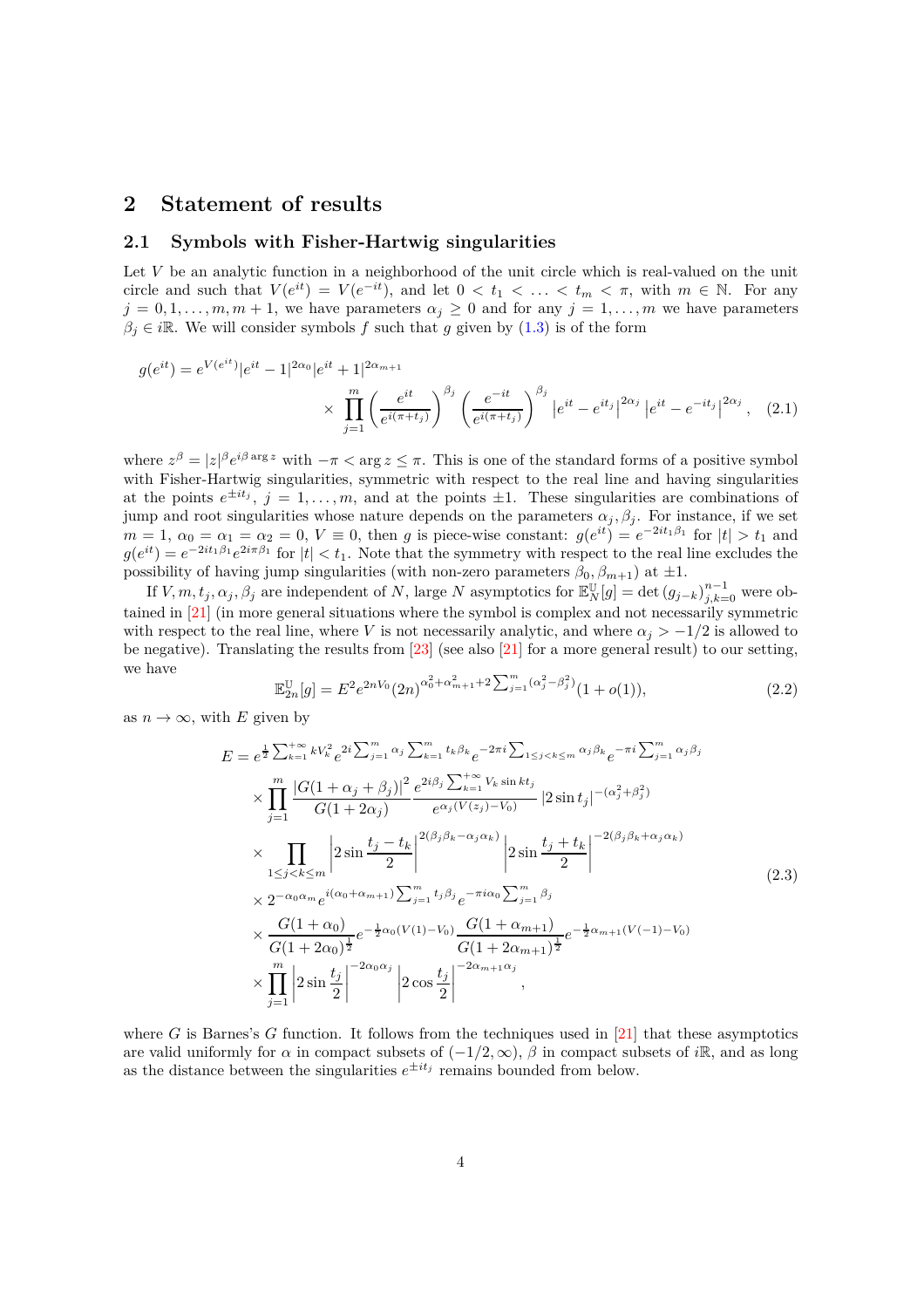## 2 Statement of results

### 2.1 Symbols with Fisher-Hartwig singularities

Let $V$ be an analytic function in a neighborhood of the unit circle which is real-valued on the unit circle and such that $V(e^{it}) = V(e^{-it})$, and let $0 < t_1 < \ldots < t_m < \pi$, with $m \in \mathbb{N}$. For any $j = 0, 1, \ldots, m, m+1$, we have parameters $\alpha_j \geq 0$ and for any $j = 1, \ldots, m$ we have parameters $\beta_j \in i\mathbb{R}$. We will consider symbols $f$ such that $g$ given by (1.3) is of the form

$$g(e^{it}) = e^{V(e^{it})}|e^{it} - 1|^{2\alpha_0}|e^{it} + 1|^{2\alpha_{m+1}} \times \prod_{j=1}^{m} \left(\frac{e^{it}}{e^{i(\pi+t_j)}}\right)^{\beta_j} \left(\frac{e^{-it}}{e^{i(\pi+t_j)}}\right)^{\beta_j} \left|e^{it} - e^{it_j}\right|^{2\alpha_j} \left|e^{it} - e^{-it_j}\right|^{2\alpha_j}, \quad (2.1)$$

where $z^\beta = |z|^\beta e^{i\beta \arg z}$ with $-\pi < \arg z \leq \pi$. This is one of the standard forms of a positive symbol with Fisher-Hartwig singularities, symmetric with respect to the real line and having singularities at the points $e^{\pm it_j}$, $j = 1, \ldots, m$, and at the points $\pm 1$. These singularities are combinations of jump and root singularities whose nature depends on the parameters $\alpha_j, \beta_j$. For instance, if we set $m = 1$, $\alpha_0 = \alpha_1 = \alpha_2 = 0$, $V \equiv 0$, then $g$ is piece-wise constant: $g(e^{it}) = e^{-2it_1\beta_1}$ for $|t| > t_1$ and $g(e^{it}) = e^{-2it_1\beta_1}e^{2i\pi\beta_1}$ for $|t| < t_1$. Note that the symmetry with respect to the real line excludes the possibility of having jump singularities (with non-zero parameters $\beta_0, \beta_{m+1}$) at $\pm 1$.

If $V, m, t_j, \alpha_j, \beta_j$ are independent of $N$, large $N$ asymptotics for $\mathbb{E}_N^{\mathbb{U}}[g] = \det (g_{j-k})_{j,k=0}^{n-1}$ were obtained in [21] (in more general situations where the symbol is complex and not necessarily symmetric with respect to the real line, where $V$ is not necessarily analytic, and where $\alpha_j > -1/2$ is allowed to be negative). Translating the results from [23] (see also [21] for a more general result) to our setting, we have

$$\mathbb{E}_{2n}^{\mathbb{U}}[g] = E^2 e^{2nV_0}(2n)^{\alpha_0^2 + \alpha_{m+1}^2 + 2\sum_{j=1}^{m}(\alpha_j^2 - \beta_j^2)}(1 + o(1)), \quad (2.2)$$

as $n \to \infty$, with $E$ given by

$$\begin{aligned} E = {} & e^{\frac{1}{2}\sum_{k=1}^{+\infty} kV_k^2} e^{2i\sum_{j=1}^{m}\alpha_j \sum_{k=1}^{m} t_k\beta_k} e^{-2\pi i \sum_{1\leq j<k\leq m}\alpha_j\beta_k} e^{-\pi i \sum_{j=1}^{m}\alpha_j\beta_j} \\ & \times \prod_{j=1}^{m} \frac{|G(1+\alpha_j+\beta_j)|^2}{G(1+2\alpha_j)} \frac{e^{2i\beta_j \sum_{k=1}^{+\infty} V_k \sin kt_j}}{e^{\alpha_j(V(z_j)-V_0)}} |2\sin t_j|^{-(\alpha_j^2+\beta_j^2)} \\ & \times \prod_{1\leq j<k\leq m} \left|2\sin\frac{t_j - t_k}{2}\right|^{2(\beta_j\beta_k - \alpha_j\alpha_k)} \left|2\sin\frac{t_j + t_k}{2}\right|^{-2(\beta_j\beta_k + \alpha_j\alpha_k)} \\ & \times 2^{-\alpha_0\alpha_m} e^{i(\alpha_0+\alpha_{m+1})\sum_{j=1}^{m} t_j\beta_j} e^{-\pi i\alpha_0 \sum_{j=1}^{m}\beta_j} \\ & \times \frac{G(1+\alpha_0)}{G(1+2\alpha_0)^{\frac{1}{2}}} e^{-\frac{1}{2}\alpha_0(V(1)-V_0)} \frac{G(1+\alpha_{m+1})}{G(1+2\alpha_{m+1})^{\frac{1}{2}}} e^{-\frac{1}{2}\alpha_{m+1}(V(-1)-V_0)} \\ & \times \prod_{j=1}^{m} \left|2\sin\frac{t_j}{2}\right|^{-2\alpha_0\alpha_j} \left|2\cos\frac{t_j}{2}\right|^{-2\alpha_{m+1}\alpha_j}, \end{aligned} \quad (2.3)$$

where $G$ is Barnes's $G$ function. It follows from the techniques used in [21] that these asymptotics are valid uniformly for $\alpha$ in compact subsets of $(-1/2, \infty)$, $\beta$ in compact subsets of $i\mathbb{R}$, and as long as the distance between the singularities $e^{\pm it_j}$ remains bounded from below.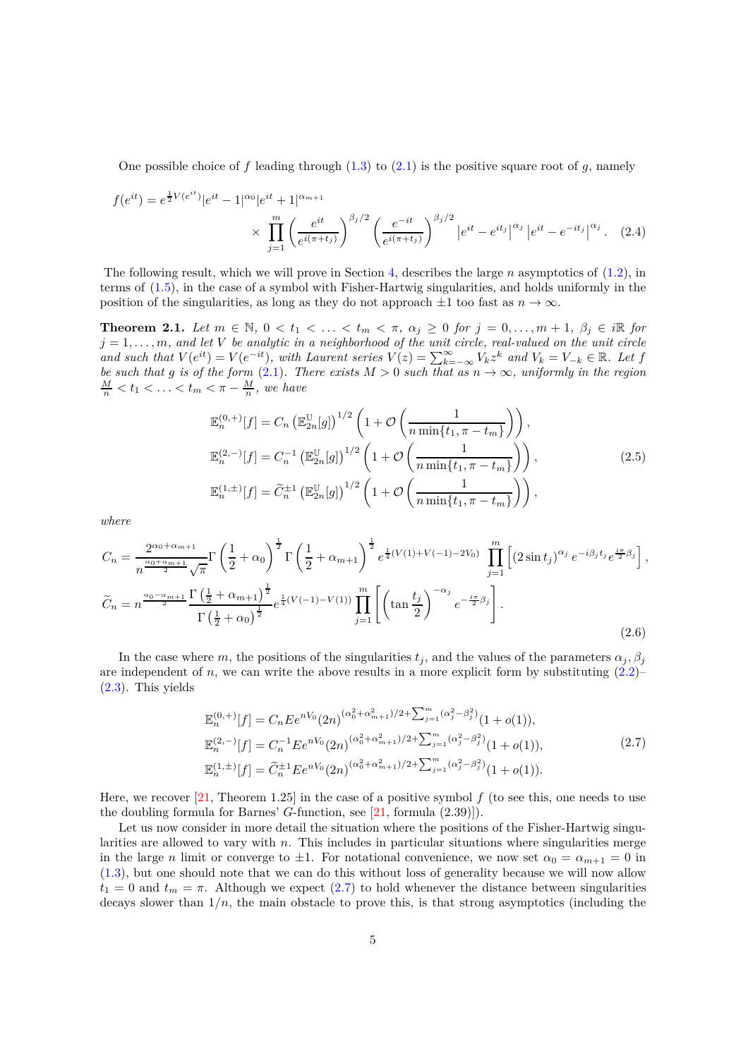One possible choice of $f$ leading through (1.3) to (2.1) is the positive square root of $g$, namely

$$
f(e^{it}) = e^{\frac{1}{2}V(e^{it})}|e^{it}-1|^{\alpha_0}|e^{it}+1|^{\alpha_{m+1}} \times \prod_{j=1}^{m} \left(\frac{e^{it}}{e^{i(\pi+t_j)}}\right)^{\beta_j/2} \left(\frac{e^{-it}}{e^{i(\pi+t_j)}}\right)^{\beta_j/2} \left|e^{it}-e^{it_j}\right|^{\alpha_j} \left|e^{it}-e^{-it_j}\right|^{\alpha_j}. \quad (2.4)
$$

The following result, which we will prove in Section 4, describes the large $n$ asymptotics of (1.2), in terms of (1.5), in the case of a symbol with Fisher-Hartwig singularities, and holds uniformly in the position of the singularities, as long as they do not approach $\pm 1$ too fast as $n \to \infty$.

**Theorem 2.1.** *Let $m \in \mathbb{N}$, $0 < t_1 < \ldots < t_m < \pi$, $\alpha_j \geq 0$ for $j = 0, \ldots, m+1$, $\beta_j \in i\mathbb{R}$ for $j = 1, \ldots, m$, and let $V$ be analytic in a neighborhood of the unit circle, real-valued on the unit circle and such that $V(e^{it}) = V(e^{-it})$, with Laurent series $V(z) = \sum_{k=-\infty}^{\infty} V_k z^k$ and $V_k = V_{-k} \in \mathbb{R}$. Let $f$ be such that $g$ is of the form (2.1). There exists $M > 0$ such that as $n \to \infty$, uniformly in the region $\frac{M}{n} < t_1 < \ldots < t_m < \pi - \frac{M}{n}$, we have*

$$
\begin{aligned}
\mathbb{E}_n^{(0,+)}[f] &= C_n \left(\mathbb{E}_{2n}^{\mathbb{U}}[g]\right)^{1/2} \left(1 + \mathcal{O}\left(\frac{1}{n \min\{t_1, \pi - t_m\}}\right)\right), \\
\mathbb{E}_n^{(2,-)}[f] &= C_n^{-1} \left(\mathbb{E}_{2n}^{\mathbb{U}}[g]\right)^{1/2} \left(1 + \mathcal{O}\left(\frac{1}{n \min\{t_1, \pi - t_m\}}\right)\right), \qquad (2.5)\\
\mathbb{E}_n^{(1,\pm)}[f] &= \widetilde{C}_n^{\pm 1} \left(\mathbb{E}_{2n}^{\mathbb{U}}[g]\right)^{1/2} \left(1 + \mathcal{O}\left(\frac{1}{n \min\{t_1, \pi - t_m\}}\right)\right),
\end{aligned}
$$

*where*

$$
\begin{aligned}
C_n &= \frac{2^{\alpha_0+\alpha_{m+1}}}{n^{\frac{\alpha_0+\alpha_{m+1}}{2}}\sqrt{\pi}} \Gamma\left(\frac{1}{2}+\alpha_0\right)^{\frac{1}{2}} \Gamma\left(\frac{1}{2}+\alpha_{m+1}\right)^{\frac{1}{2}} e^{\frac{1}{4}(V(1)+V(-1)-2V_0)} \prod_{j=1}^{m} \left[(2\sin t_j)^{\alpha_j} e^{-i\beta_j t_j} e^{\frac{i\pi}{2}\beta_j}\right], \\
\widetilde{C}_n &= n^{\frac{\alpha_0-\alpha_{m+1}}{2}} \frac{\Gamma\left(\frac{1}{2}+\alpha_{m+1}\right)^{\frac{1}{2}}}{\Gamma\left(\frac{1}{2}+\alpha_0\right)^{\frac{1}{2}}} e^{\frac{1}{4}(V(-1)-V(1))} \prod_{j=1}^{m} \left[\left(\tan\frac{t_j}{2}\right)^{-\alpha_j} e^{-\frac{i\pi}{2}\beta_j}\right].
\end{aligned} \qquad (2.6)
$$

In the case where $m$, the positions of the singularities $t_j$, and the values of the parameters $\alpha_j, \beta_j$ are independent of $n$, we can write the above results in a more explicit form by substituting (2.2)–(2.3). This yields

$$
\begin{aligned}
\mathbb{E}_n^{(0,+)}[f] &= C_n E e^{nV_0} (2n)^{(\alpha_0^2+\alpha_{m+1}^2)/2+\sum_{j=1}^{m}(\alpha_j^2-\beta_j^2)}(1+o(1)), \\
\mathbb{E}_n^{(2,-)}[f] &= C_n^{-1} E e^{nV_0} (2n)^{(\alpha_0^2+\alpha_{m+1}^2)/2+\sum_{j=1}^{m}(\alpha_j^2-\beta_j^2)}(1+o(1)), \qquad (2.7)\\
\mathbb{E}_n^{(1,\pm)}[f] &= \widetilde{C}_n^{\pm 1} E e^{nV_0} (2n)^{(\alpha_0^2+\alpha_{m+1}^2)/2+\sum_{j=1}^{m}(\alpha_j^2-\beta_j^2)}(1+o(1)).
\end{aligned}
$$

Here, we recover [21, Theorem 1.25] in the case of a positive symbol $f$ (to see this, one needs to use the doubling formula for Barnes' $G$-function, see [21, formula (2.39)]).

Let us now consider in more detail the situation where the positions of the Fisher-Hartwig singularities are allowed to vary with $n$. This includes in particular situations where singularities merge in the large $n$ limit or converge to $\pm 1$. For notational convenience, we now set $\alpha_0 = \alpha_{m+1} = 0$ in (1.3), but one should note that we can do this without loss of generality because we will now allow $t_1 = 0$ and $t_m = \pi$. Although we expect (2.7) to hold whenever the distance between singularities decays slower than $1/n$, the main obstacle to prove this, is that strong asymptotics (including the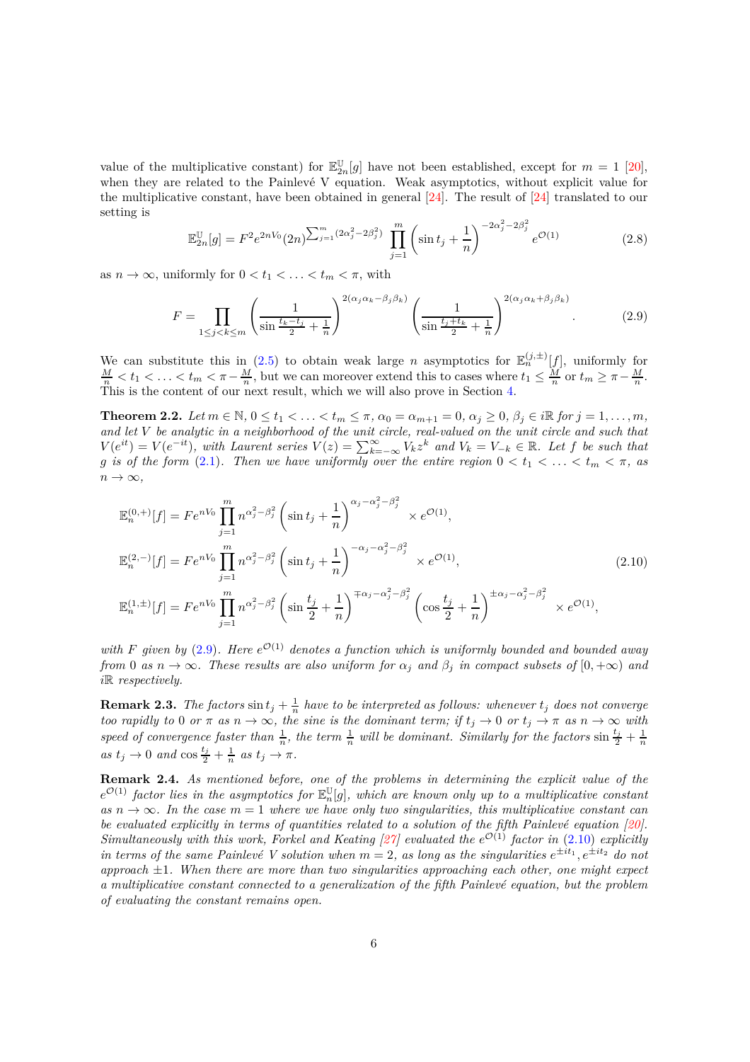value of the multiplicative constant) for $\mathbb{E}^{\mathbb{U}}_{2n}[g]$ have not been established, except for $m = 1$ [20], when they are related to the Painlevé V equation. Weak asymptotics, without explicit value for the multiplicative constant, have been obtained in general [24]. The result of [24] translated to our setting is

$$\mathbb{E}^{\mathbb{U}}_{2n}[g] = F^2 e^{2nV_0} (2n)^{\sum_{j=1}^m (2\alpha_j^2 - 2\beta_j^2)} \prod_{j=1}^m \left(\sin t_j + \frac{1}{n}\right)^{-2\alpha_j^2 - 2\beta_j^2} e^{\mathcal{O}(1)} \tag{2.8}$$

as $n \to \infty$, uniformly for $0 < t_1 < \ldots < t_m < \pi$, with

$$F = \prod_{1 \le j < k \le m} \left(\frac{1}{\sin \frac{t_k - t_j}{2} + \frac{1}{n}}\right)^{2(\alpha_j \alpha_k - \beta_j \beta_k)} \left(\frac{1}{\sin \frac{t_j + t_k}{2} + \frac{1}{n}}\right)^{2(\alpha_j \alpha_k + \beta_j \beta_k)}. \tag{2.9}$$

We can substitute this in (2.5) to obtain weak large $n$ asymptotics for $\mathbb{E}^{(j,\pm)}_n[f]$, uniformly for $\frac{M}{n} < t_1 < \ldots < t_m < \pi - \frac{M}{n}$, but we can moreover extend this to cases where $t_1 \le \frac{M}{n}$ or $t_m \ge \pi - \frac{M}{n}$. This is the content of our next result, which we will also prove in Section 4.

**Theorem 2.2.** *Let $m \in \mathbb{N}$, $0 \le t_1 < \ldots < t_m \le \pi$, $\alpha_0 = \alpha_{m+1} = 0$, $\alpha_j \ge 0$, $\beta_j \in i\mathbb{R}$ for $j = 1, \ldots, m$, and let $V$ be analytic in a neighborhood of the unit circle, real-valued on the unit circle and such that $V(e^{it}) = V(e^{-it})$, with Laurent series $V(z) = \sum_{k=-\infty}^{\infty} V_k z^k$ and $V_k = V_{-k} \in \mathbb{R}$. Let $f$ be such that $g$ is of the form (2.1). Then we have uniformly over the entire region $0 < t_1 < \ldots < t_m < \pi$, as $n \to \infty$,*

$$\begin{aligned}
\mathbb{E}^{(0,+)}_n[f] &= F e^{nV_0} \prod_{j=1}^m n^{\alpha_j^2 - \beta_j^2} \left(\sin t_j + \frac{1}{n}\right)^{\alpha_j - \alpha_j^2 - \beta_j^2} \times e^{\mathcal{O}(1)}, \\
\mathbb{E}^{(2,-)}_n[f] &= F e^{nV_0} \prod_{j=1}^m n^{\alpha_j^2 - \beta_j^2} \left(\sin t_j + \frac{1}{n}\right)^{-\alpha_j - \alpha_j^2 - \beta_j^2} \times e^{\mathcal{O}(1)}, \\
\mathbb{E}^{(1,\pm)}_n[f] &= F e^{nV_0} \prod_{j=1}^m n^{\alpha_j^2 - \beta_j^2} \left(\sin \frac{t_j}{2} + \frac{1}{n}\right)^{\mp \alpha_j - \alpha_j^2 - \beta_j^2} \left(\cos \frac{t_j}{2} + \frac{1}{n}\right)^{\pm \alpha_j - \alpha_j^2 - \beta_j^2} \times e^{\mathcal{O}(1)},
\end{aligned} \tag{2.10}$$

*with $F$ given by (2.9). Here $e^{\mathcal{O}(1)}$ denotes a function which is uniformly bounded and bounded away from 0 as $n \to \infty$. These results are also uniform for $\alpha_j$ and $\beta_j$ in compact subsets of $[0, +\infty)$ and $i\mathbb{R}$ respectively.*

**Remark 2.3.** *The factors $\sin t_j + \frac{1}{n}$ have to be interpreted as follows: whenever $t_j$ does not converge too rapidly to 0 or $\pi$ as $n \to \infty$, the sine is the dominant term; if $t_j \to 0$ or $t_j \to \pi$ as $n \to \infty$ with speed of convergence faster than $\frac{1}{n}$, the term $\frac{1}{n}$ will be dominant. Similarly for the factors $\sin \frac{t_j}{2} + \frac{1}{n}$ as $t_j \to 0$ and $\cos \frac{t_j}{2} + \frac{1}{n}$ as $t_j \to \pi$.*

**Remark 2.4.** *As mentioned before, one of the problems in determining the explicit value of the $e^{\mathcal{O}(1)}$ factor lies in the asymptotics for $\mathbb{E}^{\mathbb{U}}_n[g]$, which are known only up to a multiplicative constant as $n \to \infty$. In the case $m = 1$ where we have only two singularities, this multiplicative constant can be evaluated explicitly in terms of quantities related to a solution of the fifth Painlevé equation [20]. Simultaneously with this work, Forkel and Keating [27] evaluated the $e^{\mathcal{O}(1)}$ factor in (2.10) explicitly in terms of the same Painlevé V solution when $m = 2$, as long as the singularities $e^{\pm it_1}, e^{\pm it_2}$ do not approach $\pm 1$. When there are more than two singularities approaching each other, one might expect a multiplicative constant connected to a generalization of the fifth Painlevé equation, but the problem of evaluating the constant remains open.*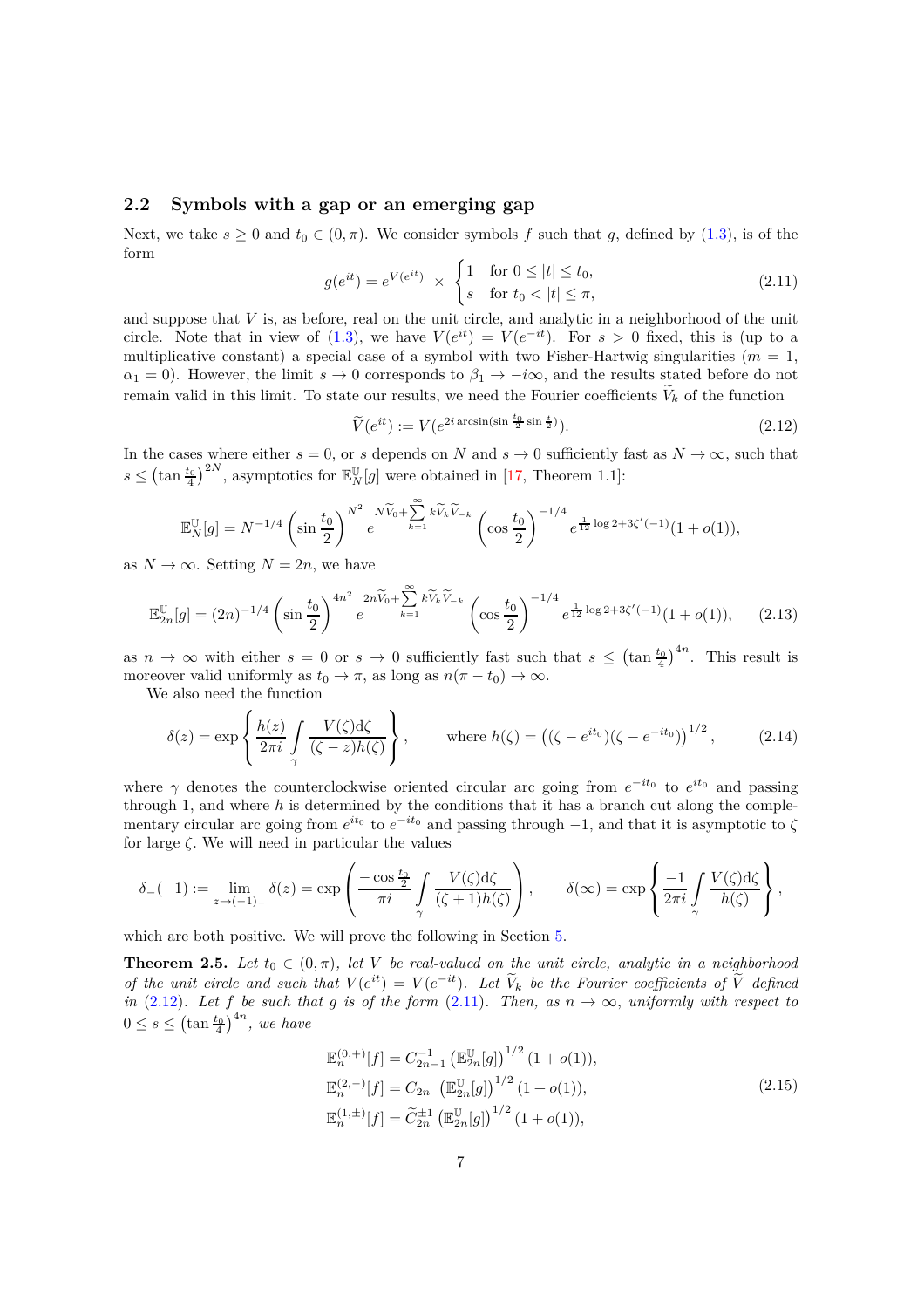## 2.2 Symbols with a gap or an emerging gap

Next, we take $s \geq 0$ and $t_0 \in (0, \pi)$. We consider symbols $f$ such that $g$, defined by (1.3), is of the form

$$g(e^{it}) = e^{V(e^{it})} \times \begin{cases} 1 & \text{for } 0 \leq |t| \leq t_0, \\ s & \text{for } t_0 < |t| \leq \pi, \end{cases} \tag{2.11}$$

and suppose that $V$ is, as before, real on the unit circle, and analytic in a neighborhood of the unit circle. Note that in view of (1.3), we have $V(e^{it}) = V(e^{-it})$. For $s > 0$ fixed, this is (up to a multiplicative constant) a special case of a symbol with two Fisher-Hartwig singularities ($m = 1$, $\alpha_1 = 0$). However, the limit $s \to 0$ corresponds to $\beta_1 \to -i\infty$, and the results stated before do not remain valid in this limit. To state our results, we need the Fourier coefficients $\widetilde{V}_k$ of the function

$$\widetilde{V}(e^{it}) := V(e^{2i \arcsin(\sin \frac{t_0}{2} \sin \frac{t}{2})}). \tag{2.12}$$

In the cases where either $s = 0$, or $s$ depends on $N$ and $s \to 0$ sufficiently fast as $N \to \infty$, such that $s \leq \left(\tan \frac{t_0}{4}\right)^{2N}$, asymptotics for $\mathbb{E}_N^{\mathbb{U}}[g]$ were obtained in [17, Theorem 1.1]:

$$\mathbb{E}_N^{\mathbb{U}}[g] = N^{-1/4} \left(\sin \frac{t_0}{2}\right)^{N^2} e^{N\widetilde{V}_0 + \sum_{k=1}^{\infty} k\widetilde{V}_k \widetilde{V}_{-k}} \left(\cos \frac{t_0}{2}\right)^{-1/4} e^{\frac{1}{12}\log 2 + 3\zeta'(-1)}(1 + o(1)),$$

as $N \to \infty$. Setting $N = 2n$, we have

$$\mathbb{E}_{2n}^{\mathbb{U}}[g] = (2n)^{-1/4} \left(\sin \frac{t_0}{2}\right)^{4n^2} e^{2n\widetilde{V}_0 + \sum_{k=1}^{\infty} k\widetilde{V}_k \widetilde{V}_{-k}} \left(\cos \frac{t_0}{2}\right)^{-1/4} e^{\frac{1}{12}\log 2 + 3\zeta'(-1)}(1 + o(1)), \tag{2.13}$$

as $n \to \infty$ with either $s = 0$ or $s \to 0$ sufficiently fast such that $s \leq \left(\tan \frac{t_0}{4}\right)^{4n}$. This result is moreover valid uniformly as $t_0 \to \pi$, as long as $n(\pi - t_0) \to \infty$.

We also need the function

$$\delta(z) = \exp\left\{ \frac{h(z)}{2\pi i} \int_{\gamma} \frac{V(\zeta)\mathrm{d}\zeta}{(\zeta - z)h(\zeta)} \right\}, \qquad \text{where } h(\zeta) = \left((\zeta - e^{it_0})(\zeta - e^{-it_0})\right)^{1/2}, \tag{2.14}$$

where $\gamma$ denotes the counterclockwise oriented circular arc going from $e^{-it_0}$ to $e^{it_0}$ and passing through 1, and where $h$ is determined by the conditions that it has a branch cut along the complementary circular arc going from $e^{it_0}$ to $e^{-it_0}$ and passing through $-1$, and that it is asymptotic to $\zeta$ for large $\zeta$. We will need in particular the values

$$\delta_-(-1) := \lim_{z \to (-1)_-} \delta(z) = \exp\left( \frac{-\cos \frac{t_0}{2}}{\pi i} \int_{\gamma} \frac{V(\zeta)\mathrm{d}\zeta}{(\zeta + 1)h(\zeta)} \right), \qquad \delta(\infty) = \exp\left\{ \frac{-1}{2\pi i} \int_{\gamma} \frac{V(\zeta)\mathrm{d}\zeta}{h(\zeta)} \right\},$$

which are both positive. We will prove the following in Section 5.

**Theorem 2.5.** *Let $t_0 \in (0, \pi)$, let $V$ be real-valued on the unit circle, analytic in a neighborhood of the unit circle and such that $V(e^{it}) = V(e^{-it})$. Let $\widetilde{V}_k$ be the Fourier coefficients of $\widetilde{V}$ defined in (2.12). Let $f$ be such that $g$ is of the form (2.11). Then, as $n \to \infty$, uniformly with respect to $0 \leq s \leq \left(\tan \frac{t_0}{4}\right)^{4n}$, we have*

$$\begin{aligned} \mathbb{E}_n^{(0,+)}[f] &= C_{2n-1}^{-1} \left(\mathbb{E}_{2n}^{\mathbb{U}}[g]\right)^{1/2} (1 + o(1)), \\ \mathbb{E}_n^{(2,-)}[f] &= C_{2n} \left(\mathbb{E}_{2n}^{\mathbb{U}}[g]\right)^{1/2} (1 + o(1)), \\ \mathbb{E}_n^{(1,\pm)}[f] &= \widetilde{C}_{2n}^{\pm 1} \left(\mathbb{E}_{2n}^{\mathbb{U}}[g]\right)^{1/2} (1 + o(1)), \end{aligned} \tag{2.15}$$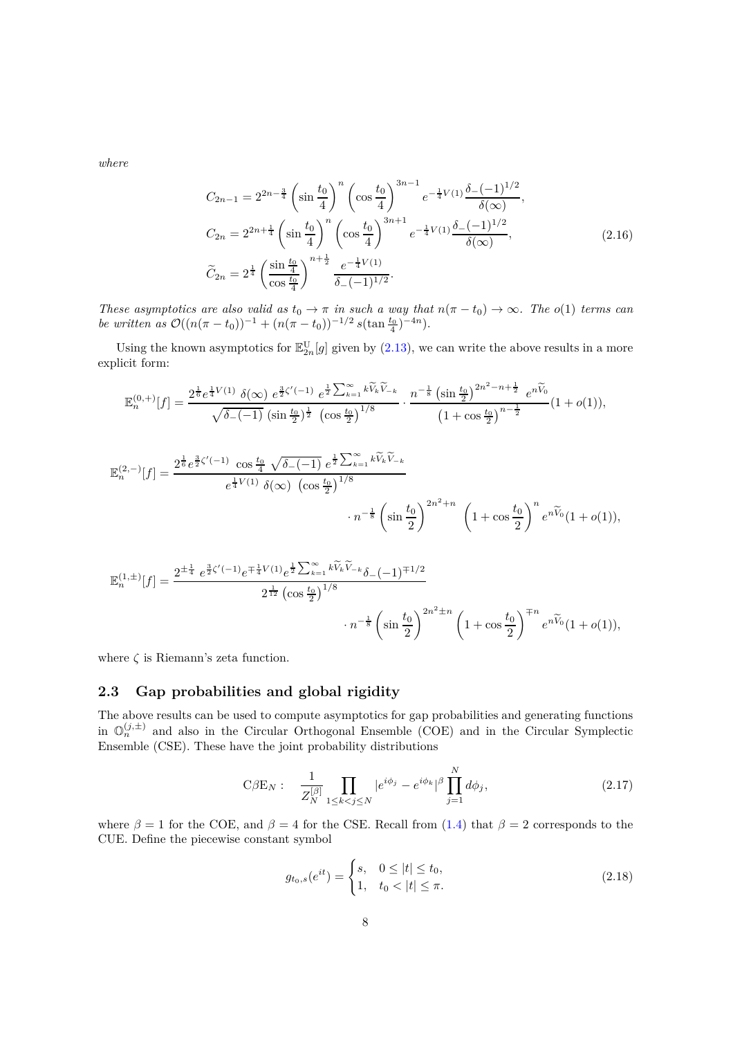*where*

$$
\begin{aligned}
C_{2n-1} &= 2^{2n-\frac{3}{4}}\left(\sin\frac{t_0}{4}\right)^n\left(\cos\frac{t_0}{4}\right)^{3n-1} e^{-\frac{1}{4}V(1)}\frac{\delta_-(-1)^{1/2}}{\delta(\infty)},\\
C_{2n} &= 2^{2n+\frac{1}{4}}\left(\sin\frac{t_0}{4}\right)^n\left(\cos\frac{t_0}{4}\right)^{3n+1} e^{-\frac{1}{4}V(1)}\frac{\delta_-(-1)^{1/2}}{\delta(\infty)},\\
\widetilde{C}_{2n} &= 2^{\frac{1}{4}}\left(\frac{\sin\frac{t_0}{4}}{\cos\frac{t_0}{4}}\right)^{n+\frac{1}{2}}\frac{e^{-\frac{1}{4}V(1)}}{\delta_-(-1)^{1/2}}.
\end{aligned}
\tag{2.16}
$$

*These asymptotics are also valid as $t_0 \to \pi$ in such a way that $n(\pi - t_0) \to \infty$. The $o(1)$ terms can be written as $\mathcal{O}((n(\pi-t_0))^{-1} + (n(\pi-t_0))^{-1/2}\, s(\tan\frac{t_0}{4})^{-4n})$.*

Using the known asymptotics for $\mathbb{E}^{\mathrm{U}}_{2n}[g]$ given by (2.13), we can write the above results in a more explicit form:

$$
\mathbb{E}^{(0,+)}_n[f] = \frac{2^{\frac{1}{6}}e^{\frac{1}{4}V(1)}\;\delta(\infty)\;e^{\frac{3}{2}\zeta'(-1)}\;e^{\frac{1}{2}\sum_{k=1}^{\infty}k\widetilde{V}_k\widetilde{V}_{-k}}}{\sqrt{\delta_-(-1)}\;(\sin\frac{t_0}{2})^{\frac{1}{2}}\;\left(\cos\frac{t_0}{2}\right)^{1/8}}\cdot\frac{n^{-\frac{1}{8}}\left(\sin\frac{t_0}{2}\right)^{2n^2-n+\frac{1}{2}}\;e^{n\widetilde{V}_0}}{\left(1+\cos\frac{t_0}{2}\right)^{n-\frac{1}{2}}}(1+o(1)),
$$

$$
\mathbb{E}^{(2,-)}_n[f] = \frac{2^{\frac{1}{6}}e^{\frac{3}{2}\zeta'(-1)}\;\cos\frac{t_0}{4}\;\sqrt{\delta_-(-1)}\;e^{\frac{1}{2}\sum_{k=1}^{\infty}k\widetilde{V}_k\widetilde{V}_{-k}}}{e^{\frac{1}{4}V(1)}\;\delta(\infty)\;\left(\cos\frac{t_0}{2}\right)^{1/8}}\cdot n^{-\frac{1}{8}}\left(\sin\frac{t_0}{2}\right)^{2n^2+n}\;\left(1+\cos\frac{t_0}{2}\right)^{n}e^{n\widetilde{V}_0}(1+o(1)),
$$

$$
\mathbb{E}^{(1,\pm)}_n[f] = \frac{2^{\pm\frac{1}{4}}\;e^{\frac{3}{2}\zeta'(-1)}e^{\mp\frac{1}{4}V(1)}e^{\frac{1}{2}\sum_{k=1}^{\infty}k\widetilde{V}_k\widetilde{V}_{-k}}\delta_-(-1)^{\mp 1/2}}{2^{\frac{1}{12}}\left(\cos\frac{t_0}{2}\right)^{1/8}}\cdot n^{-\frac{1}{8}}\left(\sin\frac{t_0}{2}\right)^{2n^2\pm n}\left(1+\cos\frac{t_0}{2}\right)^{\mp n}e^{n\widetilde{V}_0}(1+o(1)),
$$

where $\zeta$ is Riemann's zeta function.

## 2.3 Gap probabilities and global rigidity

The above results can be used to compute asymptotics for gap probabilities and generating functions in $\mathbb{O}^{(j,\pm)}_n$ and also in the Circular Orthogonal Ensemble (COE) and in the Circular Symplectic Ensemble (CSE). These have the joint probability distributions

$$
\mathrm{C}\beta\mathrm{E}_N: \quad \frac{1}{Z^{[\beta]}_N}\prod_{1\le k<j\le N}|e^{i\phi_j}-e^{i\phi_k}|^{\beta}\prod_{j=1}^{N}d\phi_j, \tag{2.17}
$$

where $\beta = 1$ for the COE, and $\beta = 4$ for the CSE. Recall from (1.4) that $\beta = 2$ corresponds to the CUE. Define the piecewise constant symbol

$$
g_{t_0,s}(e^{it}) = \begin{cases} s, & 0 \le |t| \le t_0,\\ 1, & t_0 < |t| \le \pi.\end{cases} \tag{2.18}
$$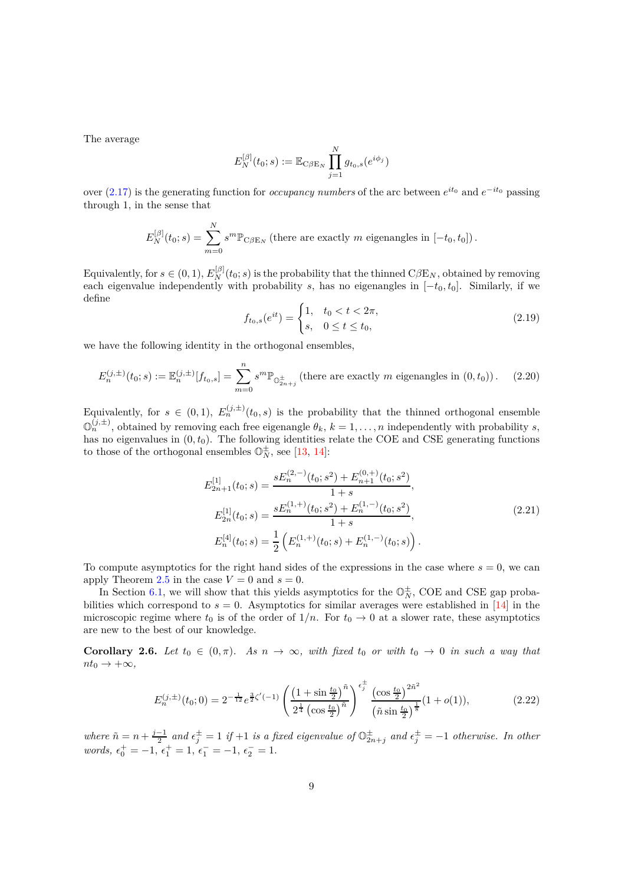The average

$$E_N^{[\beta]}(t_0; s) := \mathbb{E}_{\mathrm{C}\beta\mathrm{E}_N} \prod_{j=1}^{N} g_{t_0,s}(e^{i\phi_j})$$

over (2.17) is the generating function for *occupancy numbers* of the arc between $e^{it_0}$ and $e^{-it_0}$ passing through 1, in the sense that

$$E_N^{[\beta]}(t_0; s) = \sum_{m=0}^{N} s^m \mathbb{P}_{\mathrm{C}\beta\mathrm{E}_N} \left(\text{there are exactly } m \text{ eigenangles in } [-t_0, t_0]\right).$$

Equivalently, for $s \in (0,1)$, $E_N^{[\beta]}(t_0; s)$ is the probability that the thinned $\mathrm{C}\beta\mathrm{E}_N$, obtained by removing each eigenvalue independently with probability $s$, has no eigenangles in $[-t_0, t_0]$. Similarly, if we define

$$f_{t_0,s}(e^{it}) = \begin{cases} 1, & t_0 < t < 2\pi, \\ s, & 0 \le t \le t_0, \end{cases} \tag{2.19}$$

we have the following identity in the orthogonal ensembles,

$$E_n^{(j,\pm)}(t_0; s) := \mathbb{E}_n^{(j,\pm)}[f_{t_0,s}] = \sum_{m=0}^{n} s^m \mathbb{P}_{\mathbb{O}_{2n+j}^{\pm}} \left(\text{there are exactly } m \text{ eigenangles in } (0, t_0)\right). \tag{2.20}$$

Equivalently, for $s \in (0,1)$, $E_n^{(j,\pm)}(t_0, s)$ is the probability that the thinned orthogonal ensemble $\mathbb{O}_n^{(j,\pm)}$, obtained by removing each free eigenangle $\theta_k$, $k = 1, \dots, n$ independently with probability $s$, has no eigenvalues in $(0, t_0)$. The following identities relate the COE and CSE generating functions to those of the orthogonal ensembles $\mathbb{O}_N^{\pm}$, see [13, 14]:

$$\begin{aligned}
E_{2n+1}^{[1]}(t_0; s) &= \frac{s E_n^{(2,-)}(t_0; s^2) + E_{n+1}^{(0,+)}(t_0; s^2)}{1+s}, \\
E_{2n}^{[1]}(t_0; s) &= \frac{s E_n^{(1,+)}(t_0; s^2) + E_n^{(1,-)}(t_0; s^2)}{1+s}, \\
E_n^{[4]}(t_0; s) &= \frac{1}{2}\left(E_n^{(1,+)}(t_0; s) + E_n^{(1,-)}(t_0; s)\right).
\end{aligned} \tag{2.21}$$

To compute asymptotics for the right hand sides of the expressions in the case where $s = 0$, we can apply Theorem 2.5 in the case $V = 0$ and $s = 0$.

In Section 6.1, we will show that this yields asymptotics for the $\mathbb{O}_N^{\pm}$, COE and CSE gap probabilities which correspond to $s = 0$. Asymptotics for similar averages were established in [14] in the microscopic regime where $t_0$ is of the order of $1/n$. For $t_0 \to 0$ at a slower rate, these asymptotics are new to the best of our knowledge.

**Corollary 2.6.** *Let $t_0 \in (0, \pi)$. As $n \to \infty$, with fixed $t_0$ or with $t_0 \to 0$ in such a way that $nt_0 \to +\infty$,*

$$E_n^{(j,\pm)}(t_0; 0) = 2^{-\frac{1}{12}} e^{\frac{3}{2}\zeta'(-1)} \left( \frac{\left(1 + \sin\frac{t_0}{2}\right)^{\tilde{n}}}{2^{\frac{1}{4}} \left(\cos\frac{t_0}{2}\right)^{\tilde{n}}} \right)^{\epsilon_j^{\pm}} \frac{\left(\cos\frac{t_0}{2}\right)^{2\tilde{n}^2}}{\left(\tilde{n}\sin\frac{t_0}{2}\right)^{\frac{1}{8}}} (1 + o(1)), \tag{2.22}$$

*where $\tilde{n} = n + \frac{j-1}{2}$ and $\epsilon_j^{\pm} = 1$ if $+1$ is a fixed eigenvalue of $\mathbb{O}_{2n+j}^{\pm}$ and $\epsilon_j^{\pm} = -1$ otherwise. In other words, $\epsilon_0^+ = -1$, $\epsilon_1^+ = 1$, $\epsilon_1^- = -1$, $\epsilon_2^- = 1$.*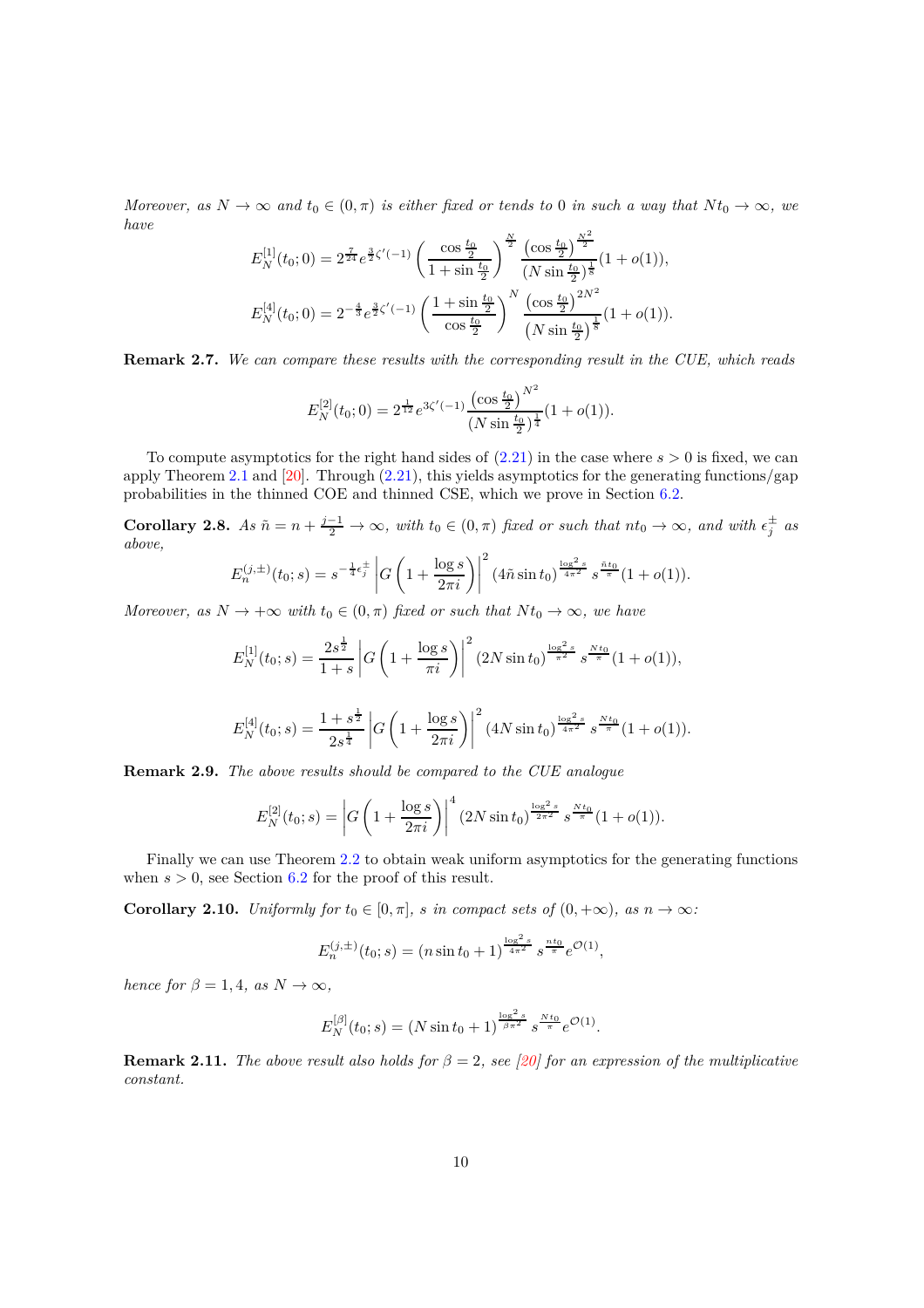*Moreover, as $N \to \infty$ and $t_0 \in (0,\pi)$ is either fixed or tends to 0 in such a way that $Nt_0 \to \infty$, we have*

$$E_N^{[1]}(t_0;0) = 2^{\frac{7}{24}} e^{\frac{3}{2}\zeta'(-1)} \left( \frac{\cos\frac{t_0}{2}}{1+\sin\frac{t_0}{2}} \right)^{\frac{N}{2}} \frac{\left(\cos\frac{t_0}{2}\right)^{\frac{N^2}{2}}}{(N\sin\frac{t_0}{2})^{\frac{1}{8}}}(1+o(1)),$$

$$E_N^{[4]}(t_0;0) = 2^{-\frac{4}{3}} e^{\frac{3}{2}\zeta'(-1)} \left( \frac{1+\sin\frac{t_0}{2}}{\cos\frac{t_0}{2}} \right)^{N} \frac{\left(\cos\frac{t_0}{2}\right)^{2N^2}}{\left(N\sin\frac{t_0}{2}\right)^{\frac{1}{8}}}(1+o(1)).$$

**Remark 2.7.** *We can compare these results with the corresponding result in the CUE, which reads*

$$E_N^{[2]}(t_0;0) = 2^{\frac{1}{12}} e^{3\zeta'(-1)} \frac{\left(\cos\frac{t_0}{2}\right)^{N^2}}{(N\sin\frac{t_0}{2})^{\frac{1}{4}}}(1+o(1)).$$

To compute asymptotics for the right hand sides of (2.21) in the case where $s>0$ is fixed, we can apply Theorem 2.1 and [20]. Through (2.21), this yields asymptotics for the generating functions/gap probabilities in the thinned COE and thinned CSE, which we prove in Section 6.2.

**Corollary 2.8.** *As $\tilde{n} = n + \frac{j-1}{2} \to \infty$, with $t_0 \in (0,\pi)$ fixed or such that $nt_0 \to \infty$, and with $\epsilon_j^{\pm}$ as above,*

$$E_n^{(j,\pm)}(t_0;s) = s^{-\frac{1}{4}\epsilon_j^{\pm}} \left| G\left(1 + \frac{\log s}{2\pi i}\right)\right|^2 (4\tilde{n}\sin t_0)^{\frac{\log^2 s}{4\pi^2}} \, s^{\frac{\tilde{n}t_0}{\pi}}(1+o(1)).$$

*Moreover, as $N \to +\infty$ with $t_0 \in (0,\pi)$ fixed or such that $Nt_0 \to \infty$, we have*

$$E_N^{[1]}(t_0;s) = \frac{2s^{\frac{1}{2}}}{1+s} \left| G\left(1 + \frac{\log s}{\pi i}\right)\right|^2 (2N\sin t_0)^{\frac{\log^2 s}{\pi^2}} \, s^{\frac{Nt_0}{\pi}}(1+o(1)),$$

$$E_N^{[4]}(t_0;s) = \frac{1+s^{\frac{1}{2}}}{2s^{\frac{1}{4}}} \left| G\left(1 + \frac{\log s}{2\pi i}\right)\right|^2 (4N\sin t_0)^{\frac{\log^2 s}{4\pi^2}} \, s^{\frac{Nt_0}{\pi}}(1+o(1)).$$

**Remark 2.9.** *The above results should be compared to the CUE analogue*

$$E_N^{[2]}(t_0;s) = \left| G\left(1 + \frac{\log s}{2\pi i}\right)\right|^4 (2N\sin t_0)^{\frac{\log^2 s}{2\pi^2}} \, s^{\frac{Nt_0}{\pi}}(1+o(1)).$$

Finally we can use Theorem 2.2 to obtain weak uniform asymptotics for the generating functions when $s>0$, see Section 6.2 for the proof of this result.

**Corollary 2.10.** *Uniformly for $t_0 \in [0,\pi]$, $s$ in compact sets of $(0,+\infty)$, as $n \to \infty$:*

$$E_n^{(j,\pm)}(t_0;s) = (n\sin t_0 + 1)^{\frac{\log^2 s}{4\pi^2}} \, s^{\frac{nt_0}{\pi}} e^{\mathcal{O}(1)},$$

*hence for $\beta = 1,4$, as $N \to \infty$,*

$$E_N^{[\beta]}(t_0;s) = (N\sin t_0 + 1)^{\frac{\log^2 s}{\beta\pi^2}} \, s^{\frac{Nt_0}{\pi}} e^{\mathcal{O}(1)}.$$

**Remark 2.11.** *The above result also holds for $\beta = 2$, see [20] for an expression of the multiplicative constant.*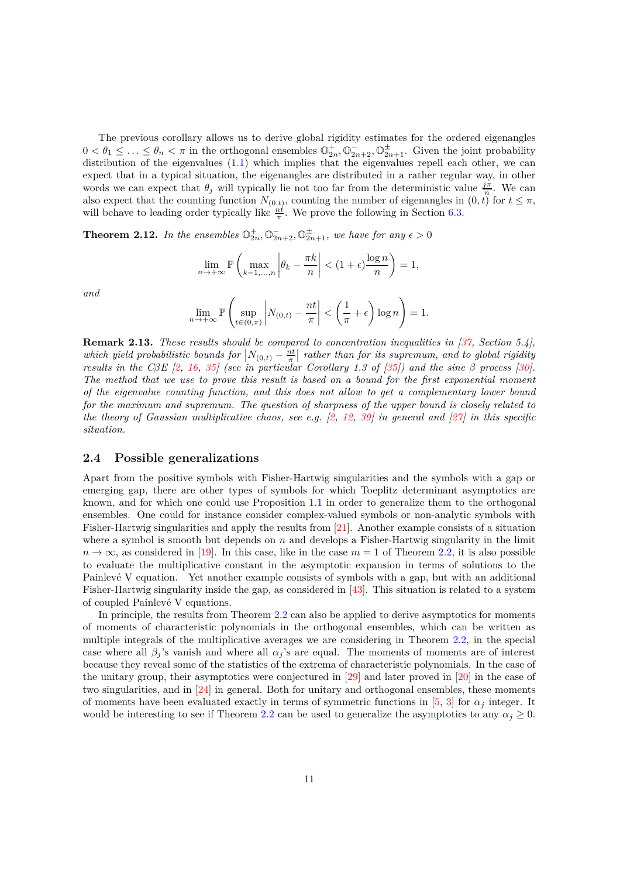The previous corollary allows us to derive global rigidity estimates for the ordered eigenangles $0 < \theta_1 \leq \ldots \leq \theta_n < \pi$ in the orthogonal ensembles $\mathbb{O}_{2n}^+, \mathbb{O}_{2n+2}^-, \mathbb{O}_{2n+1}^\pm$. Given the joint probability distribution of the eigenvalues (1.1) which implies that the eigenvalues repell each other, we can expect that in a typical situation, the eigenangles are distributed in a rather regular way, in other words we can expect that $\theta_j$ will typically lie not too far from the deterministic value $\frac{j\pi}{n}$. We can also expect that the counting function $N_{(0,t)}$, counting the number of eigenangles in $(0, t)$ for $t \leq \pi$, will behave to leading order typically like $\frac{nt}{\pi}$. We prove the following in Section 6.3.

**Theorem 2.12.** *In the ensembles $\mathbb{O}_{2n}^+, \mathbb{O}_{2n+2}^-, \mathbb{O}_{2n+1}^\pm$, we have for any $\epsilon > 0$*

$$\lim_{n\to+\infty} \mathbb{P}\left(\max_{k=1,\ldots,n} \left|\theta_k - \frac{\pi k}{n}\right| < (1+\epsilon)\frac{\log n}{n}\right) = 1,$$

*and*

$$\lim_{n\to+\infty} \mathbb{P}\left(\sup_{t\in(0,\pi)} \left|N_{(0,t)} - \frac{nt}{\pi}\right| < \left(\frac{1}{\pi}+\epsilon\right)\log n\right) = 1.$$

**Remark 2.13.** *These results should be compared to concentration inequalities in [37, Section 5.4], which yield probabilistic bounds for $\left|N_{(0,t)} - \frac{nt}{\pi}\right|$ rather than for its supremum, and to global rigidity results in the CβE [2, 16, 35] (see in particular Corollary 1.3 of [35]) and the sine β process [30]. The method that we use to prove this result is based on a bound for the first exponential moment of the eigenvalue counting function, and this does not allow to get a complementary lower bound for the maximum and supremum. The question of sharpness of the upper bound is closely related to the theory of Gaussian multiplicative chaos, see e.g. [2, 12, 39] in general and [27] in this specific situation.*

## 2.4 Possible generalizations

Apart from the positive symbols with Fisher-Hartwig singularities and the symbols with a gap or emerging gap, there are other types of symbols for which Toeplitz determinant asymptotics are known, and for which one could use Proposition 1.1 in order to generalize them to the orthogonal ensembles. One could for instance consider complex-valued symbols or non-analytic symbols with Fisher-Hartwig singularities and apply the results from [21]. Another example consists of a situation where a symbol is smooth but depends on $n$ and develops a Fisher-Hartwig singularity in the limit $n \to \infty$, as considered in [19]. In this case, like in the case $m = 1$ of Theorem 2.2, it is also possible to evaluate the multiplicative constant in the asymptotic expansion in terms of solutions to the Painlevé V equation. Yet another example consists of symbols with a gap, but with an additional Fisher-Hartwig singularity inside the gap, as considered in [43]. This situation is related to a system of coupled Painlevé V equations.

In principle, the results from Theorem 2.2 can also be applied to derive asymptotics for moments of moments of characteristic polynomials in the orthogonal ensembles, which can be written as multiple integrals of the multiplicative averages we are considering in Theorem 2.2, in the special case where all $\beta_j$'s vanish and where all $\alpha_j$'s are equal. The moments of moments are of interest because they reveal some of the statistics of the extrema of characteristic polynomials. In the case of the unitary group, their asymptotics were conjectured in [29] and later proved in [20] in the case of two singularities, and in [24] in general. Both for unitary and orthogonal ensembles, these moments of moments have been evaluated exactly in terms of symmetric functions in [5, 3] for $\alpha_j$ integer. It would be interesting to see if Theorem 2.2 can be used to generalize the asymptotics to any $\alpha_j \geq 0$.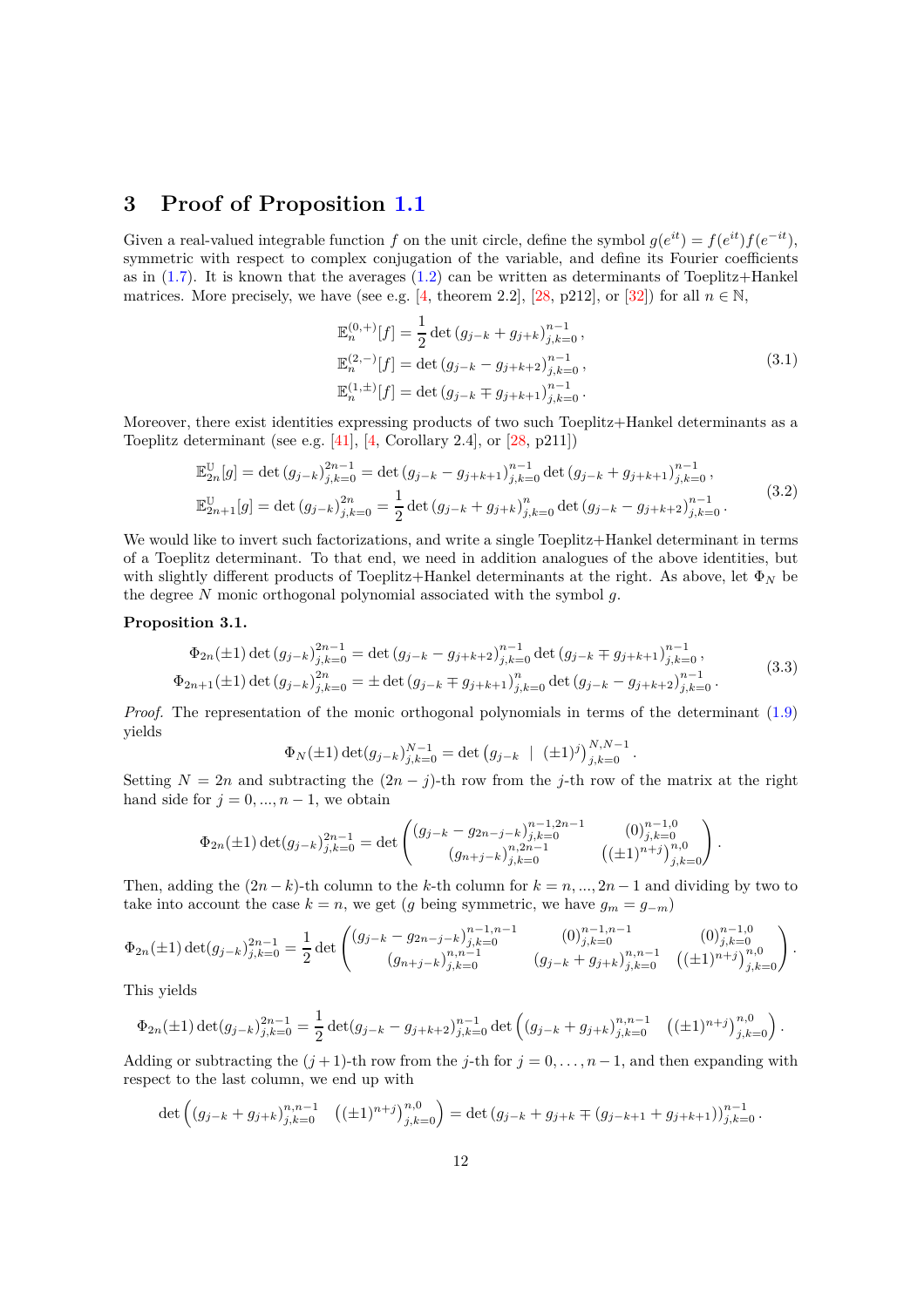## 3 Proof of Proposition 1.1

Given a real-valued integrable function $f$ on the unit circle, define the symbol $g(e^{it}) = f(e^{it})f(e^{-it})$, symmetric with respect to complex conjugation of the variable, and define its Fourier coefficients as in (1.7). It is known that the averages (1.2) can be written as determinants of Toeplitz+Hankel matrices. More precisely, we have (see e.g. [4, theorem 2.2], [28, p212], or [32]) for all $n \in \mathbb{N}$,

$$
\begin{aligned}
\mathbb{E}_n^{(0,+)}[f] &= \frac{1}{2}\det\left(g_{j-k} + g_{j+k}\right)_{j,k=0}^{n-1}, \\
\mathbb{E}_n^{(2,-)}[f] &= \det\left(g_{j-k} - g_{j+k+2}\right)_{j,k=0}^{n-1}, \\
\mathbb{E}_n^{(1,\pm)}[f] &= \det\left(g_{j-k} \mp g_{j+k+1}\right)_{j,k=0}^{n-1}.
\end{aligned}
\tag{3.1}
$$

Moreover, there exist identities expressing products of two such Toeplitz+Hankel determinants as a Toeplitz determinant (see e.g. [41], [4, Corollary 2.4], or [28, p211])

$$
\begin{aligned}
\mathbb{E}_{2n}^{\mathbb{U}}[g] &= \det\left(g_{j-k}\right)_{j,k=0}^{2n-1} = \det\left(g_{j-k} - g_{j+k+1}\right)_{j,k=0}^{n-1}\det\left(g_{j-k} + g_{j+k+1}\right)_{j,k=0}^{n-1}, \\
\mathbb{E}_{2n+1}^{\mathbb{U}}[g] &= \det\left(g_{j-k}\right)_{j,k=0}^{2n} = \frac{1}{2}\det\left(g_{j-k} + g_{j+k}\right)_{j,k=0}^{n}\det\left(g_{j-k} - g_{j+k+2}\right)_{j,k=0}^{n-1}.
\end{aligned}
\tag{3.2}
$$

We would like to invert such factorizations, and write a single Toeplitz+Hankel determinant in terms of a Toeplitz determinant. To that end, we need in addition analogues of the above identities, but with slightly different products of Toeplitz+Hankel determinants at the right. As above, let $\Phi_N$ be the degree $N$ monic orthogonal polynomial associated with the symbol $g$.

**Proposition 3.1.**

$$
\begin{aligned}
\Phi_{2n}(\pm 1)\det\left(g_{j-k}\right)_{j,k=0}^{2n-1} &= \det\left(g_{j-k} - g_{j+k+2}\right)_{j,k=0}^{n-1}\det\left(g_{j-k} \mp g_{j+k+1}\right)_{j,k=0}^{n-1}, \\
\Phi_{2n+1}(\pm 1)\det\left(g_{j-k}\right)_{j,k=0}^{2n} &= \pm\det\left(g_{j-k} \mp g_{j+k+1}\right)_{j,k=0}^{n}\det\left(g_{j-k} - g_{j+k+2}\right)_{j,k=0}^{n-1}.
\end{aligned}
\tag{3.3}
$$

*Proof.* The representation of the monic orthogonal polynomials in terms of the determinant (1.9) yields

$$
\Phi_N(\pm 1)\det(g_{j-k})_{j,k=0}^{N-1} = \det\left(g_{j-k} \;\;|\;\; (\pm 1)^j\right)_{j,k=0}^{N,N-1}.
$$

Setting $N = 2n$ and subtracting the $(2n-j)$-th row from the $j$-th row of the matrix at the right hand side for $j = 0, \dots, n-1$, we obtain

$$
\Phi_{2n}(\pm 1)\det(g_{j-k})_{j,k=0}^{2n-1} = \det\begin{pmatrix} \left(g_{j-k} - g_{2n-j-k}\right)_{j,k=0}^{n-1,2n-1} & (0)_{j,k=0}^{n-1,0} \\ \left(g_{n+j-k}\right)_{j,k=0}^{n,2n-1} & \left((\pm 1)^{n+j}\right)_{j,k=0}^{n,0} \end{pmatrix}.
$$

Then, adding the $(2n-k)$-th column to the $k$-th column for $k = n, \dots, 2n-1$ and dividing by two to take into account the case $k = n$, we get ($g$ being symmetric, we have $g_m = g_{-m}$)

$$
\Phi_{2n}(\pm 1)\det(g_{j-k})_{j,k=0}^{2n-1} = \frac{1}{2}\det\begin{pmatrix} \left(g_{j-k} - g_{2n-j-k}\right)_{j,k=0}^{n-1,n-1} & (0)_{j,k=0}^{n-1,n-1} & (0)_{j,k=0}^{n-1,0} \\ \left(g_{n+j-k}\right)_{j,k=0}^{n,n-1} & \left(g_{j-k} + g_{j+k}\right)_{j,k=0}^{n,n-1} & \left((\pm 1)^{n+j}\right)_{j,k=0}^{n,0} \end{pmatrix}.
$$

This yields

$$
\Phi_{2n}(\pm 1)\det(g_{j-k})_{j,k=0}^{2n-1} = \frac{1}{2}\det(g_{j-k} - g_{j+k+2})_{j,k=0}^{n-1}\det\left(\left(g_{j-k} + g_{j+k}\right)_{j,k=0}^{n,n-1} \quad \left((\pm 1)^{n+j}\right)_{j,k=0}^{n,0}\right).
$$

Adding or subtracting the $(j+1)$-th row from the $j$-th for $j = 0, \dots, n-1$, and then expanding with respect to the last column, we end up with

$$
\det\left(\left(g_{j-k} + g_{j+k}\right)_{j,k=0}^{n,n-1} \quad \left((\pm 1)^{n+j}\right)_{j,k=0}^{n,0}\right) = \det\left(g_{j-k} + g_{j+k} \mp (g_{j-k+1} + g_{j+k+1})\right)_{j,k=0}^{n-1}.
$$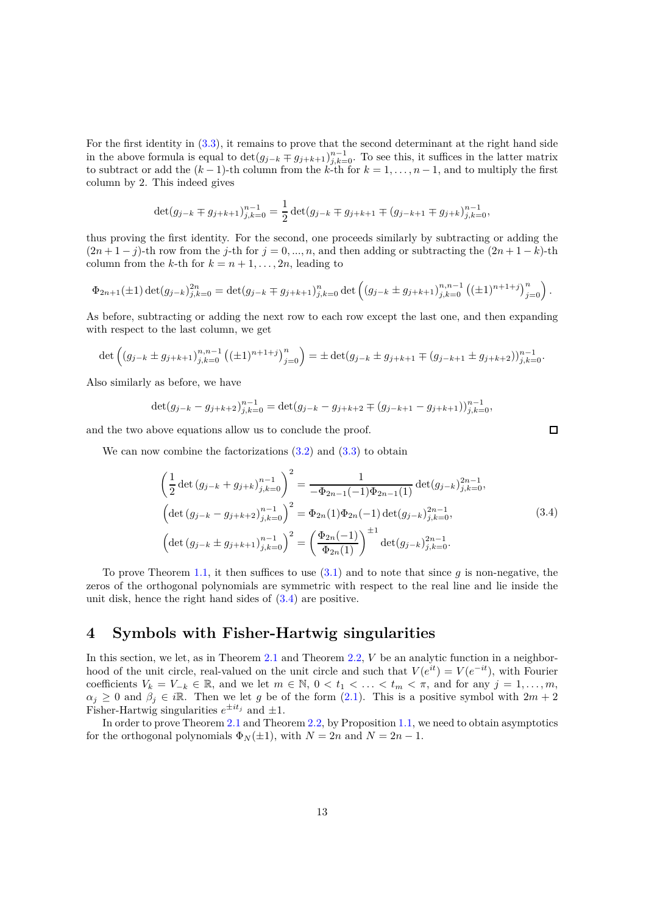For the first identity in (3.3), it remains to prove that the second determinant at the right hand side in the above formula is equal to $\det(g_{j-k} \mp g_{j+k+1})_{j,k=0}^{n-1}$. To see this, it suffices in the latter matrix to subtract or add the $(k-1)$-th column from the $k$-th for $k = 1, \ldots, n-1$, and to multiply the first column by 2. This indeed gives

$$\det(g_{j-k} \mp g_{j+k+1})_{j,k=0}^{n-1} = \frac{1}{2} \det(g_{j-k} \mp g_{j+k+1} \mp (g_{j-k+1} \mp g_{j+k})_{j,k=0}^{n-1},$$

thus proving the first identity. For the second, one proceeds similarly by subtracting or adding the $(2n+1-j)$-th row from the $j$-th for $j = 0, ..., n$, and then adding or subtracting the $(2n+1-k)$-th column from the $k$-th for $k = n+1, \ldots, 2n$, leading to

$$\Phi_{2n+1}(\pm 1) \det(g_{j-k})_{j,k=0}^{2n} = \det(g_{j-k} \mp g_{j+k+1})_{j,k=0}^{n} \det\left( (g_{j-k} \pm g_{j+k+1})_{j,k=0}^{n,n-1} \left((\pm 1)^{n+1+j}\right)_{j=0}^{n} \right).$$

As before, subtracting or adding the next row to each row except the last one, and then expanding with respect to the last column, we get

$$\det\left( (g_{j-k} \pm g_{j+k+1})_{j,k=0}^{n,n-1} \left((\pm 1)^{n+1+j}\right)_{j=0}^{n} \right) = \pm \det(g_{j-k} \pm g_{j+k+1} \mp (g_{j-k+1} \pm g_{j+k+2}))_{j,k=0}^{n-1}.$$

Also similarly as before, we have

$$\det(g_{j-k} - g_{j+k+2})_{j,k=0}^{n-1} = \det(g_{j-k} - g_{j+k+2} \mp (g_{j-k+1} - g_{j+k+1}))_{j,k=0}^{n-1},$$

and the two above equations allow us to conclude the proof. $\square$

We can now combine the factorizations (3.2) and (3.3) to obtain

$$\begin{aligned}
\left(\frac{1}{2} \det\left(g_{j-k} + g_{j+k}\right)_{j,k=0}^{n-1}\right)^2 &= \frac{1}{-\Phi_{2n-1}(-1)\Phi_{2n-1}(1)} \det(g_{j-k})_{j,k=0}^{2n-1}, \\
\left(\det\left(g_{j-k} - g_{j+k+2}\right)_{j,k=0}^{n-1}\right)^2 &= \Phi_{2n}(1)\Phi_{2n}(-1) \det(g_{j-k})_{j,k=0}^{2n-1}, \\
\left(\det\left(g_{j-k} \pm g_{j+k+1}\right)_{j,k=0}^{n-1}\right)^2 &= \left(\frac{\Phi_{2n}(-1)}{\Phi_{2n}(1)}\right)^{\pm 1} \det(g_{j-k})_{j,k=0}^{2n-1}.
\end{aligned} \tag{3.4}$$

To prove Theorem 1.1, it then suffices to use (3.1) and to note that since $g$ is non-negative, the zeros of the orthogonal polynomials are symmetric with respect to the real line and lie inside the unit disk, hence the right hand sides of (3.4) are positive.

# 4 Symbols with Fisher-Hartwig singularities

In this section, we let, as in Theorem 2.1 and Theorem 2.2, $V$ be an analytic function in a neighborhood of the unit circle, real-valued on the unit circle and such that $V(e^{it}) = V(e^{-it})$, with Fourier coefficients $V_k = V_{-k} \in \mathbb{R}$, and we let $m \in \mathbb{N}$, $0 < t_1 < \ldots < t_m < \pi$, and for any $j = 1, \ldots, m$, $\alpha_j \geq 0$ and $\beta_j \in i\mathbb{R}$. Then we let $g$ be of the form (2.1). This is a positive symbol with $2m+2$ Fisher-Hartwig singularities $e^{\pm it_j}$ and $\pm 1$.

In order to prove Theorem 2.1 and Theorem 2.2, by Proposition 1.1, we need to obtain asymptotics for the orthogonal polynomials $\Phi_N(\pm 1)$, with $N = 2n$ and $N = 2n-1$.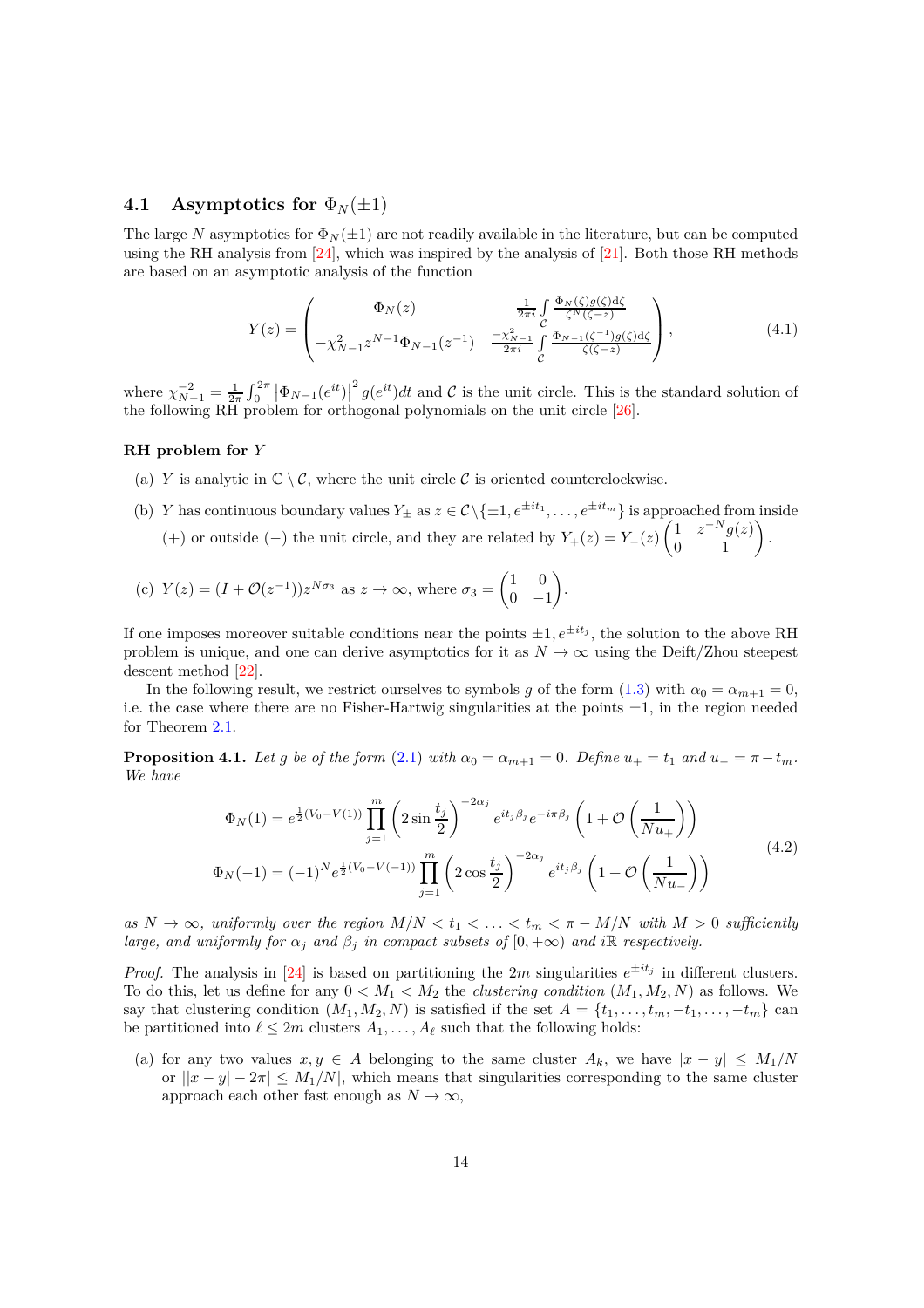### 4.1 Asymptotics for $\Phi_N(\pm 1)$

The large $N$ asymptotics for $\Phi_N(\pm 1)$ are not readily available in the literature, but can be computed using the RH analysis from [24], which was inspired by the analysis of [21]. Both those RH methods are based on an asymptotic analysis of the function

$$
Y(z) = \begin{pmatrix} \Phi_N(z) & \frac{1}{2\pi i}\int\limits_{\mathcal{C}} \frac{\Phi_N(\zeta)g(\zeta)\mathrm{d}\zeta}{\zeta^N(\zeta - z)} \\ -\chi_{N-1}^2 z^{N-1}\Phi_{N-1}(z^{-1}) & \frac{-\chi_{N-1}^2}{2\pi i}\int\limits_{\mathcal{C}} \frac{\Phi_{N-1}(\zeta^{-1})g(\zeta)\mathrm{d}\zeta}{\zeta(\zeta - z)} \end{pmatrix}, \tag{4.1}
$$

where $\chi_{N-1}^{-2} = \frac{1}{2\pi}\int_0^{2\pi} \left|\Phi_{N-1}(e^{it})\right|^2 g(e^{it})dt$ and $\mathcal{C}$ is the unit circle. This is the standard solution of the following RH problem for orthogonal polynomials on the unit circle [26].

**RH problem for $Y$**

(a) $Y$ is analytic in $\mathbb{C} \setminus \mathcal{C}$, where the unit circle $\mathcal{C}$ is oriented counterclockwise.

(b) $Y$ has continuous boundary values $Y_\pm$ as $z \in \mathcal{C}\setminus\{\pm 1, e^{\pm it_1}, \ldots, e^{\pm it_m}\}$ is approached from inside $(+)$ or outside $(-)$ the unit circle, and they are related by $Y_+(z) = Y_-(z)\begin{pmatrix} 1 & z^{-N}g(z) \\ 0 & 1\end{pmatrix}$.

(c) $Y(z) = (I + \mathcal{O}(z^{-1}))z^{N\sigma_3}$ as $z \to \infty$, where $\sigma_3 = \begin{pmatrix} 1 & 0 \\ 0 & -1\end{pmatrix}$.

If one imposes moreover suitable conditions near the points $\pm 1, e^{\pm it_j}$, the solution to the above RH problem is unique, and one can derive asymptotics for it as $N \to \infty$ using the Deift/Zhou steepest descent method [22].

In the following result, we restrict ourselves to symbols $g$ of the form (1.3) with $\alpha_0 = \alpha_{m+1} = 0$, i.e. the case where there are no Fisher-Hartwig singularities at the points $\pm 1$, in the region needed for Theorem 2.1.

**Proposition 4.1.** *Let $g$ be of the form (2.1) with $\alpha_0 = \alpha_{m+1} = 0$. Define $u_+ = t_1$ and $u_- = \pi - t_m$. We have*

$$
\begin{aligned}
\Phi_N(1) &= e^{\frac{1}{2}(V_0 - V(1))}\prod_{j=1}^m \left(2\sin\frac{t_j}{2}\right)^{-2\alpha_j} e^{it_j\beta_j}e^{-i\pi\beta_j}\left(1 + \mathcal{O}\left(\frac{1}{Nu_+}\right)\right) \\
\Phi_N(-1) &= (-1)^N e^{\frac{1}{2}(V_0 - V(-1))}\prod_{j=1}^m \left(2\cos\frac{t_j}{2}\right)^{-2\alpha_j} e^{it_j\beta_j}\left(1 + \mathcal{O}\left(\frac{1}{Nu_-}\right)\right)
\end{aligned}
\tag{4.2}
$$

*as $N \to \infty$, uniformly over the region $M/N < t_1 < \ldots < t_m < \pi - M/N$ with $M > 0$ sufficiently large, and uniformly for $\alpha_j$ and $\beta_j$ in compact subsets of $[0, +\infty)$ and $i\mathbb{R}$ respectively.*

*Proof.* The analysis in [24] is based on partitioning the $2m$ singularities $e^{\pm it_j}$ in different clusters. To do this, let us define for any $0 < M_1 < M_2$ the *clustering condition* $(M_1, M_2, N)$ as follows. We say that clustering condition $(M_1, M_2, N)$ is satisfied if the set $A = \{t_1, \ldots, t_m, -t_1, \ldots, -t_m\}$ can be partitioned into $\ell \le 2m$ clusters $A_1, \ldots, A_\ell$ such that the following holds:

(a) for any two values $x, y \in A$ belonging to the same cluster $A_k$, we have $|x - y| \le M_1/N$ or $||x - y| - 2\pi| \le M_1/N$, which means that singularities corresponding to the same cluster approach each other fast enough as $N \to \infty$,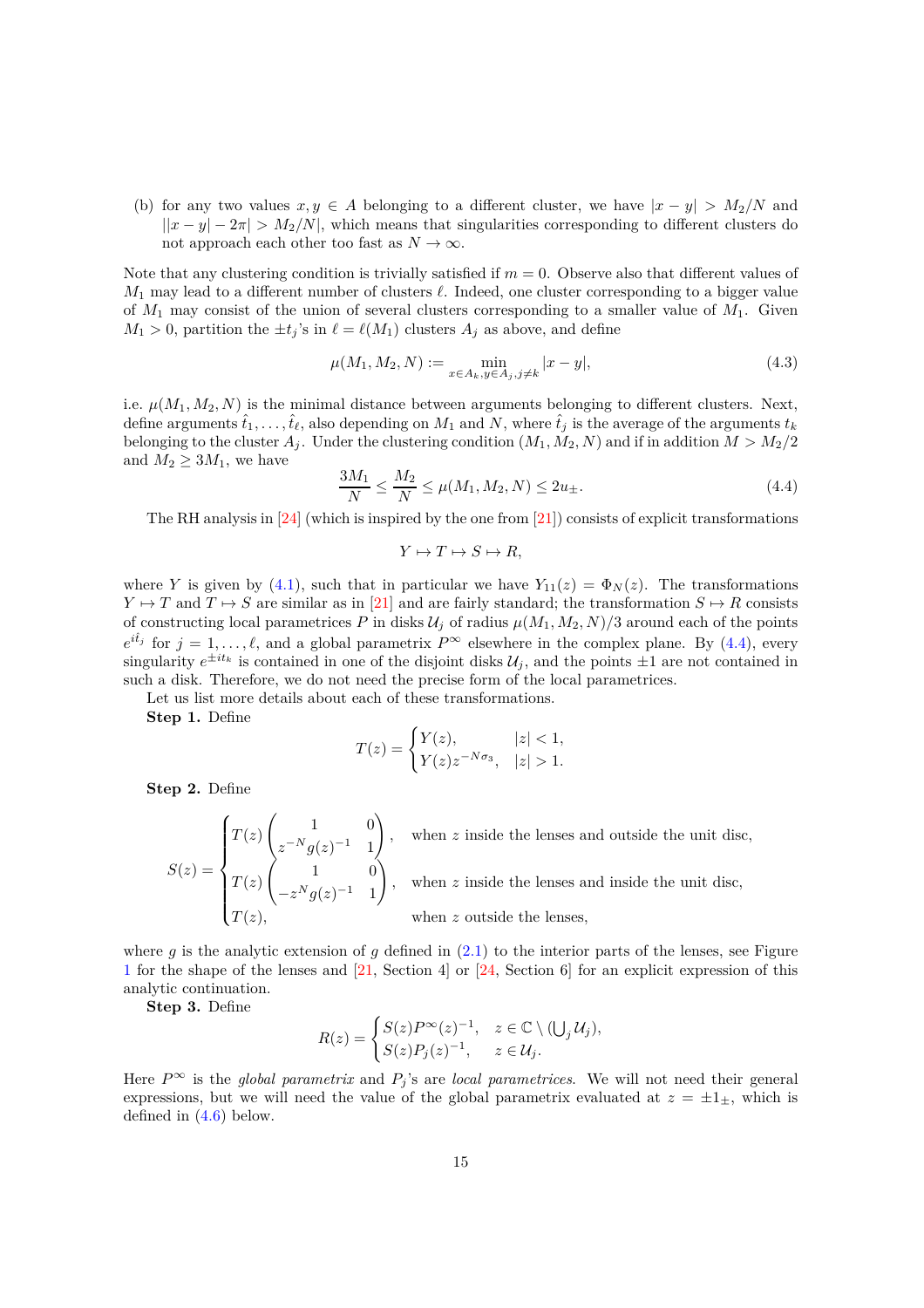(b) for any two values $x, y \in A$ belonging to a different cluster, we have $|x - y| > M_2/N$ and $||x-y| - 2\pi| > M_2/N|$, which means that singularities corresponding to different clusters do not approach each other too fast as $N \to \infty$.

Note that any clustering condition is trivially satisfied if $m = 0$. Observe also that different values of $M_1$ may lead to a different number of clusters $\ell$. Indeed, one cluster corresponding to a bigger value of $M_1$ may consist of the union of several clusters corresponding to a smaller value of $M_1$. Given $M_1 > 0$, partition the $\pm t_j$'s in $\ell = \ell(M_1)$ clusters $A_j$ as above, and define

$$\mu(M_1, M_2, N) := \min_{x \in A_k, y \in A_j, j \neq k} |x - y|, \tag{4.3}$$

i.e. $\mu(M_1, M_2, N)$ is the minimal distance between arguments belonging to different clusters. Next, define arguments $\hat{t}_1, \ldots, \hat{t}_\ell$, also depending on $M_1$ and $N$, where $\hat{t}_j$ is the average of the arguments $t_k$ belonging to the cluster $A_j$. Under the clustering condition $(M_1, M_2, N)$ and if in addition $M > M_2/2$ and $M_2 \geq 3M_1$, we have

$$\frac{3M_1}{N} \leq \frac{M_2}{N} \leq \mu(M_1, M_2, N) \leq 2u_{\pm}. \tag{4.4}$$

The RH analysis in [24] (which is inspired by the one from [21]) consists of explicit transformations

$$Y \mapsto T \mapsto S \mapsto R,$$

where $Y$ is given by (4.1), such that in particular we have $Y_{11}(z) = \Phi_N(z)$. The transformations $Y \mapsto T$ and $T \mapsto S$ are similar as in [21] and are fairly standard; the transformation $S \mapsto R$ consists of constructing local parametrices $P$ in disks $\mathcal{U}_j$ of radius $\mu(M_1, M_2, N)/3$ around each of the points $e^{i\hat{t}_j}$ for $j = 1, \ldots, \ell$, and a global parametrix $P^\infty$ elsewhere in the complex plane. By (4.4), every singularity $e^{\pm i t_k}$ is contained in one of the disjoint disks $\mathcal{U}_j$, and the points $\pm 1$ are not contained in such a disk. Therefore, we do not need the precise form of the local parametrices.

Let us list more details about each of these transformations.

**Step 1.** Define

$$T(z) = \begin{cases} Y(z), & |z| < 1, \\ Y(z) z^{-N\sigma_3}, & |z| > 1. \end{cases}$$

**Step 2.** Define

$$S(z) = \begin{cases} T(z) \begin{pmatrix} 1 & 0 \\ z^{-N} g(z)^{-1} & 1 \end{pmatrix}, & \text{when } z \text{ inside the lenses and outside the unit disc,} \\ T(z) \begin{pmatrix} 1 & 0 \\ -z^{N} g(z)^{-1} & 1 \end{pmatrix}, & \text{when } z \text{ inside the lenses and inside the unit disc,} \\ T(z), & \text{when } z \text{ outside the lenses,} \end{cases}$$

where $g$ is the analytic extension of $g$ defined in (2.1) to the interior parts of the lenses, see Figure 1 for the shape of the lenses and [21, Section 4] or [24, Section 6] for an explicit expression of this analytic continuation.

**Step 3.** Define

$$R(z) = \begin{cases} S(z) P^\infty(z)^{-1}, & z \in \mathbb{C} \setminus (\bigcup_j \mathcal{U}_j), \\ S(z) P_j(z)^{-1}, & z \in \mathcal{U}_j. \end{cases}$$

Here $P^\infty$ is the *global parametrix* and $P_j$'s are *local parametrices*. We will not need their general expressions, but we will need the value of the global parametrix evaluated at $z = \pm 1_\pm$, which is defined in (4.6) below.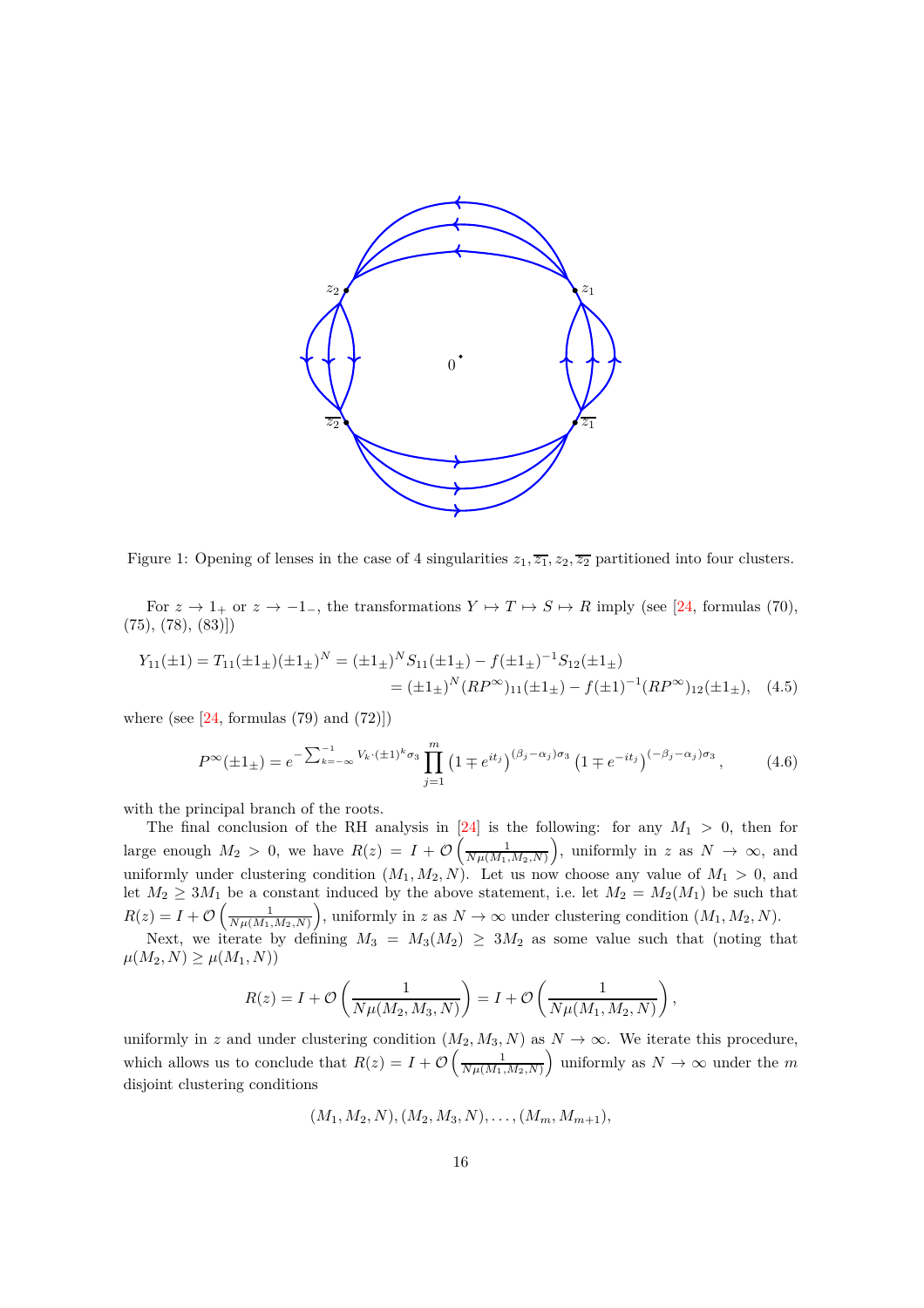Figure 1: Opening of lenses in the case of 4 singularities $z_1, \overline{z_1}, z_2, \overline{z_2}$ partitioned into four clusters.

For $z \to 1_+$ or $z \to -1_-$, the transformations $Y \mapsto T \mapsto S \mapsto R$ imply (see [24, formulas (70), (75), (78), (83)])

$$
\begin{aligned}
Y_{11}(\pm 1) = T_{11}(\pm 1_\pm)(\pm 1_\pm)^N &= (\pm 1_\pm)^N S_{11}(\pm 1_\pm) - f(\pm 1_\pm)^{-1} S_{12}(\pm 1_\pm) \\
&= (\pm 1_\pm)^N (RP^\infty)_{11}(\pm 1_\pm) - f(\pm 1)^{-1}(RP^\infty)_{12}(\pm 1_\pm), \quad (4.5)
\end{aligned}
$$

where (see [24, formulas (79) and (72)])

$$
P^\infty(\pm 1_\pm) = e^{-\sum_{k=-\infty}^{-1} V_k \cdot (\pm 1)^k \sigma_3} \prod_{j=1}^{m} \left(1 \mp e^{it_j}\right)^{(\beta_j - \alpha_j)\sigma_3} \left(1 \mp e^{-it_j}\right)^{(-\beta_j - \alpha_j)\sigma_3}, \tag{4.6}
$$

with the principal branch of the roots.

The final conclusion of the RH analysis in [24] is the following: for any $M_1 > 0$, then for large enough $M_2 > 0$, we have $R(z) = I + \mathcal{O}\left(\frac{1}{N\mu(M_1,M_2,N)}\right)$, uniformly in $z$ as $N \to \infty$, and uniformly under clustering condition $(M_1, M_2, N)$. Let us now choose any value of $M_1 > 0$, and let $M_2 \geq 3M_1$ be a constant induced by the above statement, i.e. let $M_2 = M_2(M_1)$ be such that $R(z) = I + \mathcal{O}\left(\frac{1}{N\mu(M_1,M_2,N)}\right)$, uniformly in $z$ as $N \to \infty$ under clustering condition $(M_1, M_2, N)$.

Next, we iterate by defining $M_3 = M_3(M_2) \geq 3M_2$ as some value such that (noting that $\mu(M_2, N) \geq \mu(M_1, N)$)

$$
R(z) = I + \mathcal{O}\left(\frac{1}{N\mu(M_2, M_3, N)}\right) = I + \mathcal{O}\left(\frac{1}{N\mu(M_1, M_2, N)}\right),
$$

uniformly in $z$ and under clustering condition $(M_2, M_3, N)$ as $N \to \infty$. We iterate this procedure, which allows us to conclude that $R(z) = I + \mathcal{O}\left(\frac{1}{N\mu(M_1,M_2,N)}\right)$ uniformly as $N \to \infty$ under the $m$ disjoint clustering conditions

$$
(M_1, M_2, N), (M_2, M_3, N), \ldots, (M_m, M_{m+1}),
$$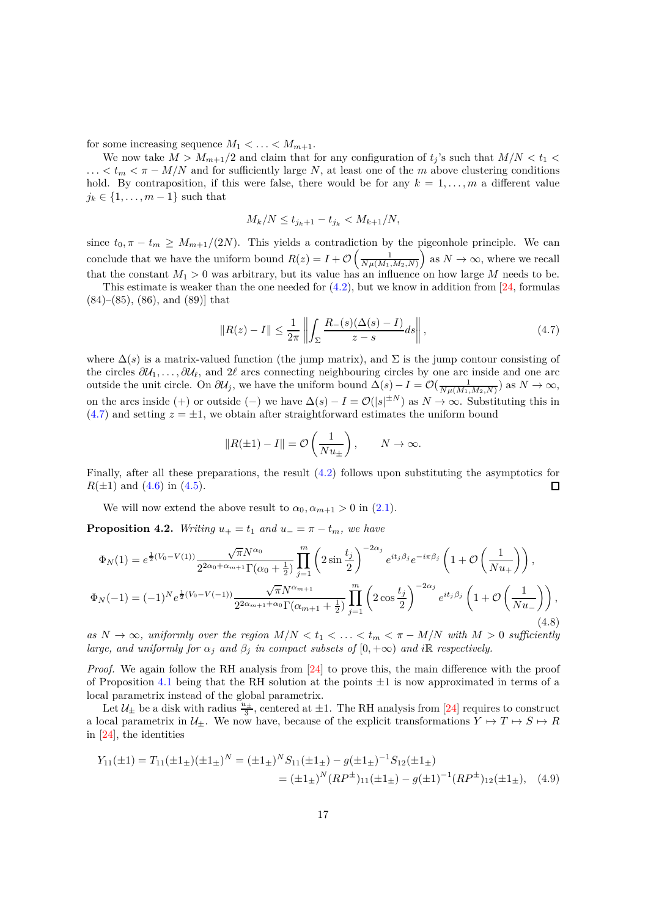for some increasing sequence $M_1 < \ldots < M_{m+1}$.

We now take $M > M_{m+1}/2$ and claim that for any configuration of $t_j$'s such that $M/N < t_1 < \ldots < t_m < \pi - M/N$ and for sufficiently large $N$, at least one of the $m$ above clustering conditions hold. By contraposition, if this were false, there would be for any $k = 1, \ldots, m$ a different value $j_k \in \{1, \ldots, m-1\}$ such that

$$M_k/N \leq t_{j_k+1} - t_{j_k} < M_{k+1}/N,$$

since $t_0, \pi - t_m \geq M_{m+1}/(2N)$. This yields a contradiction by the pigeonhole principle. We can conclude that we have the uniform bound $R(z) = I + \mathcal{O}\left(\frac{1}{N\mu(M_1,M_2,N)}\right)$ as $N \to \infty$, where we recall that the constant $M_1 > 0$ was arbitrary, but its value has an influence on how large $M$ needs to be.

This estimate is weaker than the one needed for (4.2), but we know in addition from [24, formulas (84)–(85), (86), and (89)] that

$$\|R(z) - I\| \leq \frac{1}{2\pi} \left\| \int_\Sigma \frac{R_-(s)(\Delta(s) - I)}{z - s} ds \right\|, \tag{4.7}$$

where $\Delta(s)$ is a matrix-valued function (the jump matrix), and $\Sigma$ is the jump contour consisting of the circles $\partial\mathcal{U}_1, \ldots, \partial\mathcal{U}_\ell$, and $2\ell$ arcs connecting neighbouring circles by one arc inside and one arc outside the unit circle. On $\partial\mathcal{U}_j$, we have the uniform bound $\Delta(s) - I = \mathcal{O}(\frac{1}{N\mu(M_1,M_2,N)})$ as $N \to \infty$, on the arcs inside ($+$) or outside ($-$) we have $\Delta(s) - I = \mathcal{O}(|s|^{\pm N})$ as $N \to \infty$. Substituting this in (4.7) and setting $z = \pm 1$, we obtain after straightforward estimates the uniform bound

$$\|R(\pm 1) - I\| = \mathcal{O}\left(\frac{1}{Nu_\pm}\right), \qquad N \to \infty.$$

Finally, after all these preparations, the result (4.2) follows upon substituting the asymptotics for $R(\pm 1)$ and (4.6) in (4.5). ◻

We will now extend the above result to $\alpha_0, \alpha_{m+1} > 0$ in (2.1).

**Proposition 4.2.** *Writing $u_+ = t_1$ and $u_- = \pi - t_m$, we have*

$$\begin{aligned}
\Phi_N(1) &= e^{\frac{1}{2}(V_0 - V(1))} \frac{\sqrt{\pi} N^{\alpha_0}}{2^{2\alpha_0 + \alpha_{m+1}} \Gamma(\alpha_0 + \frac{1}{2})} \prod_{j=1}^m \left(2 \sin \frac{t_j}{2}\right)^{-2\alpha_j} e^{it_j\beta_j} e^{-i\pi\beta_j} \left(1 + \mathcal{O}\left(\frac{1}{Nu_+}\right)\right), \\
\Phi_N(-1) &= (-1)^N e^{\frac{1}{2}(V_0 - V(-1))} \frac{\sqrt{\pi} N^{\alpha_{m+1}}}{2^{2\alpha_{m+1} + \alpha_0} \Gamma(\alpha_{m+1} + \frac{1}{2})} \prod_{j=1}^m \left(2 \cos \frac{t_j}{2}\right)^{-2\alpha_j} e^{it_j\beta_j} \left(1 + \mathcal{O}\left(\frac{1}{Nu_-}\right)\right),
\end{aligned} \tag{4.8}$$

*as $N \to \infty$, uniformly over the region $M/N < t_1 < \ldots < t_m < \pi - M/N$ with $M > 0$ sufficiently large, and uniformly for $\alpha_j$ and $\beta_j$ in compact subsets of $[0, +\infty)$ and $i\mathbb{R}$ respectively.*

*Proof.* We again follow the RH analysis from [24] to prove this, the main difference with the proof of Proposition 4.1 being that the RH solution at the points $\pm 1$ is now approximated in terms of a local parametrix instead of the global parametrix.

Let $\mathcal{U}_\pm$ be a disk with radius $\frac{u_\pm}{3}$, centered at $\pm 1$. The RH analysis from [24] requires to construct a local parametrix in $\mathcal{U}_\pm$. We now have, because of the explicit transformations $Y \mapsto T \mapsto S \mapsto R$ in [24], the identities

$$\begin{aligned}
Y_{11}(\pm 1) = T_{11}(\pm 1_\pm)(\pm 1_\pm)^N &= (\pm 1_\pm)^N S_{11}(\pm 1_\pm) - g(\pm 1_\pm)^{-1} S_{12}(\pm 1_\pm) \\
&= (\pm 1_\pm)^N (RP^\pm)_{11}(\pm 1_\pm) - g(\pm 1)^{-1} (RP^\pm)_{12}(\pm 1_\pm),
\end{aligned} \tag{4.9}$$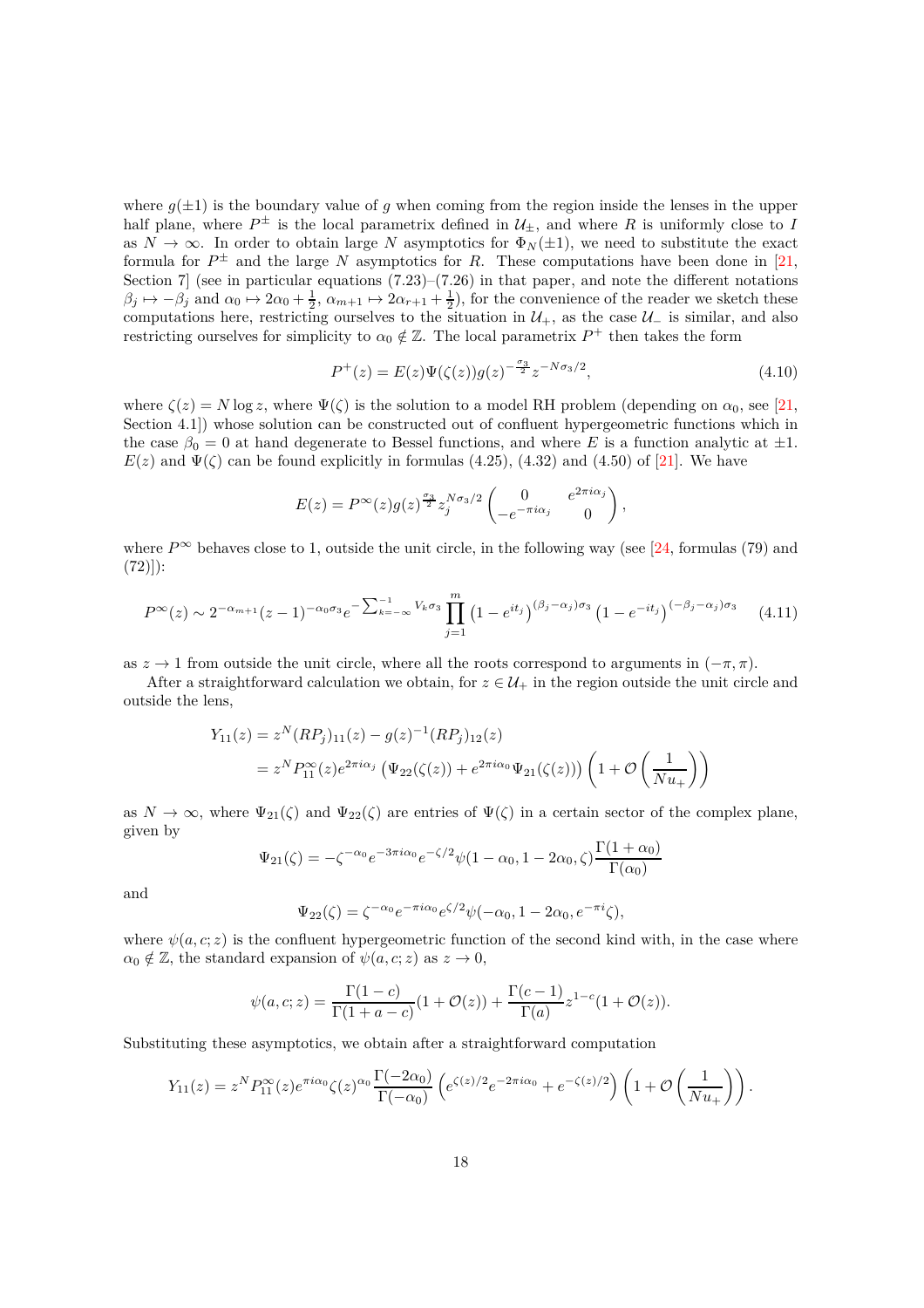where $g(\pm 1)$ is the boundary value of $g$ when coming from the region inside the lenses in the upper half plane, where $P^{\pm}$ is the local parametrix defined in $\mathcal{U}_{\pm}$, and where $R$ is uniformly close to $I$ as $N \to \infty$. In order to obtain large $N$ asymptotics for $\Phi_N(\pm 1)$, we need to substitute the exact formula for $P^{\pm}$ and the large $N$ asymptotics for $R$. These computations have been done in [21, Section 7] (see in particular equations (7.23)–(7.26) in that paper, and note the different notations $\beta_j \mapsto -\beta_j$ and $\alpha_0 \mapsto 2\alpha_0 + \frac{1}{2}$, $\alpha_{m+1} \mapsto 2\alpha_{r+1} + \frac{1}{2}$), for the convenience of the reader we sketch these computations here, restricting ourselves to the situation in $\mathcal{U}_+$, as the case $\mathcal{U}_-$ is similar, and also restricting ourselves for simplicity to $\alpha_0 \notin \mathbb{Z}$. The local parametrix $P^+$ then takes the form

$$
P^+(z) = E(z)\Psi(\zeta(z))g(z)^{-\frac{\sigma_3}{2}} z^{-N\sigma_3/2}, \tag{4.10}
$$

where $\zeta(z) = N \log z$, where $\Psi(\zeta)$ is the solution to a model RH problem (depending on $\alpha_0$, see [21, Section 4.1]) whose solution can be constructed out of confluent hypergeometric functions which in the case $\beta_0 = 0$ at hand degenerate to Bessel functions, and where $E$ is a function analytic at $\pm 1$. $E(z)$ and $\Psi(\zeta)$ can be found explicitly in formulas (4.25), (4.32) and (4.50) of [21]. We have

$$
E(z) = P^\infty(z) g(z)^{\frac{\sigma_3}{2}} z_j^{N\sigma_3/2} \begin{pmatrix} 0 & e^{2\pi i \alpha_j} \\ -e^{-\pi i \alpha_j} & 0 \end{pmatrix},
$$

where $P^\infty$ behaves close to 1, outside the unit circle, in the following way (see [24, formulas (79) and (72)]):

$$
P^\infty(z) \sim 2^{-\alpha_{m+1}} (z-1)^{-\alpha_0 \sigma_3} e^{-\sum_{k=-\infty}^{-1} V_k \sigma_3} \prod_{j=1}^{m} \left(1 - e^{it_j}\right)^{(\beta_j - \alpha_j)\sigma_3} \left(1 - e^{-it_j}\right)^{(-\beta_j - \alpha_j)\sigma_3} \tag{4.11}
$$

as $z \to 1$ from outside the unit circle, where all the roots correspond to arguments in $(-\pi, \pi)$.

After a straightforward calculation we obtain, for $z \in \mathcal{U}_+$ in the region outside the unit circle and outside the lens,

$$
\begin{aligned}
Y_{11}(z) &= z^N (RP_j)_{11}(z) - g(z)^{-1}(RP_j)_{12}(z) \\
&= z^N P_{11}^\infty(z) e^{2\pi i \alpha_j} \left(\Psi_{22}(\zeta(z)) + e^{2\pi i \alpha_0} \Psi_{21}(\zeta(z))\right) \left(1 + \mathcal{O}\left(\frac{1}{N u_+}\right)\right)
\end{aligned}
$$

as $N \to \infty$, where $\Psi_{21}(\zeta)$ and $\Psi_{22}(\zeta)$ are entries of $\Psi(\zeta)$ in a certain sector of the complex plane, given by

$$
\Psi_{21}(\zeta) = -\zeta^{-\alpha_0} e^{-3\pi i \alpha_0} e^{-\zeta/2} \psi(1 - \alpha_0, 1 - 2\alpha_0, \zeta) \frac{\Gamma(1 + \alpha_0)}{\Gamma(\alpha_0)}
$$

and

$$
\Psi_{22}(\zeta) = \zeta^{-\alpha_0} e^{-\pi i \alpha_0} e^{\zeta/2} \psi(-\alpha_0, 1 - 2\alpha_0, e^{-\pi i}\zeta),
$$

where $\psi(a, c; z)$ is the confluent hypergeometric function of the second kind with, in the case where $\alpha_0 \notin \mathbb{Z}$, the standard expansion of $\psi(a, c; z)$ as $z \to 0$,

$$
\psi(a, c; z) = \frac{\Gamma(1-c)}{\Gamma(1+a-c)}(1 + \mathcal{O}(z)) + \frac{\Gamma(c-1)}{\Gamma(a)} z^{1-c}(1 + \mathcal{O}(z)).
$$

Substituting these asymptotics, we obtain after a straightforward computation

$$
Y_{11}(z) = z^N P_{11}^\infty(z) e^{\pi i \alpha_0} \zeta(z)^{\alpha_0} \frac{\Gamma(-2\alpha_0)}{\Gamma(-\alpha_0)} \left(e^{\zeta(z)/2} e^{-2\pi i \alpha_0} + e^{-\zeta(z)/2}\right) \left(1 + \mathcal{O}\left(\frac{1}{N u_+}\right)\right).
$$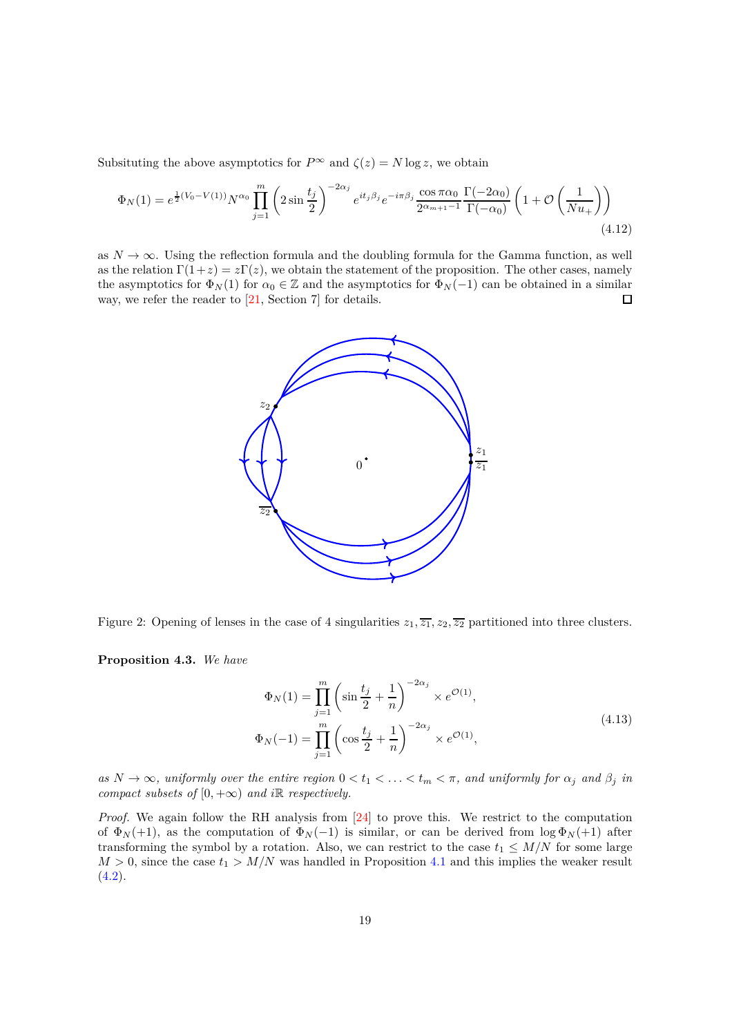Subsituting the above asymptotics for $P^\infty$ and $\zeta(z) = N \log z$, we obtain

$$\Phi_N(1) = e^{\frac{1}{2}(V_0 - V(1))} N^{\alpha_0} \prod_{j=1}^{m} \left(2 \sin \frac{t_j}{2}\right)^{-2\alpha_j} e^{it_j \beta_j} e^{-i\pi\beta_j} \frac{\cos \pi\alpha_0}{2^{\alpha_{m+1}-1}} \frac{\Gamma(-2\alpha_0)}{\Gamma(-\alpha_0)} \left(1 + \mathcal{O}\left(\frac{1}{Nu_+}\right)\right) \tag{4.12}$$

as $N \to \infty$. Using the reflection formula and the doubling formula for the Gamma function, as well as the relation $\Gamma(1+z) = z\Gamma(z)$, we obtain the statement of the proposition. The other cases, namely the asymptotics for $\Phi_N(1)$ for $\alpha_0 \in \mathbb{Z}$ and the asymptotics for $\Phi_N(-1)$ can be obtained in a similar way, we refer the reader to [21, Section 7] for details. $\square$

Figure 2: Opening of lenses in the case of 4 singularities $z_1, \overline{z_1}, z_2, \overline{z_2}$ partitioned into three clusters.

**Proposition 4.3.** *We have*

$$\begin{aligned} \Phi_N(1) &= \prod_{j=1}^{m} \left(\sin \frac{t_j}{2} + \frac{1}{n}\right)^{-2\alpha_j} \times e^{\mathcal{O}(1)}, \\ \Phi_N(-1) &= \prod_{j=1}^{m} \left(\cos \frac{t_j}{2} + \frac{1}{n}\right)^{-2\alpha_j} \times e^{\mathcal{O}(1)}, \end{aligned} \tag{4.13}$$

*as $N \to \infty$, uniformly over the entire region $0 < t_1 < \ldots < t_m < \pi$, and uniformly for $\alpha_j$ and $\beta_j$ in compact subsets of $[0, +\infty)$ and $i\mathbb{R}$ respectively.*

*Proof.* We again follow the RH analysis from [24] to prove this. We restrict to the computation of $\Phi_N(+1)$, as the computation of $\Phi_N(-1)$ is similar, or can be derived from $\log \Phi_N(+1)$ after transforming the symbol by a rotation. Also, we can restrict to the case $t_1 \le M/N$ for some large $M > 0$, since the case $t_1 > M/N$ was handled in Proposition 4.1 and this implies the weaker result (4.2).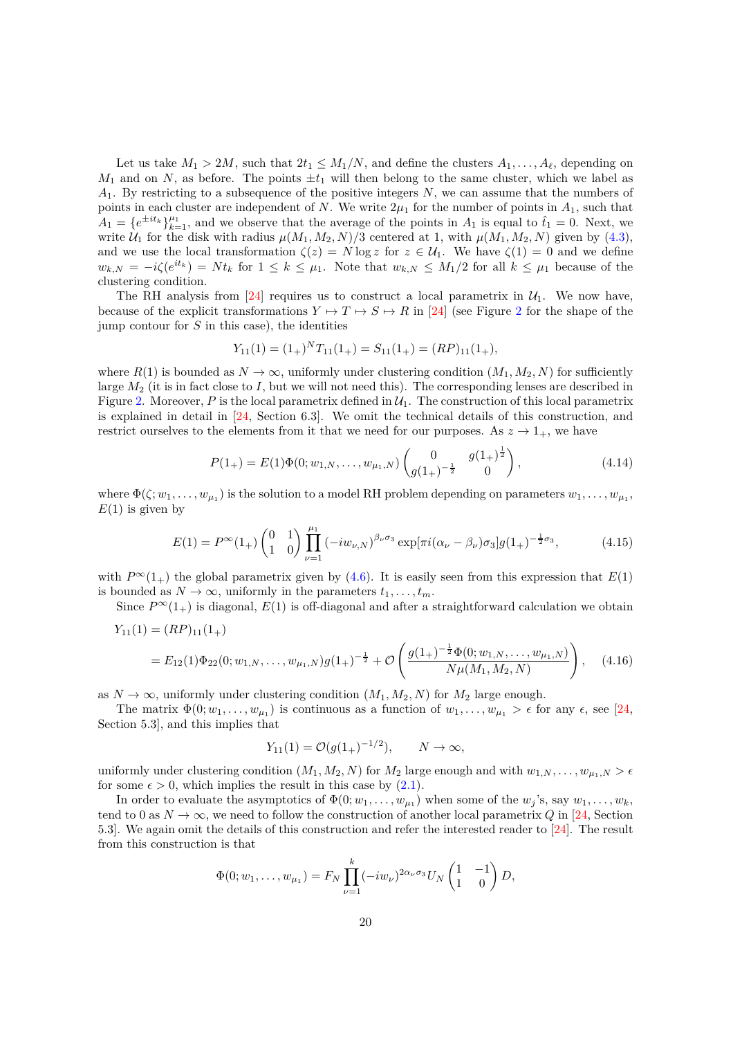Let us take $M_1 > 2M$, such that $2t_1 \leq M_1/N$, and define the clusters $A_1, \ldots, A_\ell$, depending on $M_1$ and on $N$, as before. The points $\pm t_1$ will then belong to the same cluster, which we label as $A_1$. By restricting to a subsequence of the positive integers $N$, we can assume that the numbers of points in each cluster are independent of $N$. We write $2\mu_1$ for the number of points in $A_1$, such that $A_1 = \{e^{\pm it_k}\}_{k=1}^{\mu_1}$, and we observe that the average of the points in $A_1$ is equal to $\hat{t}_1 = 0$. Next, we write $\mathcal{U}_1$ for the disk with radius $\mu(M_1, M_2, N)/3$ centered at 1, with $\mu(M_1, M_2, N)$ given by (4.3), and we use the local transformation $\zeta(z) = N \log z$ for $z \in \mathcal{U}_1$. We have $\zeta(1) = 0$ and we define $w_{k,N} = -i\zeta(e^{it_k}) = Nt_k$ for $1 \leq k \leq \mu_1$. Note that $w_{k,N} \leq M_1/2$ for all $k \leq \mu_1$ because of the clustering condition.

The RH analysis from [24] requires us to construct a local parametrix in $\mathcal{U}_1$. We now have, because of the explicit transformations $Y \mapsto T \mapsto S \mapsto R$ in [24] (see Figure 2 for the shape of the jump contour for $S$ in this case), the identities

$$Y_{11}(1) = (1_+)^N T_{11}(1_+) = S_{11}(1_+) = (RP)_{11}(1_+),$$

where $R(1)$ is bounded as $N \to \infty$, uniformly under clustering condition $(M_1, M_2, N)$ for sufficiently large $M_2$ (it is in fact close to $I$, but we will not need this). The corresponding lenses are described in Figure 2. Moreover, $P$ is the local parametrix defined in $\mathcal{U}_1$. The construction of this local parametrix is explained in detail in [24, Section 6.3]. We omit the technical details of this construction, and restrict ourselves to the elements from it that we need for our purposes. As $z \to 1_+$, we have

$$P(1_+) = E(1)\Phi(0; w_{1,N}, \ldots, w_{\mu_1,N}) \begin{pmatrix} 0 & g(1_+)^{\frac{1}{2}} \\ g(1_+)^{-\frac{1}{2}} & 0 \end{pmatrix}, \tag{4.14}$$

where $\Phi(\zeta; w_1, \ldots, w_{\mu_1})$ is the solution to a model RH problem depending on parameters $w_1, \ldots, w_{\mu_1}$, $E(1)$ is given by

$$E(1) = P^\infty(1_+) \begin{pmatrix} 0 & 1 \\ 1 & 0 \end{pmatrix} \prod_{\nu=1}^{\mu_1} (-iw_{\nu,N})^{\beta_\nu \sigma_3} \exp[\pi i(\alpha_\nu - \beta_\nu)\sigma_3] g(1_+)^{-\frac{1}{2}\sigma_3}, \tag{4.15}$$

with $P^\infty(1_+)$ the global parametrix given by (4.6). It is easily seen from this expression that $E(1)$ is bounded as $N \to \infty$, uniformly in the parameters $t_1, \ldots, t_m$.

Since $P^\infty(1_+)$ is diagonal, $E(1)$ is off-diagonal and after a straightforward calculation we obtain

$$\begin{aligned} Y_{11}(1) &= (RP)_{11}(1_+) \\ &= E_{12}(1)\Phi_{22}(0; w_{1,N}, \ldots, w_{\mu_1,N}) g(1_+)^{-\frac{1}{2}} + \mathcal{O}\left(\frac{g(1_+)^{-\frac{1}{2}}\Phi(0; w_{1,N}, \ldots, w_{\mu_1,N})}{N\mu(M_1, M_2, N)}\right), \end{aligned} \tag{4.16}$$

as $N \to \infty$, uniformly under clustering condition $(M_1, M_2, N)$ for $M_2$ large enough.

The matrix $\Phi(0; w_1, \ldots, w_{\mu_1})$ is continuous as a function of $w_1, \ldots, w_{\mu_1} > \epsilon$ for any $\epsilon$, see [24, Section 5.3], and this implies that

$$Y_{11}(1) = \mathcal{O}(g(1_+)^{-1/2}), \qquad N \to \infty,$$

uniformly under clustering condition $(M_1, M_2, N)$ for $M_2$ large enough and with $w_{1,N}, \ldots, w_{\mu_1,N} > \epsilon$ for some $\epsilon > 0$, which implies the result in this case by (2.1).

In order to evaluate the asymptotics of $\Phi(0; w_1, \ldots, w_{\mu_1})$ when some of the $w_j$'s, say $w_1, \ldots, w_k$, tend to 0 as $N \to \infty$, we need to follow the construction of another local parametrix $Q$ in [24, Section 5.3]. We again omit the details of this construction and refer the interested reader to [24]. The result from this construction is that

$$\Phi(0; w_1, \ldots, w_{\mu_1}) = F_N \prod_{\nu=1}^{k} (-iw_\nu)^{2\alpha_\nu \sigma_3} U_N \begin{pmatrix} 1 & -1 \\ 1 & 0 \end{pmatrix} D,$$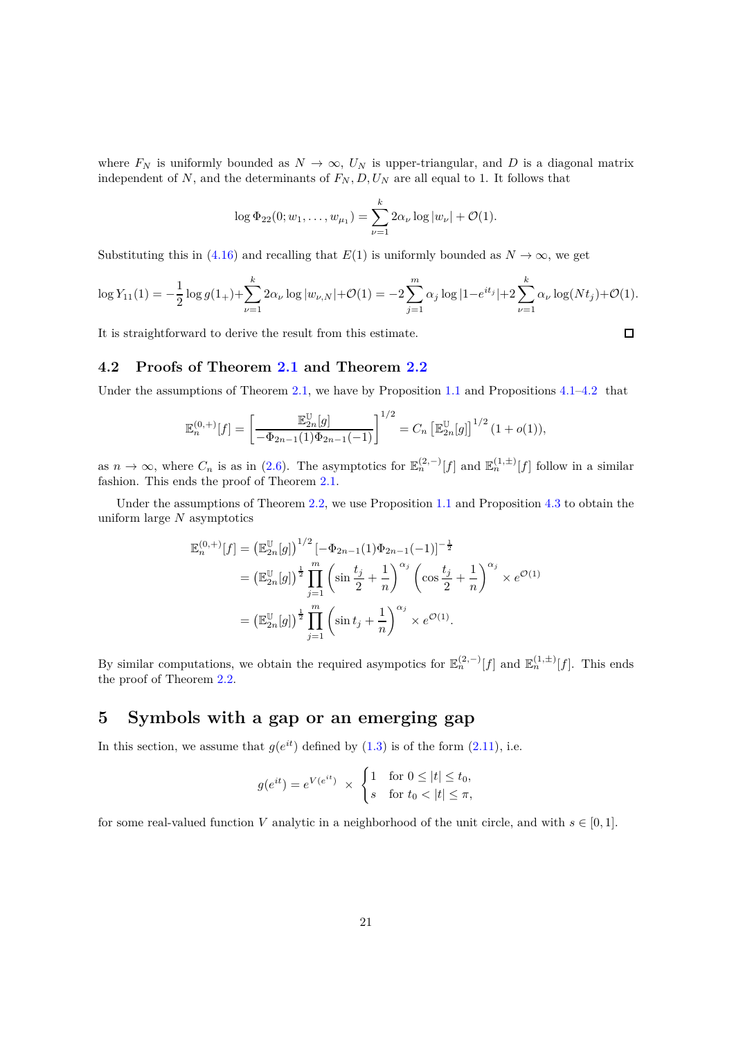where $F_N$ is uniformly bounded as $N \to \infty$, $U_N$ is upper-triangular, and $D$ is a diagonal matrix independent of $N$, and the determinants of $F_N, D, U_N$ are all equal to 1. It follows that

$$\log \Phi_{22}(0; w_1, \ldots, w_{\mu_1}) = \sum_{\nu=1}^{k} 2\alpha_\nu \log |w_\nu| + \mathcal{O}(1).$$

Substituting this in (4.16) and recalling that $E(1)$ is uniformly bounded as $N \to \infty$, we get

$$\log Y_{11}(1) = -\frac{1}{2}\log g(1_+) + \sum_{\nu=1}^{k} 2\alpha_\nu \log |w_{\nu,N}| + \mathcal{O}(1) = -2\sum_{j=1}^{m} \alpha_j \log |1 - e^{it_j}| + 2\sum_{\nu=1}^{k} \alpha_\nu \log(Nt_j) + \mathcal{O}(1).$$

It is straightforward to derive the result from this estimate. □

## 4.2 Proofs of Theorem 2.1 and Theorem 2.2

Under the assumptions of Theorem 2.1, we have by Proposition 1.1 and Propositions 4.1–4.2 that

$$\mathbb{E}_n^{(0,+)}[f] = \left[\frac{\mathbb{E}_{2n}^{\mathbb{U}}[g]}{-\Phi_{2n-1}(1)\Phi_{2n-1}(-1)}\right]^{1/2} = C_n \left[\mathbb{E}_{2n}^{\mathbb{U}}[g]\right]^{1/2}(1 + o(1)),$$

as $n \to \infty$, where $C_n$ is as in (2.6). The asymptotics for $\mathbb{E}_n^{(2,-)}[f]$ and $\mathbb{E}_n^{(1,\pm)}[f]$ follow in a similar fashion. This ends the proof of Theorem 2.1.

Under the assumptions of Theorem 2.2, we use Proposition 1.1 and Proposition 4.3 to obtain the uniform large $N$ asymptotics

$$\begin{aligned}
\mathbb{E}_n^{(0,+)}[f] &= \left(\mathbb{E}_{2n}^{\mathbb{U}}[g]\right)^{1/2}\left[-\Phi_{2n-1}(1)\Phi_{2n-1}(-1)\right]^{-\frac{1}{2}} \\
&= \left(\mathbb{E}_{2n}^{\mathbb{U}}[g]\right)^{\frac{1}{2}} \prod_{j=1}^{m} \left(\sin\frac{t_j}{2} + \frac{1}{n}\right)^{\alpha_j} \left(\cos\frac{t_j}{2} + \frac{1}{n}\right)^{\alpha_j} \times e^{\mathcal{O}(1)} \\
&= \left(\mathbb{E}_{2n}^{\mathbb{U}}[g]\right)^{\frac{1}{2}} \prod_{j=1}^{m} \left(\sin t_j + \frac{1}{n}\right)^{\alpha_j} \times e^{\mathcal{O}(1)}.
\end{aligned}$$

By similar computations, we obtain the required asympotics for $\mathbb{E}_n^{(2,-)}[f]$ and $\mathbb{E}_n^{(1,\pm)}[f]$. This ends the proof of Theorem 2.2.

# 5 Symbols with a gap or an emerging gap

In this section, we assume that $g(e^{it})$ defined by (1.3) is of the form (2.11), i.e.

$$g(e^{it}) = e^{V(e^{it})} \times \begin{cases} 1 & \text{for } 0 \le |t| \le t_0, \\ s & \text{for } t_0 < |t| \le \pi, \end{cases}$$

for some real-valued function $V$ analytic in a neighborhood of the unit circle, and with $s \in [0, 1]$.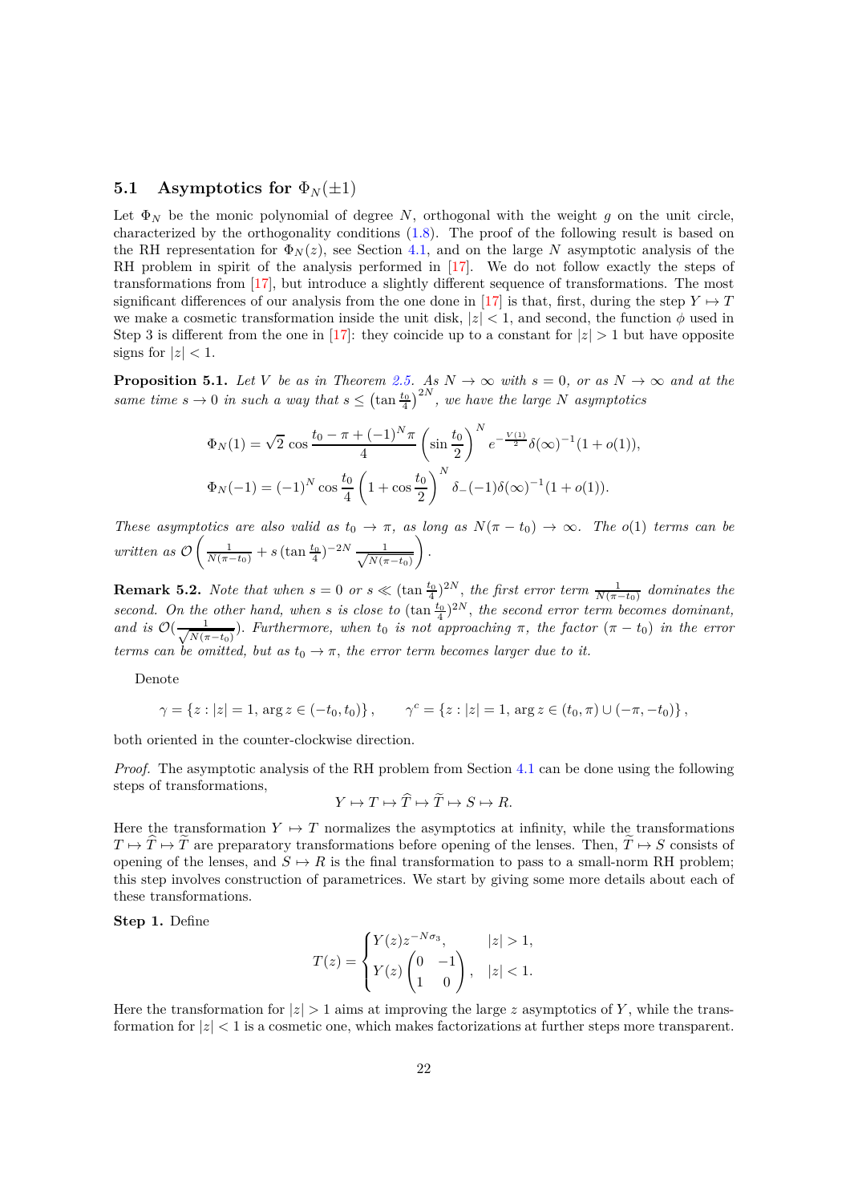### 5.1 Asymptotics for $\Phi_N(\pm 1)$

Let $\Phi_N$ be the monic polynomial of degree $N$, orthogonal with the weight $g$ on the unit circle, characterized by the orthogonality conditions (1.8). The proof of the following result is based on the RH representation for $\Phi_N(z)$, see Section 4.1, and on the large $N$ asymptotic analysis of the RH problem in spirit of the analysis performed in [17]. We do not follow exactly the steps of transformations from [17], but introduce a slightly different sequence of transformations. The most significant differences of our analysis from the one done in [17] is that, first, during the step $Y \mapsto T$ we make a cosmetic transformation inside the unit disk, $|z| < 1$, and second, the function $\phi$ used in Step 3 is different from the one in [17]: they coincide up to a constant for $|z| > 1$ but have opposite signs for $|z| < 1$.

**Proposition 5.1.** *Let $V$ be as in Theorem 2.5. As $N \to \infty$ with $s = 0$, or as $N \to \infty$ and at the same time $s \to 0$ in such a way that $s \leq \left(\tan \frac{t_0}{4}\right)^{2N}$, we have the large $N$ asymptotics*

$$\Phi_N(1) = \sqrt{2} \cos \frac{t_0 - \pi + (-1)^N \pi}{4} \left(\sin \frac{t_0}{2}\right)^N e^{-\frac{V(1)}{2}} \delta(\infty)^{-1}(1 + o(1)),$$

$$\Phi_N(-1) = (-1)^N \cos \frac{t_0}{4} \left(1 + \cos \frac{t_0}{2}\right)^N \delta_-(-1)\delta(\infty)^{-1}(1 + o(1)).$$

*These asymptotics are also valid as $t_0 \to \pi$, as long as $N(\pi - t_0) \to \infty$. The $o(1)$ terms can be written as $\mathcal{O}\left(\frac{1}{N(\pi - t_0)} + s\,(\tan \frac{t_0}{4})^{-2N} \frac{1}{\sqrt{N(\pi - t_0)}}\right)$.*

**Remark 5.2.** *Note that when $s = 0$ or $s \ll (\tan \frac{t_0}{4})^{2N}$, the first error term $\frac{1}{N(\pi - t_0)}$ dominates the second. On the other hand, when $s$ is close to $(\tan \frac{t_0}{4})^{2N}$, the second error term becomes dominant, and is $\mathcal{O}(\frac{1}{\sqrt{N(\pi - t_0)}})$. Furthermore, when $t_0$ is not approaching $\pi$, the factor $(\pi - t_0)$ in the error terms can be omitted, but as $t_0 \to \pi$, the error term becomes larger due to it.*

Denote

$$\gamma = \{z : |z| = 1, \arg z \in (-t_0, t_0)\}, \qquad \gamma^c = \{z : |z| = 1, \arg z \in (t_0, \pi) \cup (-\pi, -t_0)\},$$

both oriented in the counter-clockwise direction.

*Proof.* The asymptotic analysis of the RH problem from Section 4.1 can be done using the following steps of transformations,

$$Y \mapsto T \mapsto \widehat{T} \mapsto \widetilde{T} \mapsto S \mapsto R.$$

Here the transformation $Y \mapsto T$ normalizes the asymptotics at infinity, while the transformations $T \mapsto \widehat{T} \mapsto \widetilde{T}$ are preparatory transformations before opening of the lenses. Then, $\widetilde{T} \mapsto S$ consists of opening of the lenses, and $S \mapsto R$ is the final transformation to pass to a small-norm RH problem; this step involves construction of parametrices. We start by giving some more details about each of these transformations.

**Step 1.** Define

$$T(z) = \begin{cases} Y(z) z^{-N\sigma_3}, & |z| > 1, \\ Y(z) \begin{pmatrix} 0 & -1 \\ 1 & 0 \end{pmatrix}, & |z| < 1. \end{cases}$$

Here the transformation for $|z| > 1$ aims at improving the large $z$ asymptotics of $Y$, while the transformation for $|z| < 1$ is a cosmetic one, which makes factorizations at further steps more transparent.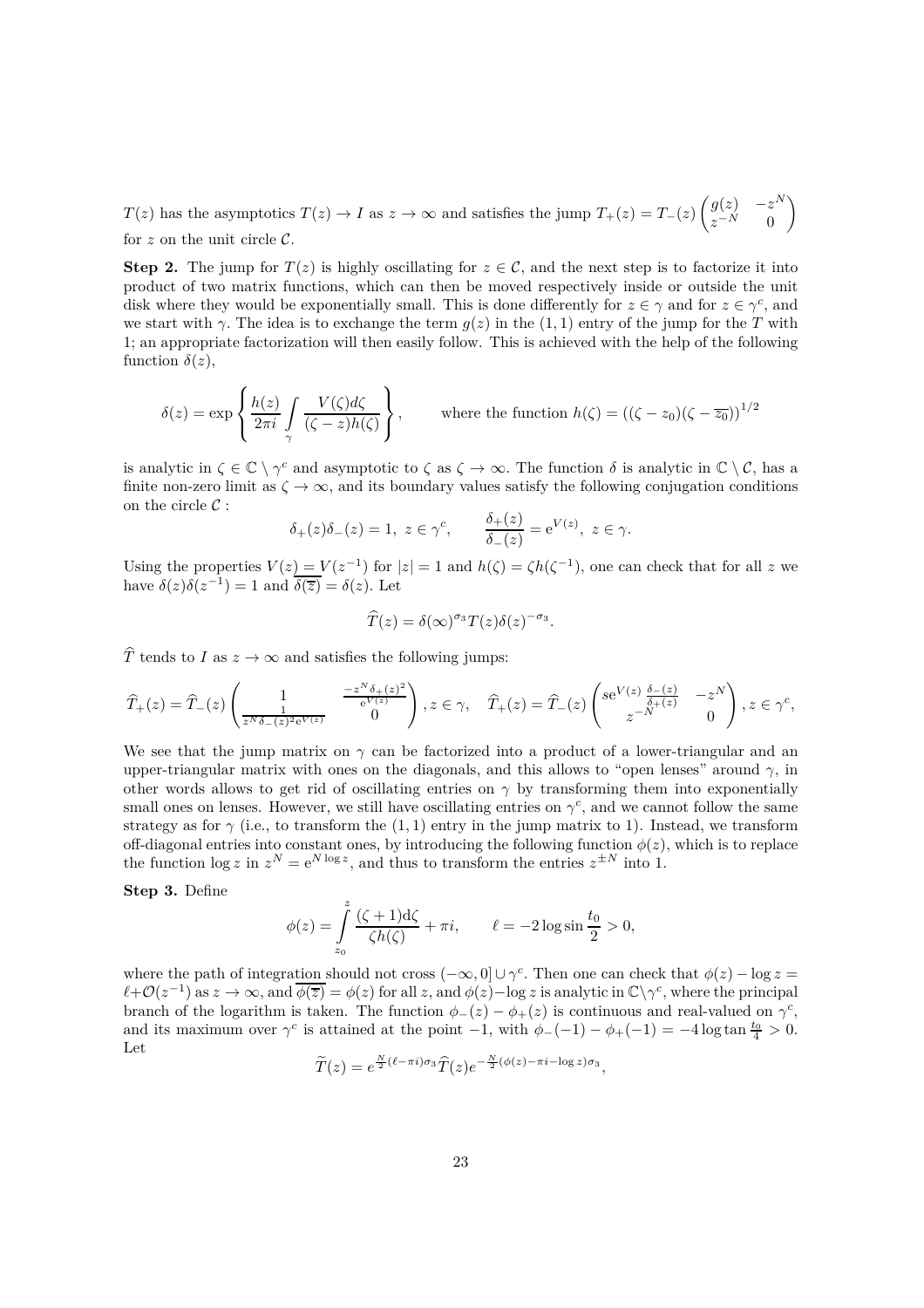$T(z)$ has the asymptotics $T(z) \to I$ as $z \to \infty$ and satisfies the jump $T_+(z) = T_-(z) \begin{pmatrix} g(z) & -z^N \\ z^{-N} & 0 \end{pmatrix}$ for $z$ on the unit circle $\mathcal{C}$.

**Step 2.** The jump for $T(z)$ is highly oscillating for $z \in \mathcal{C}$, and the next step is to factorize it into product of two matrix functions, which can then be moved respectively inside or outside the unit disk where they would be exponentially small. This is done differently for $z \in \gamma$ and for $z \in \gamma^c$, and we start with $\gamma$. The idea is to exchange the term $g(z)$ in the $(1,1)$ entry of the jump for the $T$ with 1; an appropriate factorization will then easily follow. This is achieved with the help of the following function $\delta(z)$,

$$\delta(z) = \exp\left\{ \frac{h(z)}{2\pi i} \int\limits_{\gamma} \frac{V(\zeta) d\zeta}{(\zeta - z) h(\zeta)} \right\}, \qquad \text{where the function } h(\zeta) = \left((\zeta - z_0)(\zeta - \overline{z_0})\right)^{1/2}$$

is analytic in $\zeta \in \mathbb{C} \setminus \gamma^c$ and asymptotic to $\zeta$ as $\zeta \to \infty$. The function $\delta$ is analytic in $\mathbb{C} \setminus \mathcal{C}$, has a finite non-zero limit as $\zeta \to \infty$, and its boundary values satisfy the following conjugation conditions on the circle $\mathcal{C}$ :

$$\delta_+(z)\delta_-(z) = 1, \ z \in \gamma^c, \qquad \frac{\delta_+(z)}{\delta_-(z)} = \mathrm{e}^{V(z)}, \ z \in \gamma.$$

Using the properties $V(z) = V(z^{-1})$ for $|z| = 1$ and $h(\zeta) = \zeta h(\zeta^{-1})$, one can check that for all $z$ we have $\delta(z)\delta(z^{-1}) = 1$ and $\overline{\delta(\overline{z})} = \delta(z)$. Let

$$\widehat{T}(z) = \delta(\infty)^{\sigma_3} T(z) \delta(z)^{-\sigma_3}.$$

$\widehat{T}$ tends to $I$ as $z \to \infty$ and satisfies the following jumps:

$$\widehat{T}_+(z) = \widehat{T}_-(z) \begin{pmatrix} 1 & \frac{-z^N \delta_+(z)^2}{\mathrm{e}^{V(z)}} \\ \frac{1}{z^N \delta_-(z)^2 \mathrm{e}^{V(z)}} & 0 \end{pmatrix}, z \in \gamma, \quad \widehat{T}_+(z) = \widehat{T}_-(z) \begin{pmatrix} s\mathrm{e}^{V(z)} \frac{\delta_-(z)}{\delta_+(z)} & -z^N \\ z^{-N} & 0 \end{pmatrix}, z \in \gamma^c,$$

We see that the jump matrix on $\gamma$ can be factorized into a product of a lower-triangular and an upper-triangular matrix with ones on the diagonals, and this allows to "open lenses" around $\gamma$, in other words allows to get rid of oscillating entries on $\gamma$ by transforming them into exponentially small ones on lenses. However, we still have oscillating entries on $\gamma^c$, and we cannot follow the same strategy as for $\gamma$ (i.e., to transform the $(1,1)$ entry in the jump matrix to 1). Instead, we transform off-diagonal entries into constant ones, by introducing the following function $\phi(z)$, which is to replace the function $\log z$ in $z^N = \mathrm{e}^{N \log z}$, and thus to transform the entries $z^{\pm N}$ into 1.

**Step 3.** Define

$$\phi(z) = \int\limits_{z_0}^{z} \frac{(\zeta + 1) \mathrm{d}\zeta}{\zeta h(\zeta)} + \pi i, \qquad \ell = -2 \log \sin \frac{t_0}{2} > 0,$$

where the path of integration should not cross $(-\infty, 0] \cup \gamma^c$. Then one can check that $\phi(z) - \log z = \ell + \mathcal{O}(z^{-1})$ as $z \to \infty$, and $\overline{\phi(\overline{z})} = \phi(z)$ for all $z$, and $\phi(z) - \log z$ is analytic in $\mathbb{C} \setminus \gamma^c$, where the principal branch of the logarithm is taken. The function $\phi_-(z) - \phi_+(z)$ is continuous and real-valued on $\gamma^c$, and its maximum over $\gamma^c$ is attained at the point $-1$, with $\phi_-(-1) - \phi_+(-1) = -4 \log \tan \frac{t_0}{4} > 0$. Let

$$\widetilde{T}(z) = e^{\frac{N}{2}(\ell - \pi i)\sigma_3} \widehat{T}(z) e^{-\frac{N}{2}(\phi(z) - \pi i - \log z)\sigma_3},$$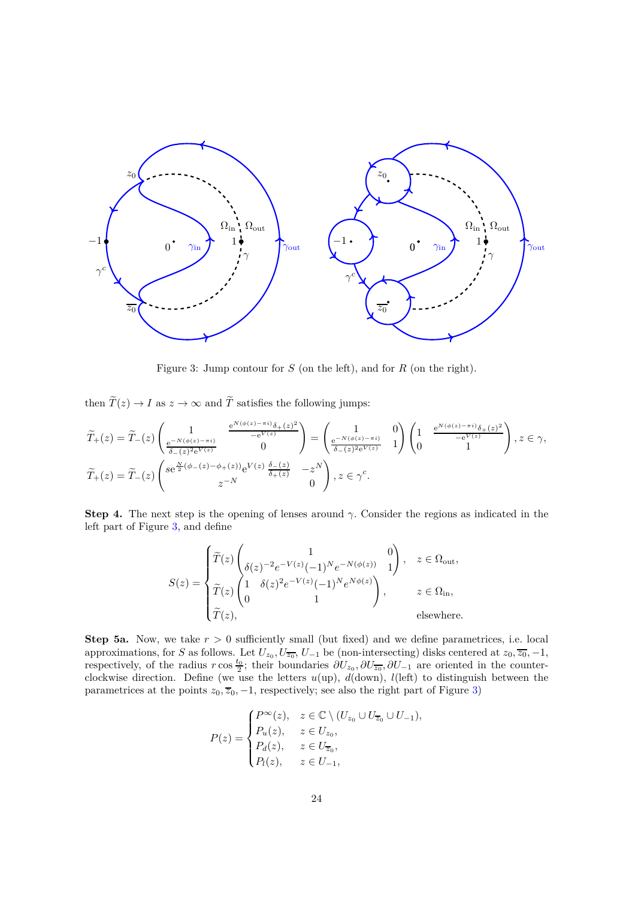Figure 3: Jump contour for $S$ (on the left), and for $R$ (on the right).

then $\widetilde{T}(z) \to I$ as $z \to \infty$ and $\widetilde{T}$ satisfies the following jumps:

$$\widetilde{T}_+(z) = \widetilde{T}_-(z) \begin{pmatrix} 1 & \frac{e^{N(\phi(z)-\pi i)}\delta_+(z)^2}{-e^{V(z)}} \\ \frac{e^{-N(\phi(z)-\pi i)}}{\delta_-(z)^2 e^{V(z)}} & 0 \end{pmatrix} = \begin{pmatrix} 1 & 0 \\ \frac{e^{-N(\phi(z)-\pi i)}}{\delta_-(z)^2 e^{V(z)}} & 1 \end{pmatrix} \begin{pmatrix} 1 & \frac{e^{N(\phi(z)-\pi i)}\delta_+(z)^2}{-e^{V(z)}} \\ 0 & 1 \end{pmatrix}, z \in \gamma,$$

$$\widetilde{T}_+(z) = \widetilde{T}_-(z) \begin{pmatrix} s e^{\frac{N}{2}(\phi_-(z)-\phi_+(z))} e^{V(z)} \frac{\delta_-(z)}{\delta_+(z)} & -z^N \\ z^{-N} & 0 \end{pmatrix}, z \in \gamma^c.$$

**Step 4.** The next step is the opening of lenses around $\gamma$. Consider the regions as indicated in the left part of Figure 3, and define

$$S(z) = \begin{cases} \widetilde{T}(z) \begin{pmatrix} 1 & 0 \\ \delta(z)^{-2} e^{-V(z)} (-1)^N e^{-N(\phi(z))} & 1 \end{pmatrix}, & z \in \Omega_{\text{out}}, \\ \widetilde{T}(z) \begin{pmatrix} 1 & \delta(z)^2 e^{-V(z)} (-1)^N e^{N\phi(z)} \\ 0 & 1 \end{pmatrix}, & z \in \Omega_{\text{in}}, \\ \widetilde{T}(z), & \text{elsewhere.} \end{cases}$$

**Step 5a.** Now, we take $r > 0$ sufficiently small (but fixed) and we define parametrices, i.e. local approximations, for $S$ as follows. Let $U_{z_0}, U_{\overline{z_0}}, U_{-1}$ be (non-intersecting) disks centered at $z_0, \overline{z_0}, -1$, respectively, of the radius $r \cos \frac{t_0}{2}$; their boundaries $\partial U_{z_0}, \partial U_{\overline{z_0}}, \partial U_{-1}$ are oriented in the counter-clockwise direction. Define (we use the letters $u$(up), $d$(down), $l$(left) to distinguish between the parametrices at the points $z_0, \overline{z}_0, -1$, respectively; see also the right part of Figure 3)

$$P(z) = \begin{cases} P^\infty(z), & z \in \mathbb{C} \setminus (U_{z_0} \cup U_{\overline{z}_0} \cup U_{-1}), \\ P_u(z), & z \in U_{z_0}, \\ P_d(z), & z \in U_{\overline{z}_0}, \\ P_l(z), & z \in U_{-1}, \end{cases}$$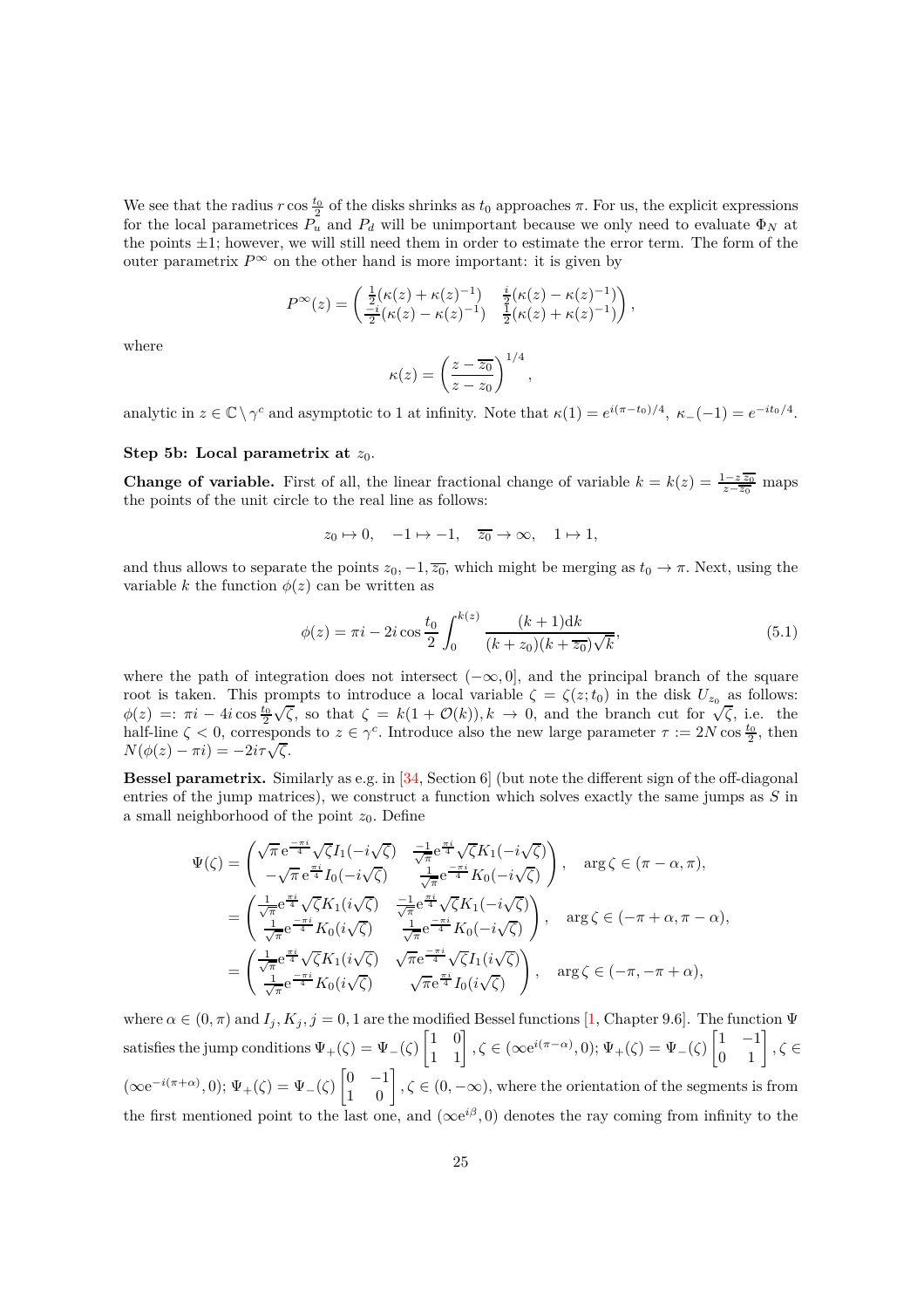We see that the radius $r\cos\frac{t_0}{2}$ of the disks shrinks as $t_0$ approaches $\pi$. For us, the explicit expressions for the local parametrices $P_u$ and $P_d$ will be unimportant because we only need to evaluate $\Phi_N$ at the points $\pm 1$; however, we will still need them in order to estimate the error term. The form of the outer parametrix $P^\infty$ on the other hand is more important: it is given by

$$P^\infty(z) = \begin{pmatrix} \frac{1}{2}(\kappa(z)+\kappa(z)^{-1}) & \frac{i}{2}(\kappa(z)-\kappa(z)^{-1}) \\ \frac{-i}{2}(\kappa(z)-\kappa(z)^{-1}) & \frac{1}{2}(\kappa(z)+\kappa(z)^{-1}) \end{pmatrix},$$

where

$$\kappa(z) = \left(\frac{z-\overline{z_0}}{z-z_0}\right)^{1/4},$$

analytic in $z\in\mathbb{C}\setminus\gamma^c$ and asymptotic to 1 at infinity. Note that $\kappa(1) = e^{i(\pi-t_0)/4}$, $\kappa_-(-1) = e^{-it_0/4}$.

**Step 5b: Local parametrix at $z_0$.**

**Change of variable.** First of all, the linear fractional change of variable $k = k(z) = \frac{1-z\,\overline{z_0}}{z-\overline{z_0}}$ maps the points of the unit circle to the real line as follows:

$$z_0 \mapsto 0, \quad -1\mapsto -1, \quad \overline{z_0}\to\infty, \quad 1\mapsto 1,$$

and thus allows to separate the points $z_0, -1, \overline{z_0}$, which might be merging as $t_0\to\pi$. Next, using the variable $k$ the function $\phi(z)$ can be written as

$$\phi(z) = \pi i - 2i\cos\frac{t_0}{2}\int_0^{k(z)} \frac{(k+1)\mathrm{d}k}{(k+z_0)(k+\overline{z_0})\sqrt{k}}, \tag{5.1}$$

where the path of integration does not intersect $(-\infty,0]$, and the principal branch of the square root is taken. This prompts to introduce a local variable $\zeta = \zeta(z;t_0)$ in the disk $U_{z_0}$ as follows: $\phi(z) =: \pi i - 4i\cos\frac{t_0}{2}\sqrt{\zeta}$, so that $\zeta = k(1+\mathcal{O}(k)), k\to 0$, and the branch cut for $\sqrt{\zeta}$, i.e. the half-line $\zeta<0$, corresponds to $z\in\gamma^c$. Introduce also the new large parameter $\tau := 2N\cos\frac{t_0}{2}$, then $N(\phi(z)-\pi i) = -2i\tau\sqrt{\zeta}$.

**Bessel parametrix.** Similarly as e.g. in [34, Section 6] (but note the different sign of the off-diagonal entries of the jump matrices), we construct a function which solves exactly the same jumps as $S$ in a small neighborhood of the point $z_0$. Define

$$\begin{aligned}
\Psi(\zeta) &= \begin{pmatrix} \sqrt{\pi}\,e^{\frac{-\pi i}{4}}\sqrt{\zeta}I_1(-i\sqrt{\zeta}) & \frac{-1}{\sqrt{\pi}}e^{\frac{\pi i}{4}}\sqrt{\zeta}K_1(-i\sqrt{\zeta}) \\ -\sqrt{\pi}\,e^{\frac{\pi i}{4}}I_0(-i\sqrt{\zeta}) & \frac{1}{\sqrt{\pi}}e^{\frac{-\pi i}{4}}K_0(-i\sqrt{\zeta}) \end{pmatrix}, \quad \arg\zeta\in(\pi-\alpha,\pi), \\
&= \begin{pmatrix} \frac{1}{\sqrt{\pi}}e^{\frac{\pi i}{4}}\sqrt{\zeta}K_1(i\sqrt{\zeta}) & \frac{-1}{\sqrt{\pi}}e^{\frac{\pi i}{4}}\sqrt{\zeta}K_1(-i\sqrt{\zeta}) \\ \frac{1}{\sqrt{\pi}}e^{\frac{-\pi i}{4}}K_0(i\sqrt{\zeta}) & \frac{1}{\sqrt{\pi}}e^{\frac{-\pi i}{4}}K_0(-i\sqrt{\zeta}) \end{pmatrix}, \quad \arg\zeta\in(-\pi+\alpha,\pi-\alpha), \\
&= \begin{pmatrix} \frac{1}{\sqrt{\pi}}e^{\frac{\pi i}{4}}\sqrt{\zeta}K_1(i\sqrt{\zeta}) & \sqrt{\pi}e^{\frac{-\pi i}{4}}\sqrt{\zeta}I_1(i\sqrt{\zeta}) \\ \frac{1}{\sqrt{\pi}}e^{\frac{-\pi i}{4}}K_0(i\sqrt{\zeta}) & \sqrt{\pi}e^{\frac{\pi i}{4}}I_0(i\sqrt{\zeta}) \end{pmatrix}, \quad \arg\zeta\in(-\pi,-\pi+\alpha),
\end{aligned}$$

where $\alpha\in(0,\pi)$ and $I_j, K_j, j=0,1$ are the modified Bessel functions [1, Chapter 9.6]. The function $\Psi$ satisfies the jump conditions $\Psi_+(\zeta) = \Psi_-(\zeta)\begin{bmatrix}1 & 0\\ 1 & 1\end{bmatrix}, \zeta\in(\infty e^{i(\pi-\alpha)},0)$; $\Psi_+(\zeta) = \Psi_-(\zeta)\begin{bmatrix}1 & -1\\ 0 & 1\end{bmatrix}, \zeta\in(\infty e^{-i(\pi+\alpha)},0)$; $\Psi_+(\zeta) = \Psi_-(\zeta)\begin{bmatrix}0 & -1\\ 1 & 0\end{bmatrix}, \zeta\in(0,-\infty)$, where the orientation of the segments is from the first mentioned point to the last one, and $(\infty e^{i\beta},0)$ denotes the ray coming from infinity to the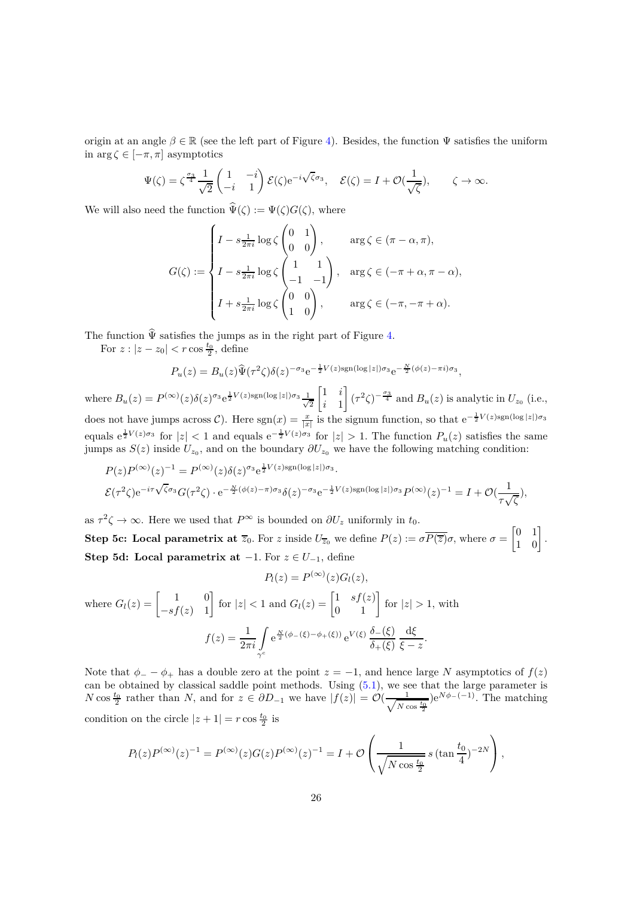origin at an angle $\beta \in \mathbb{R}$ (see the left part of Figure 4). Besides, the function $\Psi$ satisfies the uniform in $\arg\zeta \in [-\pi, \pi]$ asymptotics

$$\Psi(\zeta) = \zeta^{\frac{\sigma_3}{4}} \frac{1}{\sqrt{2}} \begin{pmatrix} 1 & -i \\ -i & 1 \end{pmatrix} \mathcal{E}(\zeta) \mathrm{e}^{-i\sqrt{\zeta}\sigma_3}, \quad \mathcal{E}(\zeta) = I + \mathcal{O}(\frac{1}{\sqrt{\zeta}}), \qquad \zeta \to \infty.$$

We will also need the function $\widehat{\Psi}(\zeta) := \Psi(\zeta) G(\zeta)$, where

$$G(\zeta) := \begin{cases} I - s\frac{1}{2\pi i}\log\zeta \begin{pmatrix} 0 & 1 \\ 0 & 0 \end{pmatrix}, & \arg\zeta \in (\pi - \alpha, \pi), \\ I - s\frac{1}{2\pi i}\log\zeta \begin{pmatrix} 1 & 1 \\ -1 & -1 \end{pmatrix}, & \arg\zeta \in (-\pi + \alpha, \pi - \alpha), \\ I + s\frac{1}{2\pi i}\log\zeta \begin{pmatrix} 0 & 0 \\ 1 & 0 \end{pmatrix}, & \arg\zeta \in (-\pi, -\pi + \alpha). \end{cases}$$

The function $\widehat{\Psi}$ satisfies the jumps as in the right part of Figure 4.

For $z : |z - z_0| < r\cos\frac{t_0}{2}$, define

$$P_u(z) = B_u(z)\widehat{\Psi}(\tau^2\zeta)\delta(z)^{-\sigma_3}\mathrm{e}^{-\frac{1}{2}V(z)\mathrm{sgn}(\log|z|)\sigma_3}\mathrm{e}^{-\frac{N}{2}(\phi(z)-\pi i)\sigma_3},$$

where $B_u(z) = P^{(\infty)}(z)\delta(z)^{\sigma_3}\mathrm{e}^{\frac{1}{2}V(z)\mathrm{sgn}(\log|z|)\sigma_3}\frac{1}{\sqrt{2}}\begin{bmatrix} 1 & i \\ i & 1 \end{bmatrix}(\tau^2\zeta)^{-\frac{\sigma_3}{4}}$ and $B_u(z)$ is analytic in $U_{z_0}$ (i.e., does not have jumps across $\mathcal{C}$). Here $\mathrm{sgn}(x) = \frac{x}{|x|}$ is the signum function, so that $\mathrm{e}^{-\frac{1}{2}V(z)\mathrm{sgn}(\log|z|)\sigma_3}$ equals $\mathrm{e}^{\frac{1}{2}V(z)\sigma_3}$ for $|z| < 1$ and equals $\mathrm{e}^{-\frac{1}{2}V(z)\sigma_3}$ for $|z| > 1$. The function $P_u(z)$ satisfies the same jumps as $S(z)$ inside $U_{z_0}$, and on the boundary $\partial U_{z_0}$ we have the following matching condition:

$$\begin{aligned} &P(z)P^{(\infty)}(z)^{-1} = P^{(\infty)}(z)\delta(z)^{\sigma_3}\mathrm{e}^{\frac{1}{2}V(z)\mathrm{sgn}(\log|z|)\sigma_3}\cdot \\ &\mathcal{E}(\tau^2\zeta)\mathrm{e}^{-i\tau\sqrt{\zeta}\sigma_3}G(\tau^2\zeta)\cdot\mathrm{e}^{-\frac{N}{2}(\phi(z)-\pi)\sigma_3}\delta(z)^{-\sigma_3}\mathrm{e}^{-\frac{1}{2}V(z)\mathrm{sgn}(\log|z|)\sigma_3}P^{(\infty)}(z)^{-1} = I + \mathcal{O}(\frac{1}{\tau\sqrt{\zeta}}), \end{aligned}$$

as $\tau^2\zeta \to \infty$. Here we used that $P^{\infty}$ is bounded on $\partial U_z$ uniformly in $t_0$.

**Step 5c: Local parametrix at** $\overline{z}_0$. For $z$ inside $U_{\overline{z}_0}$ we define $P(z) := \sigma\overline{P(\overline{z})}\sigma$, where $\sigma = \begin{bmatrix} 0 & 1 \\ 1 & 0 \end{bmatrix}$.

**Step 5d: Local parametrix at** $-1$. For $z \in U_{-1}$, define

$$P_l(z) = P^{(\infty)}(z)G_l(z),$$

where $G_l(z) = \begin{bmatrix} 1 & 0 \\ -sf(z) & 1 \end{bmatrix}$ for $|z| < 1$ and $G_l(z) = \begin{bmatrix} 1 & sf(z) \\ 0 & 1 \end{bmatrix}$ for $|z| > 1$, with

$$f(z) = \frac{1}{2\pi i}\int\limits_{\gamma^c} \mathrm{e}^{\frac{N}{2}(\phi_-(\xi)-\phi_+(\xi))}\,\mathrm{e}^{V(\xi)}\,\frac{\delta_-(\xi)}{\delta_+(\xi)}\,\frac{\mathrm{d}\xi}{\xi - z}.$$

Note that $\phi_- - \phi_+$ has a double zero at the point $z = -1$, and hence large $N$ asymptotics of $f(z)$ can be obtained by classical saddle point methods. Using (5.1), we see that the large parameter is $N\cos\frac{t_0}{2}$ rather than $N$, and for $z \in \partial D_{-1}$ we have $|f(z)| = \mathcal{O}(\frac{1}{\sqrt{N\cos\frac{t_0}{2}}})\mathrm{e}^{N\phi_-(-1)}$. The matching condition on the circle $|z+1| = r\cos\frac{t_0}{2}$ is

$$P_l(z)P^{(\infty)}(z)^{-1} = P^{(\infty)}(z)G(z)P^{(\infty)}(z)^{-1} = I + \mathcal{O}\left(\frac{1}{\sqrt{N\cos\frac{t_0}{2}}}\,s\,(\tan\frac{t_0}{4})^{-2N}\right),$$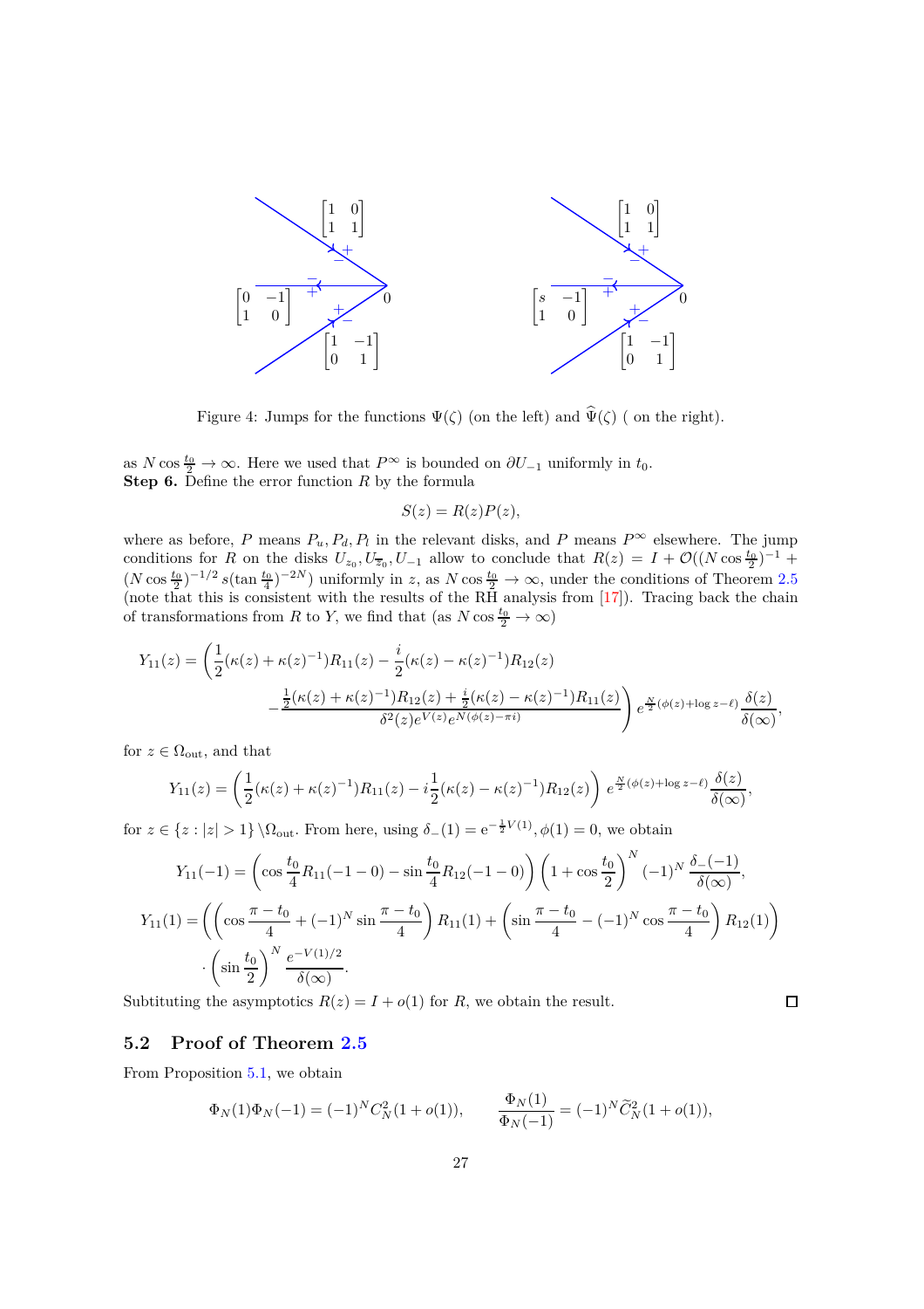Figure 4: Jumps for the functions $\Psi(\zeta)$ (on the left) and $\widehat{\Psi}(\zeta)$ ( on the right).

as $N\cos\frac{t_0}{2}\to\infty$. Here we used that $P^\infty$ is bounded on $\partial U_{-1}$ uniformly in $t_0$.
**Step 6.** Define the error function $R$ by the formula

$$S(z) = R(z)P(z),$$

where as before, $P$ means $P_u, P_d, P_l$ in the relevant disks, and $P$ means $P^\infty$ elsewhere. The jump conditions for $R$ on the disks $U_{z_0}, U_{\overline{z}_0}, U_{-1}$ allow to conclude that $R(z) = I + \mathcal{O}((N\cos\frac{t_0}{2})^{-1} + (N\cos\frac{t_0}{2})^{-1/2}\, s(\tan\frac{t_0}{4})^{-2N})$ uniformly in $z$, as $N\cos\frac{t_0}{2}\to\infty$, under the conditions of Theorem 2.5 (note that this is consistent with the results of the RH analysis from [17]). Tracing back the chain of transformations from $R$ to $Y$, we find that (as $N\cos\frac{t_0}{2}\to\infty$)

$$Y_{11}(z) = \left(\frac{1}{2}(\kappa(z)+\kappa(z)^{-1})R_{11}(z) - \frac{i}{2}(\kappa(z)-\kappa(z)^{-1})R_{12}(z) - \frac{\frac{1}{2}(\kappa(z)+\kappa(z)^{-1})R_{12}(z) + \frac{i}{2}(\kappa(z)-\kappa(z)^{-1})R_{11}(z)}{\delta^2(z)e^{V(z)}e^{N(\phi(z)-\pi i)}}\right) e^{\frac{N}{2}(\phi(z)+\log z-\ell)}\frac{\delta(z)}{\delta(\infty)},$$

for $z\in\Omega_{\mathrm{out}}$, and that

$$Y_{11}(z) = \left(\frac{1}{2}(\kappa(z)+\kappa(z)^{-1})R_{11}(z) - i\frac{1}{2}(\kappa(z)-\kappa(z)^{-1})R_{12}(z)\right) e^{\frac{N}{2}(\phi(z)+\log z-\ell)}\frac{\delta(z)}{\delta(\infty)},$$

for $z\in\{z:|z|>1\}\setminus\Omega_{\mathrm{out}}$. From here, using $\delta_-(1)=\mathrm{e}^{-\frac{1}{2}V(1)}, \phi(1)=0$, we obtain

$$Y_{11}(-1) = \left(\cos\frac{t_0}{4}R_{11}(-1-0) - \sin\frac{t_0}{4}R_{12}(-1-0)\right)\left(1+\cos\frac{t_0}{2}\right)^N(-1)^N\frac{\delta_-(-1)}{\delta(\infty)},$$

$$Y_{11}(1) = \left(\left(\cos\frac{\pi-t_0}{4} + (-1)^N\sin\frac{\pi-t_0}{4}\right)R_{11}(1) + \left(\sin\frac{\pi-t_0}{4} - (-1)^N\cos\frac{\pi-t_0}{4}\right)R_{12}(1)\right) \cdot\left(\sin\frac{t_0}{2}\right)^N\frac{e^{-V(1)/2}}{\delta(\infty)}.$$

Subtituting the asymptotics $R(z)=I+o(1)$ for $R$, we obtain the result. $\square$

## 5.2 Proof of Theorem 2.5

From Proposition 5.1, we obtain

$$\Phi_N(1)\Phi_N(-1) = (-1)^N C_N^2(1+o(1)), \qquad \frac{\Phi_N(1)}{\Phi_N(-1)} = (-1)^N\widetilde{C}_N^2(1+o(1)),$$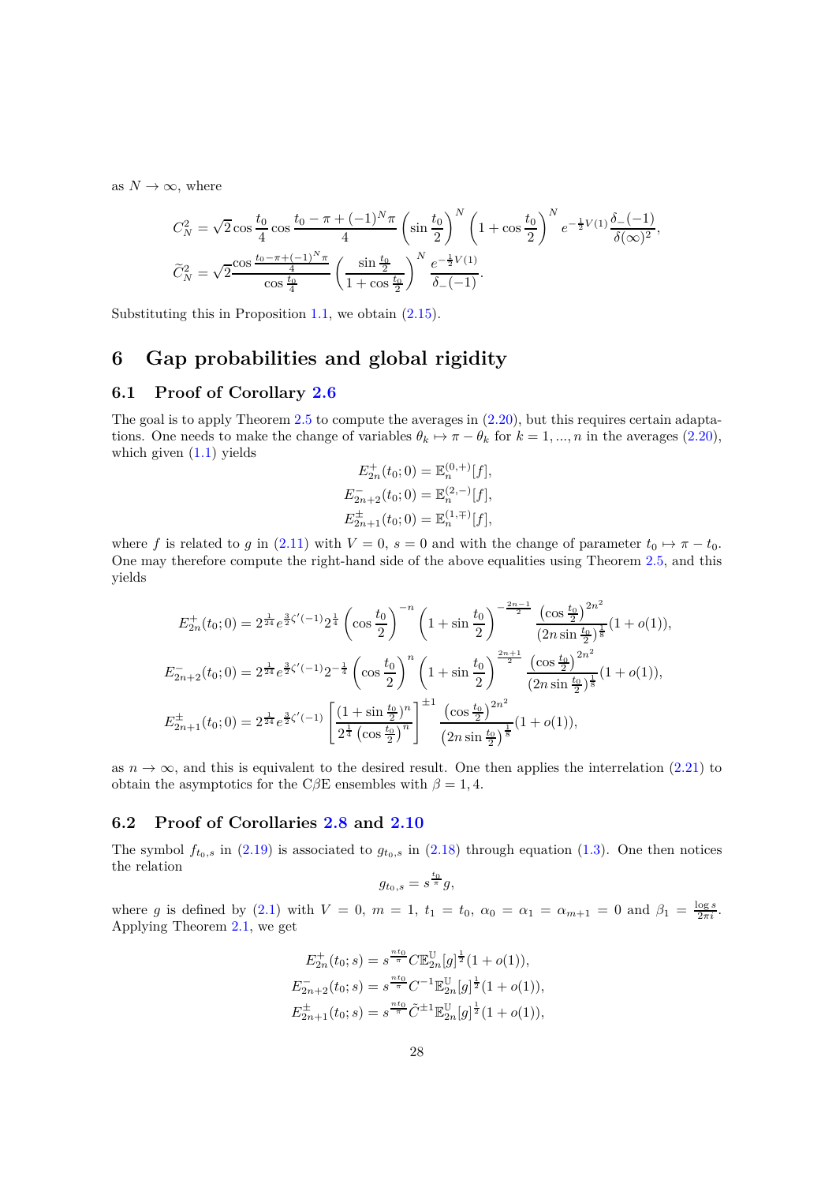as $N \to \infty$, where

$$C_N^2 = \sqrt{2}\cos\frac{t_0}{4}\cos\frac{t_0 - \pi + (-1)^N\pi}{4}\left(\sin\frac{t_0}{2}\right)^N\left(1+\cos\frac{t_0}{2}\right)^N e^{-\frac{1}{2}V(1)}\frac{\delta_-(-1)}{\delta(\infty)^2},$$

$$\widetilde{C}_N^2 = \sqrt{2}\frac{\cos\frac{t_0-\pi+(-1)^N\pi}{4}}{\cos\frac{t_0}{4}}\left(\frac{\sin\frac{t_0}{2}}{1+\cos\frac{t_0}{2}}\right)^N\frac{e^{-\frac{1}{2}V(1)}}{\delta_-(-1)}.$$

Substituting this in Proposition 1.1, we obtain (2.15).

# 6 Gap probabilities and global rigidity

## 6.1 Proof of Corollary 2.6

The goal is to apply Theorem 2.5 to compute the averages in (2.20), but this requires certain adaptations. One needs to make the change of variables $\theta_k \mapsto \pi - \theta_k$ for $k = 1, ..., n$ in the averages (2.20), which given (1.1) yields

$$E_{2n}^+(t_0;0) = \mathbb{E}_n^{(0,+)}[f],$$
$$E_{2n+2}^-(t_0;0) = \mathbb{E}_n^{(2,-)}[f],$$
$$E_{2n+1}^\pm(t_0;0) = \mathbb{E}_n^{(1,\mp)}[f],$$

where $f$ is related to $g$ in (2.11) with $V = 0$, $s = 0$ and with the change of parameter $t_0 \mapsto \pi - t_0$. One may therefore compute the right-hand side of the above equalities using Theorem 2.5, and this yields

$$E_{2n}^+(t_0;0) = 2^{\frac{1}{24}}e^{\frac{3}{2}\zeta'(-1)}2^{\frac{1}{4}}\left(\cos\frac{t_0}{2}\right)^{-n}\left(1+\sin\frac{t_0}{2}\right)^{-\frac{2n-1}{2}}\frac{\left(\cos\frac{t_0}{2}\right)^{2n^2}}{(2n\sin\frac{t_0}{2})^{\frac{1}{8}}}(1+o(1)),$$

$$E_{2n+2}^-(t_0;0) = 2^{\frac{1}{24}}e^{\frac{3}{2}\zeta'(-1)}2^{-\frac{1}{4}}\left(\cos\frac{t_0}{2}\right)^{n}\left(1+\sin\frac{t_0}{2}\right)^{\frac{2n+1}{2}}\frac{\left(\cos\frac{t_0}{2}\right)^{2n^2}}{(2n\sin\frac{t_0}{2})^{\frac{1}{8}}}(1+o(1)),$$

$$E_{2n+1}^\pm(t_0;0) = 2^{\frac{1}{24}}e^{\frac{3}{2}\zeta'(-1)}\left[\frac{(1+\sin\frac{t_0}{2})^n}{2^{\frac{1}{4}}\left(\cos\frac{t_0}{2}\right)^n}\right]^{\pm 1}\frac{\left(\cos\frac{t_0}{2}\right)^{2n^2}}{\left(2n\sin\frac{t_0}{2}\right)^{\frac{1}{8}}}(1+o(1)),$$

as $n \to \infty$, and this is equivalent to the desired result. One then applies the interrelation (2.21) to obtain the asymptotics for the C$\beta$E ensembles with $\beta = 1, 4$.

## 6.2 Proof of Corollaries 2.8 and 2.10

The symbol $f_{t_0,s}$ in (2.19) is associated to $g_{t_0,s}$ in (2.18) through equation (1.3). One then notices the relation

$$g_{t_0,s} = s^{\frac{t_0}{\pi}}g,$$

where $g$ is defined by (2.1) with $V = 0$, $m = 1$, $t_1 = t_0$, $\alpha_0 = \alpha_1 = \alpha_{m+1} = 0$ and $\beta_1 = \frac{\log s}{2\pi i}$. Applying Theorem 2.1, we get

$$E_{2n}^+(t_0;s) = s^{\frac{nt_0}{\pi}}C\mathbb{E}_{2n}^{\mathbb{U}}[g]^{\frac{1}{2}}(1+o(1)),$$
$$E_{2n+2}^-(t_0;s) = s^{\frac{nt_0}{\pi}}C^{-1}\mathbb{E}_{2n}^{\mathbb{U}}[g]^{\frac{1}{2}}(1+o(1)),$$
$$E_{2n+1}^\pm(t_0;s) = s^{\frac{nt_0}{\pi}}\tilde{C}^{\pm 1}\mathbb{E}_{2n}^{\mathbb{U}}[g]^{\frac{1}{2}}(1+o(1)),$$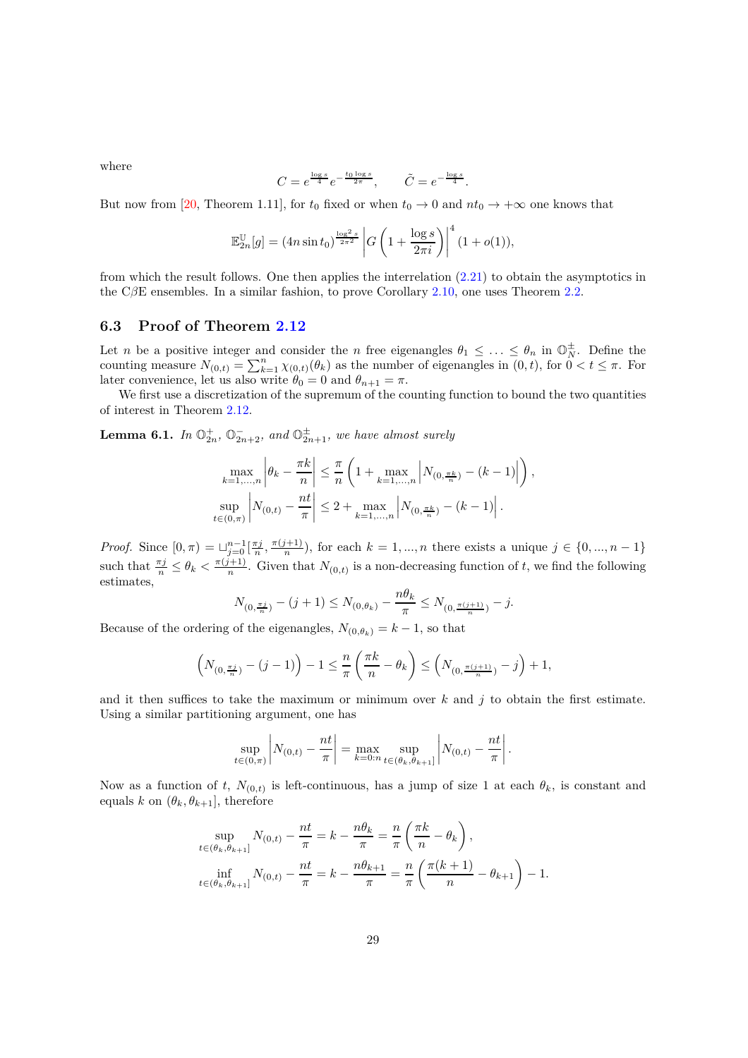where

$$C = e^{\frac{\log s}{4}} e^{-\frac{t_0 \log s}{2\pi}}, \qquad \tilde{C} = e^{-\frac{\log s}{4}}.$$

But now from [20, Theorem 1.11], for $t_0$ fixed or when $t_0 \to 0$ and $nt_0 \to +\infty$ one knows that

$$\mathbb{E}_{2n}^{\mathbb{U}}[g] = (4n \sin t_0)^{\frac{\log^2 s}{2\pi^2}} \left| G\left(1 + \frac{\log s}{2\pi i}\right)\right|^4 (1 + o(1)),$$

from which the result follows. One then applies the interrelation (2.21) to obtain the asymptotics in the C$\beta$E ensembles. In a similar fashion, to prove Corollary 2.10, one uses Theorem 2.2.

### 6.3 Proof of Theorem 2.12

Let $n$ be a positive integer and consider the $n$ free eigenangles $\theta_1 \leq \ldots \leq \theta_n$ in $\mathbb{O}_N^{\pm}$. Define the counting measure $N_{(0,t)} = \sum_{k=1}^{n} \chi_{(0,t)}(\theta_k)$ as the number of eigenangles in $(0,t)$, for $0 < t \leq \pi$. For later convenience, let us also write $\theta_0 = 0$ and $\theta_{n+1} = \pi$.

We first use a discretization of the supremum of the counting function to bound the two quantities of interest in Theorem 2.12.

**Lemma 6.1.** *In $\mathbb{O}_{2n}^{+}$, $\mathbb{O}_{2n+2}^{-}$, and $\mathbb{O}_{2n+1}^{\pm}$, we have almost surely*

$$\max_{k=1,\ldots,n} \left| \theta_k - \frac{\pi k}{n} \right| \leq \frac{\pi}{n}\left(1 + \max_{k=1,\ldots,n} \left| N_{(0,\frac{\pi k}{n})} - (k-1) \right| \right),$$

$$\sup_{t \in (0,\pi)} \left| N_{(0,t)} - \frac{nt}{\pi} \right| \leq 2 + \max_{k=1,\ldots,n} \left| N_{(0,\frac{\pi k}{n})} - (k-1) \right|.$$

*Proof.* Since $[0,\pi) = \sqcup_{j=0}^{n-1} [\frac{\pi j}{n}, \frac{\pi(j+1)}{n})$, for each $k = 1, \ldots, n$ there exists a unique $j \in \{0, \ldots, n-1\}$ such that $\frac{\pi j}{n} \leq \theta_k < \frac{\pi(j+1)}{n}$. Given that $N_{(0,t)}$ is a non-decreasing function of $t$, we find the following estimates,

$$N_{(0,\frac{\pi j}{n})} - (j+1) \leq N_{(0,\theta_k)} - \frac{n\theta_k}{\pi} \leq N_{(0,\frac{\pi(j+1)}{n})} - j.$$

Because of the ordering of the eigenangles, $N_{(0,\theta_k)} = k - 1$, so that

$$\left(N_{(0,\frac{\pi j}{n})} - (j-1)\right) - 1 \leq \frac{n}{\pi}\left(\frac{\pi k}{n} - \theta_k\right) \leq \left(N_{(0,\frac{\pi(j+1)}{n})} - j\right) + 1,$$

and it then suffices to take the maximum or minimum over $k$ and $j$ to obtain the first estimate. Using a similar partitioning argument, one has

$$\sup_{t \in (0,\pi)} \left| N_{(0,t)} - \frac{nt}{\pi} \right| = \max_{k=0:n} \sup_{t \in (\theta_k, \theta_{k+1}]} \left| N_{(0,t)} - \frac{nt}{\pi} \right|.$$

Now as a function of $t$, $N_{(0,t)}$ is left-continuous, has a jump of size 1 at each $\theta_k$, is constant and equals $k$ on $(\theta_k, \theta_{k+1}]$, therefore

$$\sup_{t \in (\theta_k, \theta_{k+1}]} N_{(0,t)} - \frac{nt}{\pi} = k - \frac{n\theta_k}{\pi} = \frac{n}{\pi}\left(\frac{\pi k}{n} - \theta_k\right),$$

$$\inf_{t \in (\theta_k, \theta_{k+1}]} N_{(0,t)} - \frac{nt}{\pi} = k - \frac{n\theta_{k+1}}{\pi} = \frac{n}{\pi}\left(\frac{\pi(k+1)}{n} - \theta_{k+1}\right) - 1.$$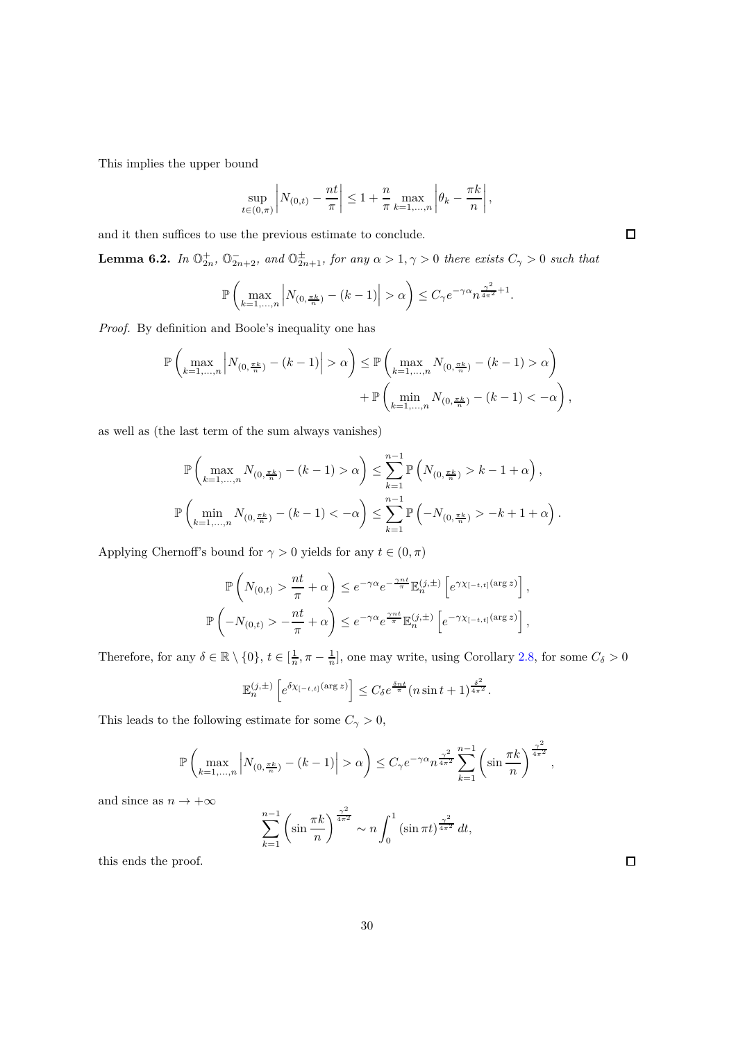This implies the upper bound

$$\sup_{t\in(0,\pi)} \left| N_{(0,t)} - \frac{nt}{\pi} \right| \le 1 + \frac{n}{\pi} \max_{k=1,\dots,n} \left| \theta_k - \frac{\pi k}{n} \right|,$$

and it then suffices to use the previous estimate to conclude. ☐

**Lemma 6.2.** *In $\mathbb{O}_{2n}^+$, $\mathbb{O}_{2n+2}^-$, and $\mathbb{O}_{2n+1}^\pm$, for any $\alpha > 1, \gamma > 0$ there exists $C_\gamma > 0$ such that*

$$\mathbb{P}\left( \max_{k=1,\dots,n} \left| N_{(0,\frac{\pi k}{n})} - (k-1) \right| > \alpha \right) \le C_\gamma e^{-\gamma\alpha} n^{\frac{\gamma^2}{4\pi^2}+1}.$$

*Proof.* By definition and Boole's inequality one has

$$\mathbb{P}\left( \max_{k=1,\dots,n} \left| N_{(0,\frac{\pi k}{n})} - (k-1) \right| > \alpha \right) \le \mathbb{P}\left( \max_{k=1,\dots,n} N_{(0,\frac{\pi k}{n})} - (k-1) > \alpha \right) + \mathbb{P}\left( \min_{k=1,\dots,n} N_{(0,\frac{\pi k}{n})} - (k-1) < -\alpha \right),$$

as well as (the last term of the sum always vanishes)

$$\mathbb{P}\left( \max_{k=1,\dots,n} N_{(0,\frac{\pi k}{n})} - (k-1) > \alpha \right) \le \sum_{k=1}^{n-1} \mathbb{P}\left( N_{(0,\frac{\pi k}{n})} > k-1+\alpha \right),$$

$$\mathbb{P}\left( \min_{k=1,\dots,n} N_{(0,\frac{\pi k}{n})} - (k-1) < -\alpha \right) \le \sum_{k=1}^{n-1} \mathbb{P}\left( -N_{(0,\frac{\pi k}{n})} > -k+1+\alpha \right).$$

Applying Chernoff's bound for $\gamma > 0$ yields for any $t \in (0, \pi)$

$$\mathbb{P}\left( N_{(0,t)} > \frac{nt}{\pi} + \alpha \right) \le e^{-\gamma\alpha} e^{-\frac{\gamma n t}{\pi}} \mathbb{E}_n^{(j,\pm)}\left[ e^{\gamma \chi_{[-t,t]}(\arg z)} \right],$$

$$\mathbb{P}\left( -N_{(0,t)} > -\frac{nt}{\pi} + \alpha \right) \le e^{-\gamma\alpha} e^{\frac{\gamma n t}{\pi}} \mathbb{E}_n^{(j,\pm)}\left[ e^{-\gamma \chi_{[-t,t]}(\arg z)} \right],$$

Therefore, for any $\delta \in \mathbb{R} \setminus \{0\}$, $t \in [\frac{1}{n}, \pi - \frac{1}{n}]$, one may write, using Corollary 2.8, for some $C_\delta > 0$

$$\mathbb{E}_n^{(j,\pm)}\left[ e^{\delta \chi_{[-t,t]}(\arg z)} \right] \le C_\delta e^{\frac{\delta n t}{\pi}} (n \sin t + 1)^{\frac{\delta^2}{4\pi^2}}.$$

This leads to the following estimate for some $C_\gamma > 0$,

$$\mathbb{P}\left( \max_{k=1,\dots,n} \left| N_{(0,\frac{\pi k}{n})} - (k-1) \right| > \alpha \right) \le C_\gamma e^{-\gamma\alpha} n^{\frac{\gamma^2}{4\pi^2}} \sum_{k=1}^{n-1} \left( \sin \frac{\pi k}{n} \right)^{\frac{\gamma^2}{4\pi^2}},$$

and since as $n \to +\infty$

$$\sum_{k=1}^{n-1} \left( \sin \frac{\pi k}{n} \right)^{\frac{\gamma^2}{4\pi^2}} \sim n \int_0^1 (\sin \pi t)^{\frac{\gamma^2}{4\pi^2}} \, dt,$$

this ends the proof. ☐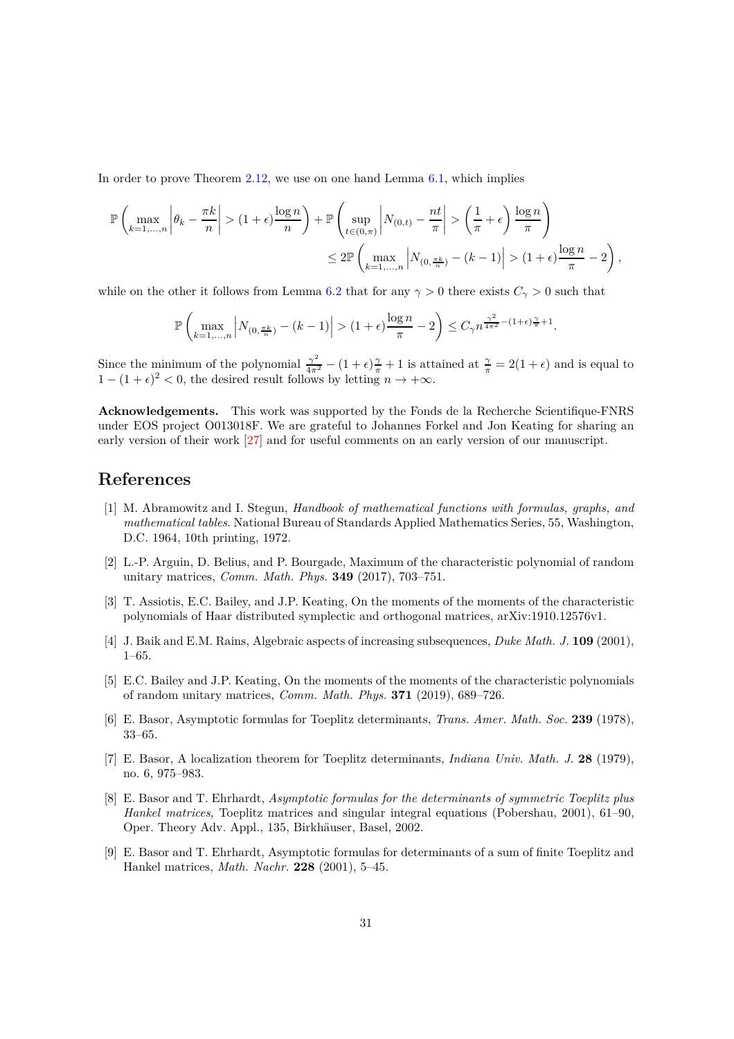In order to prove Theorem 2.12, we use on one hand Lemma 6.1, which implies

$$\mathbb{P}\left(\max_{k=1,\dots,n}\left|\theta_k - \frac{\pi k}{n}\right| > (1+\epsilon)\frac{\log n}{n}\right) + \mathbb{P}\left(\sup_{t\in(0,\pi)}\left|N_{(0,t)} - \frac{nt}{\pi}\right| > \left(\frac{1}{\pi}+\epsilon\right)\frac{\log n}{\pi}\right)$$
$$\leq 2\mathbb{P}\left(\max_{k=1,\dots,n}\left|N_{(0,\frac{\pi k}{n})} - (k-1)\right| > (1+\epsilon)\frac{\log n}{\pi} - 2\right),$$

while on the other it follows from Lemma 6.2 that for any $\gamma > 0$ there exists $C_\gamma > 0$ such that

$$\mathbb{P}\left(\max_{k=1,\dots,n}\left|N_{(0,\frac{\pi k}{n})} - (k-1)\right| > (1+\epsilon)\frac{\log n}{\pi} - 2\right) \leq C_\gamma n^{\frac{\gamma^2}{4\pi^2} - (1+\epsilon)\frac{\gamma}{\pi} + 1}.$$

Since the minimum of the polynomial $\frac{\gamma^2}{4\pi^2} - (1+\epsilon)\frac{\gamma}{\pi} + 1$ is attained at $\frac{\gamma}{\pi} = 2(1+\epsilon)$ and is equal to $1 - (1+\epsilon)^2 < 0$, the desired result follows by letting $n \to +\infty$.

**Acknowledgements.** This work was supported by the Fonds de la Recherche Scientifique-FNRS under EOS project O013018F. We are grateful to Johannes Forkel and Jon Keating for sharing an early version of their work [27] and for useful comments on an early version of our manuscript.

## References

[1] M. Abramowitz and I. Stegun, *Handbook of mathematical functions with formulas, graphs, and mathematical tables*. National Bureau of Standards Applied Mathematics Series, 55, Washington, D.C. 1964, 10th printing, 1972.

[2] L.-P. Arguin, D. Belius, and P. Bourgade, Maximum of the characteristic polynomial of random unitary matrices, *Comm. Math. Phys.* **349** (2017), 703–751.

[3] T. Assiotis, E.C. Bailey, and J.P. Keating, On the moments of the moments of the characteristic polynomials of Haar distributed symplectic and orthogonal matrices, arXiv:1910.12576v1.

[4] J. Baik and E.M. Rains, Algebraic aspects of increasing subsequences, *Duke Math. J.* **109** (2001), 1–65.

[5] E.C. Bailey and J.P. Keating, On the moments of the moments of the characteristic polynomials of random unitary matrices, *Comm. Math. Phys.* **371** (2019), 689–726.

[6] E. Basor, Asymptotic formulas for Toeplitz determinants, *Trans. Amer. Math. Soc.* **239** (1978), 33–65.

[7] E. Basor, A localization theorem for Toeplitz determinants, *Indiana Univ. Math. J.* **28** (1979), no. 6, 975–983.

[8] E. Basor and T. Ehrhardt, *Asymptotic formulas for the determinants of symmetric Toeplitz plus Hankel matrices*, Toeplitz matrices and singular integral equations (Pobershau, 2001), 61–90, Oper. Theory Adv. Appl., 135, Birkhäuser, Basel, 2002.

[9] E. Basor and T. Ehrhardt, Asymptotic formulas for determinants of a sum of finite Toeplitz and Hankel matrices, *Math. Nachr.* **228** (2001), 5–45.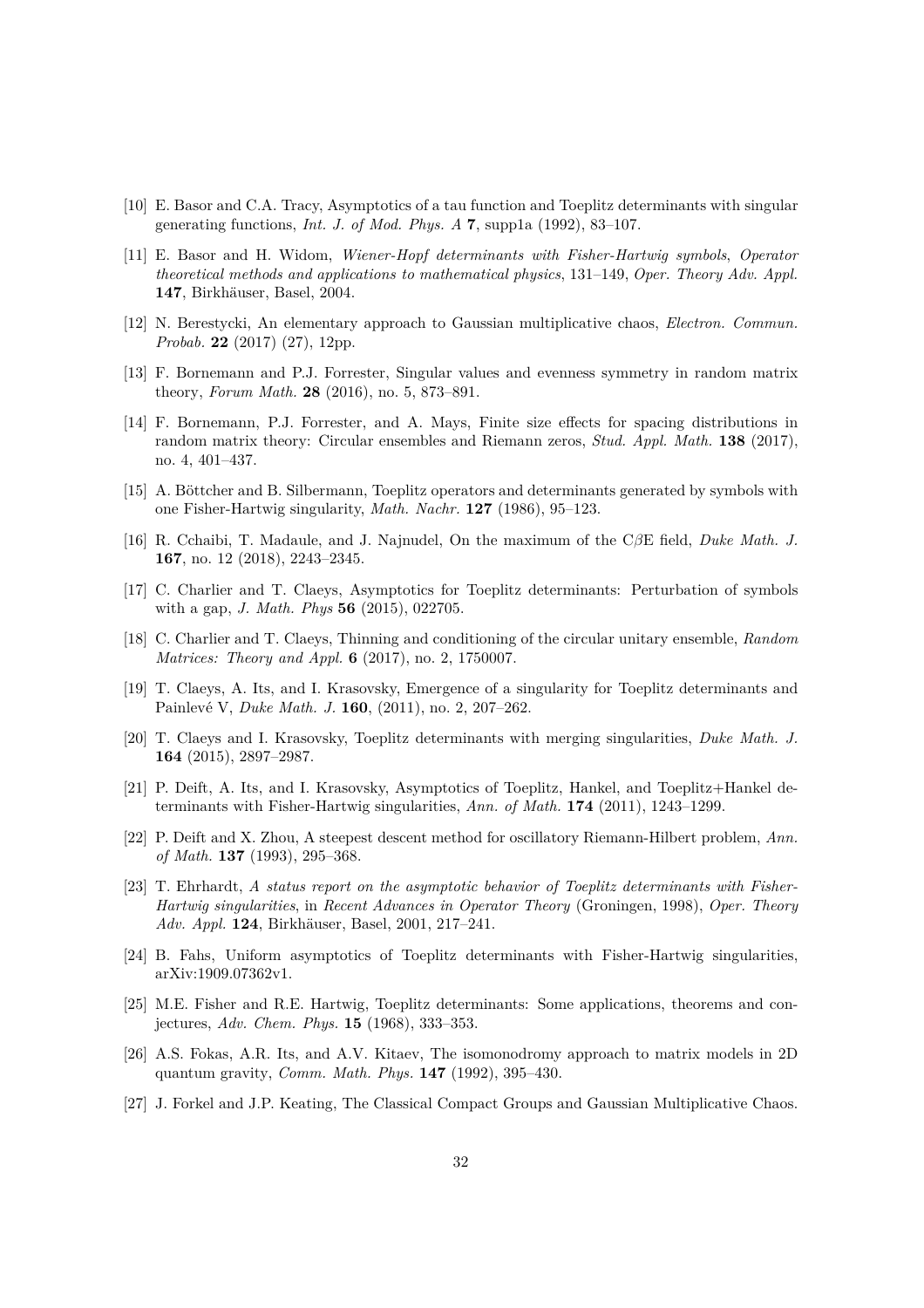[10] E. Basor and C.A. Tracy, Asymptotics of a tau function and Toeplitz determinants with singular generating functions, *Int. J. of Mod. Phys. A* **7**, supp1a (1992), 83–107.

[11] E. Basor and H. Widom, *Wiener-Hopf determinants with Fisher-Hartwig symbols*, *Operator theoretical methods and applications to mathematical physics*, 131–149, *Oper. Theory Adv. Appl.* **147**, Birkhäuser, Basel, 2004.

[12] N. Berestycki, An elementary approach to Gaussian multiplicative chaos, *Electron. Commun. Probab.* **22** (2017) (27), 12pp.

[13] F. Bornemann and P.J. Forrester, Singular values and evenness symmetry in random matrix theory, *Forum Math.* **28** (2016), no. 5, 873–891.

[14] F. Bornemann, P.J. Forrester, and A. Mays, Finite size effects for spacing distributions in random matrix theory: Circular ensembles and Riemann zeros, *Stud. Appl. Math.* **138** (2017), no. 4, 401–437.

[15] A. Böttcher and B. Silbermann, Toeplitz operators and determinants generated by symbols with one Fisher-Hartwig singularity, *Math. Nachr.* **127** (1986), 95–123.

[16] R. Cchaibi, T. Madaule, and J. Najnudel, On the maximum of the C$\beta$E field, *Duke Math. J.* **167**, no. 12 (2018), 2243–2345.

[17] C. Charlier and T. Claeys, Asymptotics for Toeplitz determinants: Perturbation of symbols with a gap, *J. Math. Phys* **56** (2015), 022705.

[18] C. Charlier and T. Claeys, Thinning and conditioning of the circular unitary ensemble, *Random Matrices: Theory and Appl.* **6** (2017), no. 2, 1750007.

[19] T. Claeys, A. Its, and I. Krasovsky, Emergence of a singularity for Toeplitz determinants and Painlevé V, *Duke Math. J.* **160**, (2011), no. 2, 207–262.

[20] T. Claeys and I. Krasovsky, Toeplitz determinants with merging singularities, *Duke Math. J.* **164** (2015), 2897–2987.

[21] P. Deift, A. Its, and I. Krasovsky, Asymptotics of Toeplitz, Hankel, and Toeplitz+Hankel determinants with Fisher-Hartwig singularities, *Ann. of Math.* **174** (2011), 1243–1299.

[22] P. Deift and X. Zhou, A steepest descent method for oscillatory Riemann-Hilbert problem, *Ann. of Math.* **137** (1993), 295–368.

[23] T. Ehrhardt, *A status report on the asymptotic behavior of Toeplitz determinants with Fisher-Hartwig singularities*, in *Recent Advances in Operator Theory* (Groningen, 1998), *Oper. Theory Adv. Appl.* **124**, Birkhäuser, Basel, 2001, 217–241.

[24] B. Fahs, Uniform asymptotics of Toeplitz determinants with Fisher-Hartwig singularities, arXiv:1909.07362v1.

[25] M.E. Fisher and R.E. Hartwig, Toeplitz determinants: Some applications, theorems and conjectures, *Adv. Chem. Phys.* **15** (1968), 333–353.

[26] A.S. Fokas, A.R. Its, and A.V. Kitaev, The isomonodromy approach to matrix models in 2D quantum gravity, *Comm. Math. Phys.* **147** (1992), 395–430.

[27] J. Forkel and J.P. Keating, The Classical Compact Groups and Gaussian Multiplicative Chaos.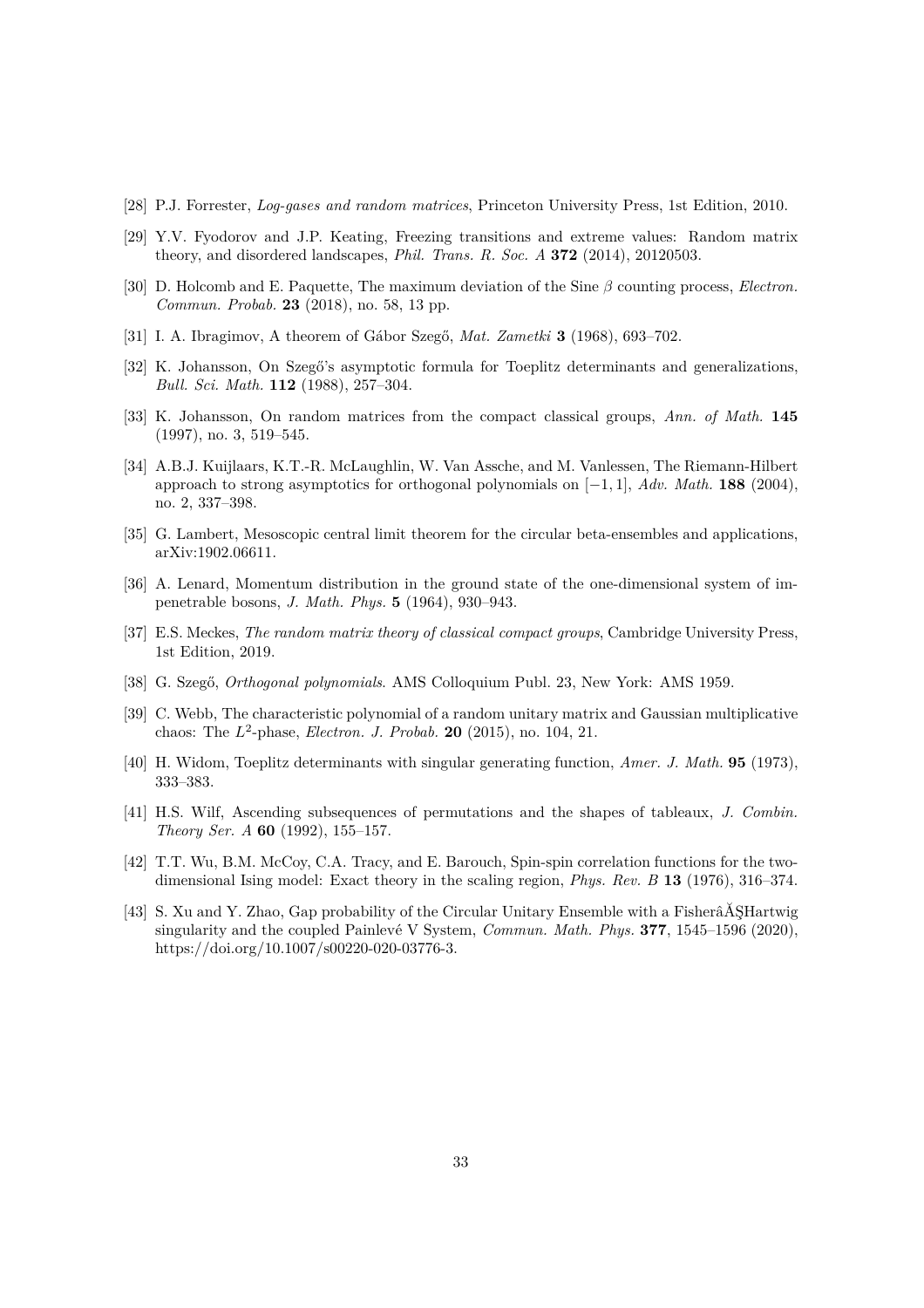[28] P.J. Forrester, *Log-gases and random matrices*, Princeton University Press, 1st Edition, 2010.

[29] Y.V. Fyodorov and J.P. Keating, Freezing transitions and extreme values: Random matrix theory, and disordered landscapes, *Phil. Trans. R. Soc. A* **372** (2014), 20120503.

[30] D. Holcomb and E. Paquette, The maximum deviation of the Sine $\beta$ counting process, *Electron. Commun. Probab.* **23** (2018), no. 58, 13 pp.

[31] I. A. Ibragimov, A theorem of Gábor Szegő, *Mat. Zametki* **3** (1968), 693–702.

[32] K. Johansson, On Szegő's asymptotic formula for Toeplitz determinants and generalizations, *Bull. Sci. Math.* **112** (1988), 257–304.

[33] K. Johansson, On random matrices from the compact classical groups, *Ann. of Math.* **145** (1997), no. 3, 519–545.

[34] A.B.J. Kuijlaars, K.T.-R. McLaughlin, W. Van Assche, and M. Vanlessen, The Riemann-Hilbert approach to strong asymptotics for orthogonal polynomials on $[-1, 1]$, *Adv. Math.* **188** (2004), no. 2, 337–398.

[35] G. Lambert, Mesoscopic central limit theorem for the circular beta-ensembles and applications, arXiv:1902.06611.

[36] A. Lenard, Momentum distribution in the ground state of the one-dimensional system of impenetrable bosons, *J. Math. Phys.* **5** (1964), 930–943.

[37] E.S. Meckes, *The random matrix theory of classical compact groups*, Cambridge University Press, 1st Edition, 2019.

[38] G. Szegő, *Orthogonal polynomials.* AMS Colloquium Publ. 23, New York: AMS 1959.

[39] C. Webb, The characteristic polynomial of a random unitary matrix and Gaussian multiplicative chaos: The $L^2$-phase, *Electron. J. Probab.* **20** (2015), no. 104, 21.

[40] H. Widom, Toeplitz determinants with singular generating function, *Amer. J. Math.* **95** (1973), 333–383.

[41] H.S. Wilf, Ascending subsequences of permutations and the shapes of tableaux, *J. Combin. Theory Ser. A* **60** (1992), 155–157.

[42] T.T. Wu, B.M. McCoy, C.A. Tracy, and E. Barouch, Spin-spin correlation functions for the two-dimensional Ising model: Exact theory in the scaling region, *Phys. Rev. B* **13** (1976), 316–374.

[43] S. Xu and Y. Zhao, Gap probability of the Circular Unitary Ensemble with a FisherâĂŞHartwig singularity and the coupled Painlevé V System, *Commun. Math. Phys.* **377**, 1545–1596 (2020), https://doi.org/10.1007/s00220-020-03776-3.